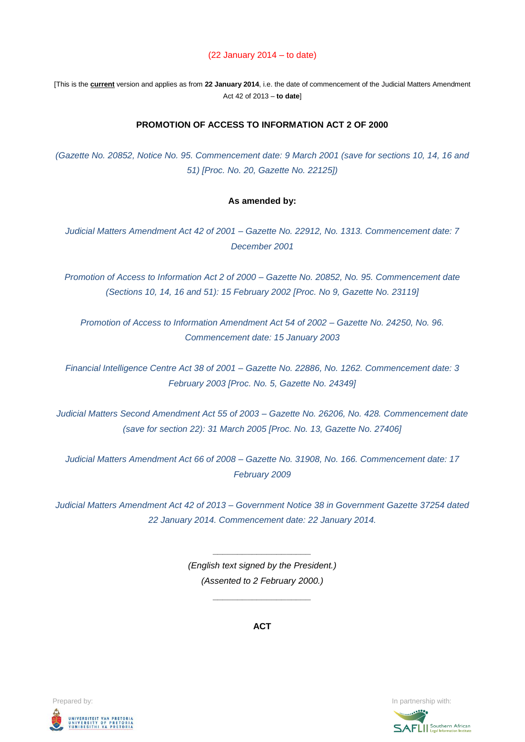(22 January 2014 – to date)

[This is the **current** version and applies as from **22 January 2014**, i.e. the date of commencement of the Judicial Matters Amendment Act 42 of 2013 – **to date**]

# PROMOTION OF ACCESS TO INFORMATION ACT 2 OF 2000

*(Gazette No. 20852, Notice No. 95. Commencement date: 9 March 2001 (save for sections 10, 14, 16 and 51) [Proc. No. 20, Gazette No. 22125])*

**As amended by:**

*Judicial Matters Amendment Act 42 of 2001 – Gazette No. 22912, No. 1313. Commencement date: 7 December 2001*

*Promotion of Access to Information Act 2 of 2000 – Gazette No. 20852, No. 95. Commencement date (Sections 10, 14, 16 and 51): 15 February 2002 [Proc. No 9, Gazette No. 23119]*

*Promotion of Access to Information Amendment Act 54 of 2002 – Gazette No. 24250, No. 96. Commencement date: 15 January 2003*

*Financial Intelligence Centre Act 38 of 2001 – Gazette No. 22886, No. 1262. Commencement date: 3 February 2003 [Proc. No. 5, Gazette No. 24349]*

*Judicial Matters Second Amendment Act 55 of 2003 – Gazette No. 26206, No. 428. Commencement date (save for section 22): 31 March 2005 [Proc. No. 13, Gazette No. 27406]*

*Judicial Matters Amendment Act 66 of 2008 – Gazette No. 31908, No. 166. Commencement date: 17 February 2009*

*Judicial Matters Amendment Act 42 of 2013 – Government Notice 38 in Government Gazette 37254 dated 22 January 2014. Commencement date: 22 January 2014.*

---

*(English text signed by the President.)*
*(Assented to 2 February 2000.)*

---

**ACT**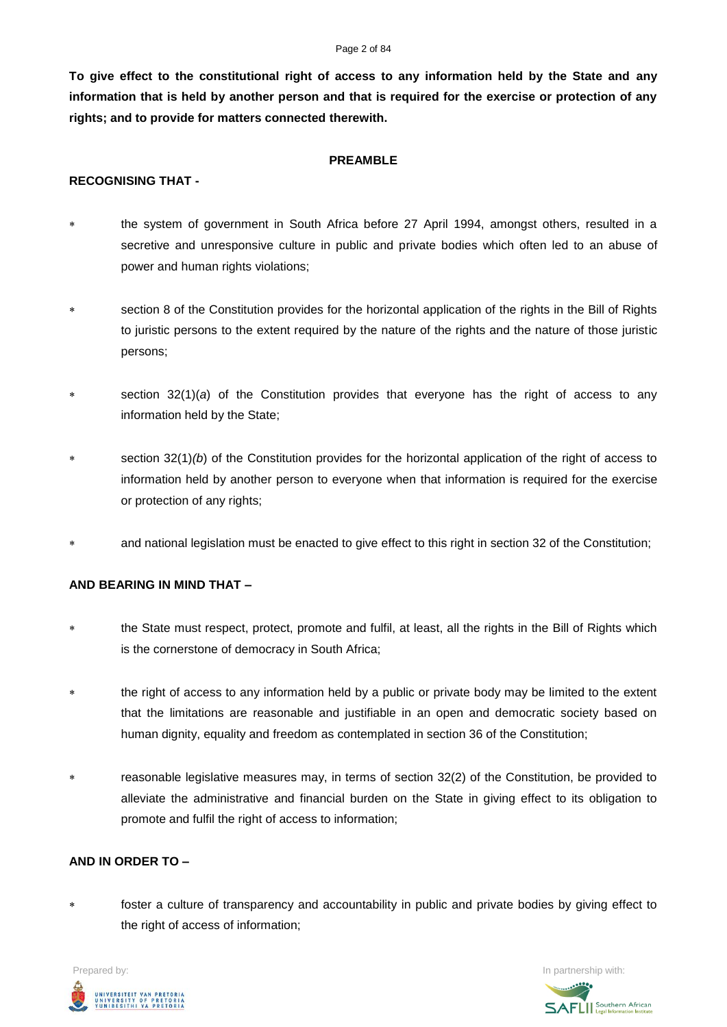**To give effect to the constitutional right of access to any information held by the State and any information that is held by another person and that is required for the exercise or protection of any rights; and to provide for matters connected therewith.**

## PREAMBLE

**RECOGNISING THAT -**

* the system of government in South Africa before 27 April 1994, amongst others, resulted in a secretive and unresponsive culture in public and private bodies which often led to an abuse of power and human rights violations;
* section 8 of the Constitution provides for the horizontal application of the rights in the Bill of Rights to juristic persons to the extent required by the nature of the rights and the nature of those juristic persons;
* section 32(1)(*a*) of the Constitution provides that everyone has the right of access to any information held by the State;
* section 32(1)*(b*) of the Constitution provides for the horizontal application of the right of access to information held by another person to everyone when that information is required for the exercise or protection of any rights;
* and national legislation must be enacted to give effect to this right in section 32 of the Constitution;

**AND BEARING IN MIND THAT –**

* the State must respect, protect, promote and fulfil, at least, all the rights in the Bill of Rights which is the cornerstone of democracy in South Africa;
* the right of access to any information held by a public or private body may be limited to the extent that the limitations are reasonable and justifiable in an open and democratic society based on human dignity, equality and freedom as contemplated in section 36 of the Constitution;
* reasonable legislative measures may, in terms of section 32(2) of the Constitution, be provided to alleviate the administrative and financial burden on the State in giving effect to its obligation to promote and fulfil the right of access to information;

**AND IN ORDER TO –**

* foster a culture of transparency and accountability in public and private bodies by giving effect to the right of access of information;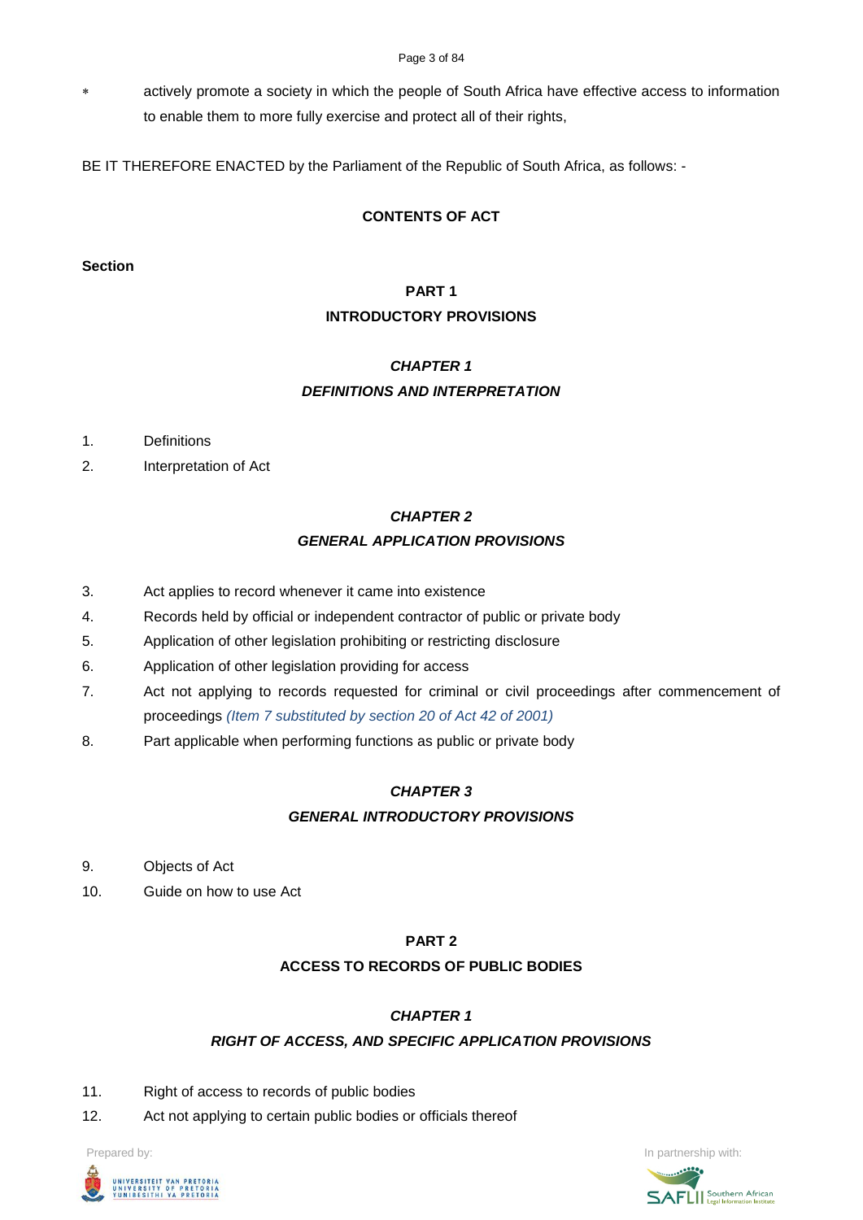* actively promote a society in which the people of South Africa have effective access to information to enable them to more fully exercise and protect all of their rights,

BE IT THEREFORE ENACTED by the Parliament of the Republic of South Africa, as follows: -

**CONTENTS OF ACT**

**Section**

## PART 1
## INTRODUCTORY PROVISIONS

### *CHAPTER 1*
### *DEFINITIONS AND INTERPRETATION*

1. Definitions
2. Interpretation of Act

### *CHAPTER 2*
### *GENERAL APPLICATION PROVISIONS*

3. Act applies to record whenever it came into existence
4. Records held by official or independent contractor of public or private body
5. Application of other legislation prohibiting or restricting disclosure
6. Application of other legislation providing for access
7. Act not applying to records requested for criminal or civil proceedings after commencement of proceedings *(Item 7 substituted by section 20 of Act 42 of 2001)*
8. Part applicable when performing functions as public or private body

### *CHAPTER 3*
### *GENERAL INTRODUCTORY PROVISIONS*

9. Objects of Act
10. Guide on how to use Act

## PART 2
## ACCESS TO RECORDS OF PUBLIC BODIES

### *CHAPTER 1*
### *RIGHT OF ACCESS, AND SPECIFIC APPLICATION PROVISIONS*

11. Right of access to records of public bodies
12. Act not applying to certain public bodies or officials thereof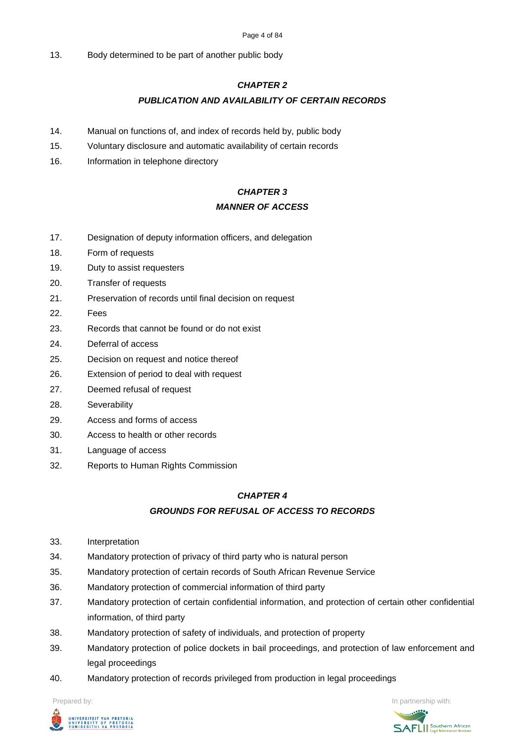13. Body determined to be part of another public body

***CHAPTER 2***

***PUBLICATION AND AVAILABILITY OF CERTAIN RECORDS***

14. Manual on functions of, and index of records held by, public body
15. Voluntary disclosure and automatic availability of certain records
16. Information in telephone directory

***CHAPTER 3***

***MANNER OF ACCESS***

17. Designation of deputy information officers, and delegation
18. Form of requests
19. Duty to assist requesters
20. Transfer of requests
21. Preservation of records until final decision on request
22. Fees
23. Records that cannot be found or do not exist
24. Deferral of access
25. Decision on request and notice thereof
26. Extension of period to deal with request
27. Deemed refusal of request
28. Severability
29. Access and forms of access
30. Access to health or other records
31. Language of access
32. Reports to Human Rights Commission

***CHAPTER 4***

***GROUNDS FOR REFUSAL OF ACCESS TO RECORDS***

33. Interpretation
34. Mandatory protection of privacy of third party who is natural person
35. Mandatory protection of certain records of South African Revenue Service
36. Mandatory protection of commercial information of third party
37. Mandatory protection of certain confidential information, and protection of certain other confidential information, of third party
38. Mandatory protection of safety of individuals, and protection of property
39. Mandatory protection of police dockets in bail proceedings, and protection of law enforcement and legal proceedings
40. Mandatory protection of records privileged from production in legal proceedings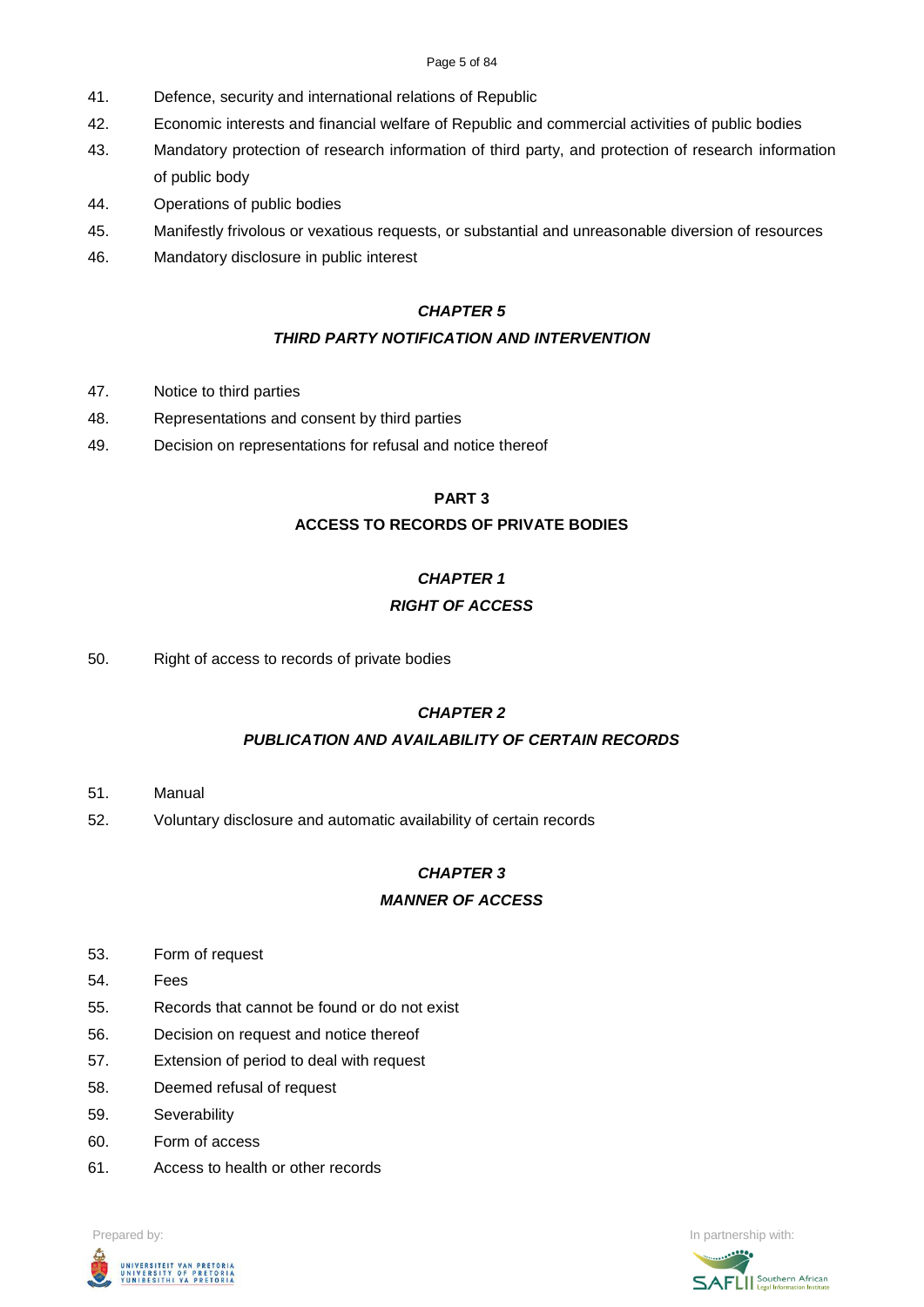41. Defence, security and international relations of Republic
42. Economic interests and financial welfare of Republic and commercial activities of public bodies
43. Mandatory protection of research information of third party, and protection of research information of public body
44. Operations of public bodies
45. Manifestly frivolous or vexatious requests, or substantial and unreasonable diversion of resources
46. Mandatory disclosure in public interest

***CHAPTER 5***

***THIRD PARTY NOTIFICATION AND INTERVENTION***

47. Notice to third parties
48. Representations and consent by third parties
49. Decision on representations for refusal and notice thereof

**PART 3**

**ACCESS TO RECORDS OF PRIVATE BODIES**

***CHAPTER 1***

***RIGHT OF ACCESS***

50. Right of access to records of private bodies

***CHAPTER 2***

***PUBLICATION AND AVAILABILITY OF CERTAIN RECORDS***

51. Manual
52. Voluntary disclosure and automatic availability of certain records

***CHAPTER 3***

***MANNER OF ACCESS***

53. Form of request
54. Fees
55. Records that cannot be found or do not exist
56. Decision on request and notice thereof
57. Extension of period to deal with request
58. Deemed refusal of request
59. Severability
60. Form of access
61. Access to health or other records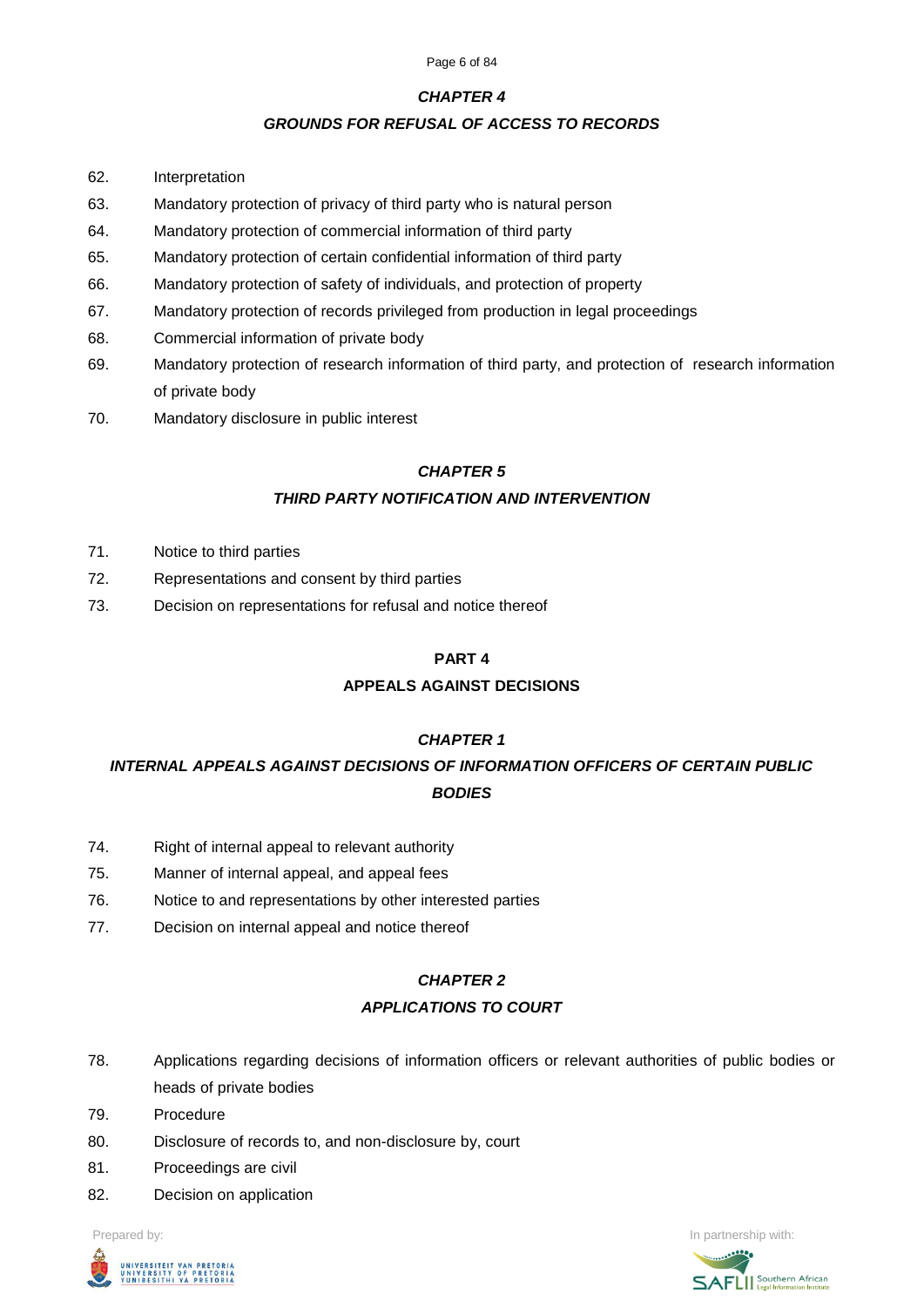### *CHAPTER 4*

### *GROUNDS FOR REFUSAL OF ACCESS TO RECORDS*

62. Interpretation
63. Mandatory protection of privacy of third party who is natural person
64. Mandatory protection of commercial information of third party
65. Mandatory protection of certain confidential information of third party
66. Mandatory protection of safety of individuals, and protection of property
67. Mandatory protection of records privileged from production in legal proceedings
68. Commercial information of private body
69. Mandatory protection of research information of third party, and protection of research information of private body
70. Mandatory disclosure in public interest

### *CHAPTER 5*

### *THIRD PARTY NOTIFICATION AND INTERVENTION*

71. Notice to third parties
72. Representations and consent by third parties
73. Decision on representations for refusal and notice thereof

## PART 4

## APPEALS AGAINST DECISIONS

### *CHAPTER 1*

### *INTERNAL APPEALS AGAINST DECISIONS OF INFORMATION OFFICERS OF CERTAIN PUBLIC BODIES*

74. Right of internal appeal to relevant authority
75. Manner of internal appeal, and appeal fees
76. Notice to and representations by other interested parties
77. Decision on internal appeal and notice thereof

### *CHAPTER 2*

### *APPLICATIONS TO COURT*

78. Applications regarding decisions of information officers or relevant authorities of public bodies or heads of private bodies
79. Procedure
80. Disclosure of records to, and non-disclosure by, court
81. Proceedings are civil
82. Decision on application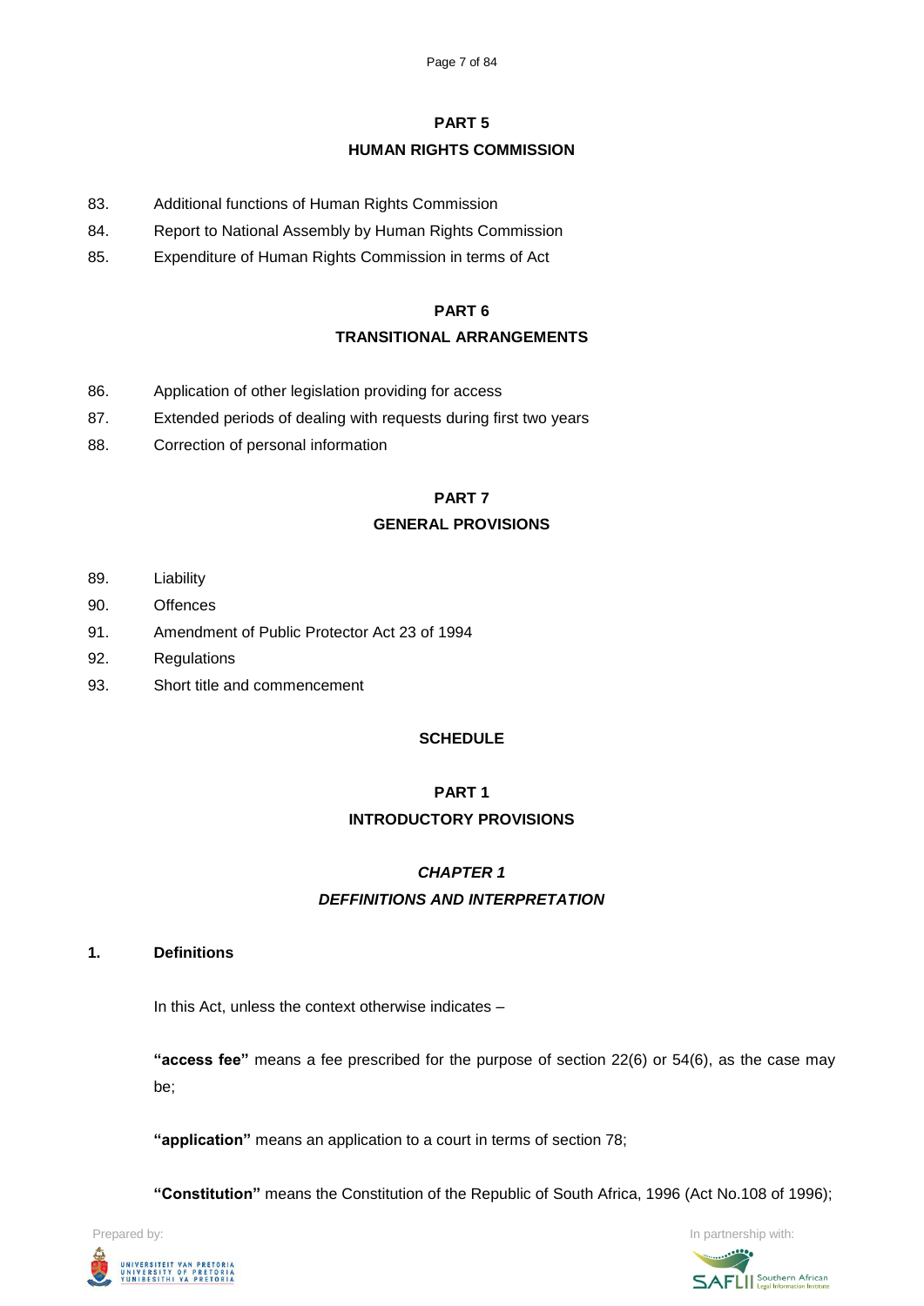## PART 5

## HUMAN RIGHTS COMMISSION

83. Additional functions of Human Rights Commission
84. Report to National Assembly by Human Rights Commission
85. Expenditure of Human Rights Commission in terms of Act

## PART 6

## TRANSITIONAL ARRANGEMENTS

86. Application of other legislation providing for access
87. Extended periods of dealing with requests during first two years
88. Correction of personal information

## PART 7

## GENERAL PROVISIONS

89. Liability
90. Offences
91. Amendment of Public Protector Act 23 of 1994
92. Regulations
93. Short title and commencement

## SCHEDULE

## PART 1

## INTRODUCTORY PROVISIONS

### *CHAPTER 1*

### *DEFFINITIONS AND INTERPRETATION*

**1. Definitions**

In this Act, unless the context otherwise indicates –

**"access fee"** means a fee prescribed for the purpose of section 22(6) or 54(6), as the case may be;

**"application"** means an application to a court in terms of section 78;

**"Constitution"** means the Constitution of the Republic of South Africa, 1996 (Act No.108 of 1996);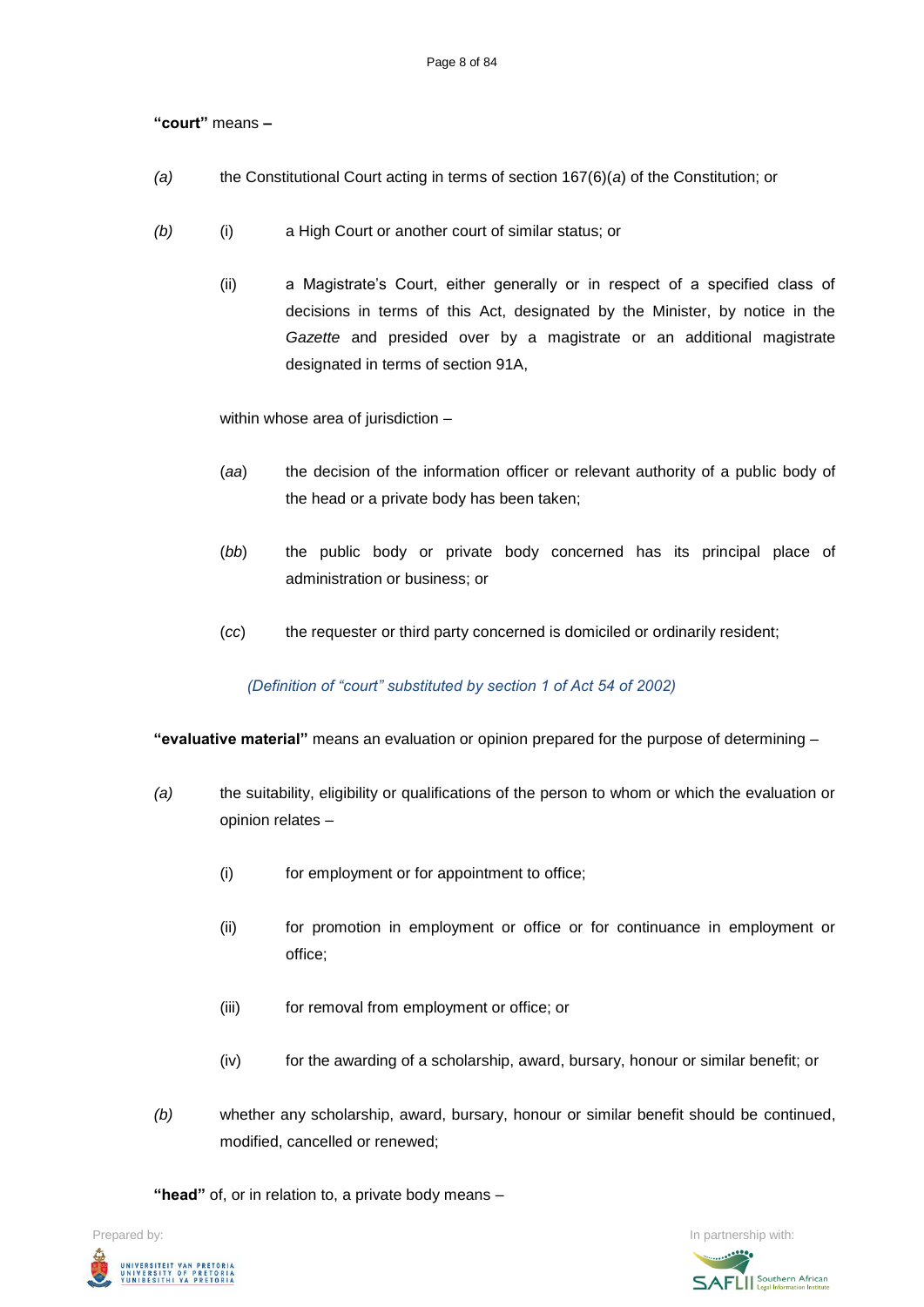**"court"** means **–**

*(a)* the Constitutional Court acting in terms of section 167(6)(*a*) of the Constitution; or

*(b)* (i) a High Court or another court of similar status; or

(ii) a Magistrate's Court, either generally or in respect of a specified class of decisions in terms of this Act, designated by the Minister, by notice in the *Gazette* and presided over by a magistrate or an additional magistrate designated in terms of section 91A,

within whose area of jurisdiction –

(*aa*) the decision of the information officer or relevant authority of a public body of the head or a private body has been taken;

(*bb*) the public body or private body concerned has its principal place of administration or business; or

(*cc*) the requester or third party concerned is domiciled or ordinarily resident;

*(Definition of "court" substituted by section 1 of Act 54 of 2002)*

**"evaluative material"** means an evaluation or opinion prepared for the purpose of determining –

*(a)* the suitability, eligibility or qualifications of the person to whom or which the evaluation or opinion relates –

(i) for employment or for appointment to office;

(ii) for promotion in employment or office or for continuance in employment or office;

(iii) for removal from employment or office; or

(iv) for the awarding of a scholarship, award, bursary, honour or similar benefit; or

*(b)* whether any scholarship, award, bursary, honour or similar benefit should be continued, modified, cancelled or renewed;

**"head"** of, or in relation to, a private body means –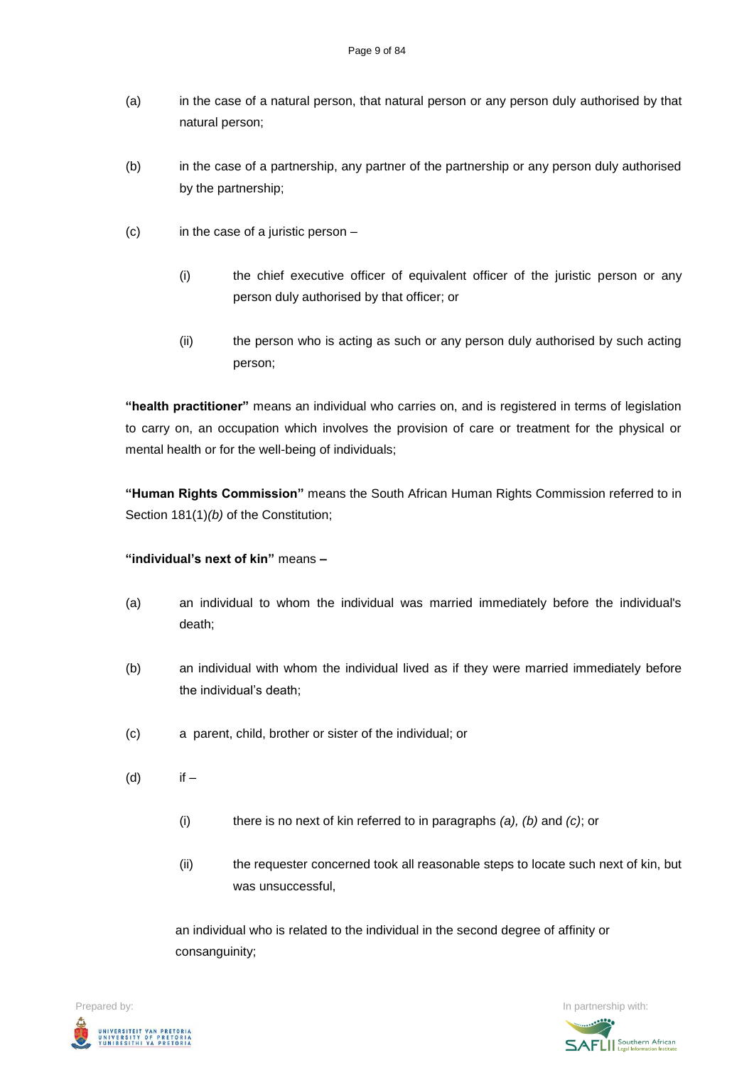(a) in the case of a natural person, that natural person or any person duly authorised by that natural person;

(b) in the case of a partnership, any partner of the partnership or any person duly authorised by the partnership;

(c) in the case of a juristic person –

   (i) the chief executive officer of equivalent officer of the juristic person or any person duly authorised by that officer; or

   (ii) the person who is acting as such or any person duly authorised by such acting person;

**"health practitioner"** means an individual who carries on, and is registered in terms of legislation to carry on, an occupation which involves the provision of care or treatment for the physical or mental health or for the well-being of individuals;

**"Human Rights Commission"** means the South African Human Rights Commission referred to in Section 181(1)*(b)* of the Constitution;

**"individual's next of kin"** means **–**

(a) an individual to whom the individual was married immediately before the individual's death;

(b) an individual with whom the individual lived as if they were married immediately before the individual's death;

(c) a parent, child, brother or sister of the individual; or

(d) if –

   (i) there is no next of kin referred to in paragraphs *(a), (b)* and *(c)*; or

   (ii) the requester concerned took all reasonable steps to locate such next of kin, but was unsuccessful,

   an individual who is related to the individual in the second degree of affinity or consanguinity;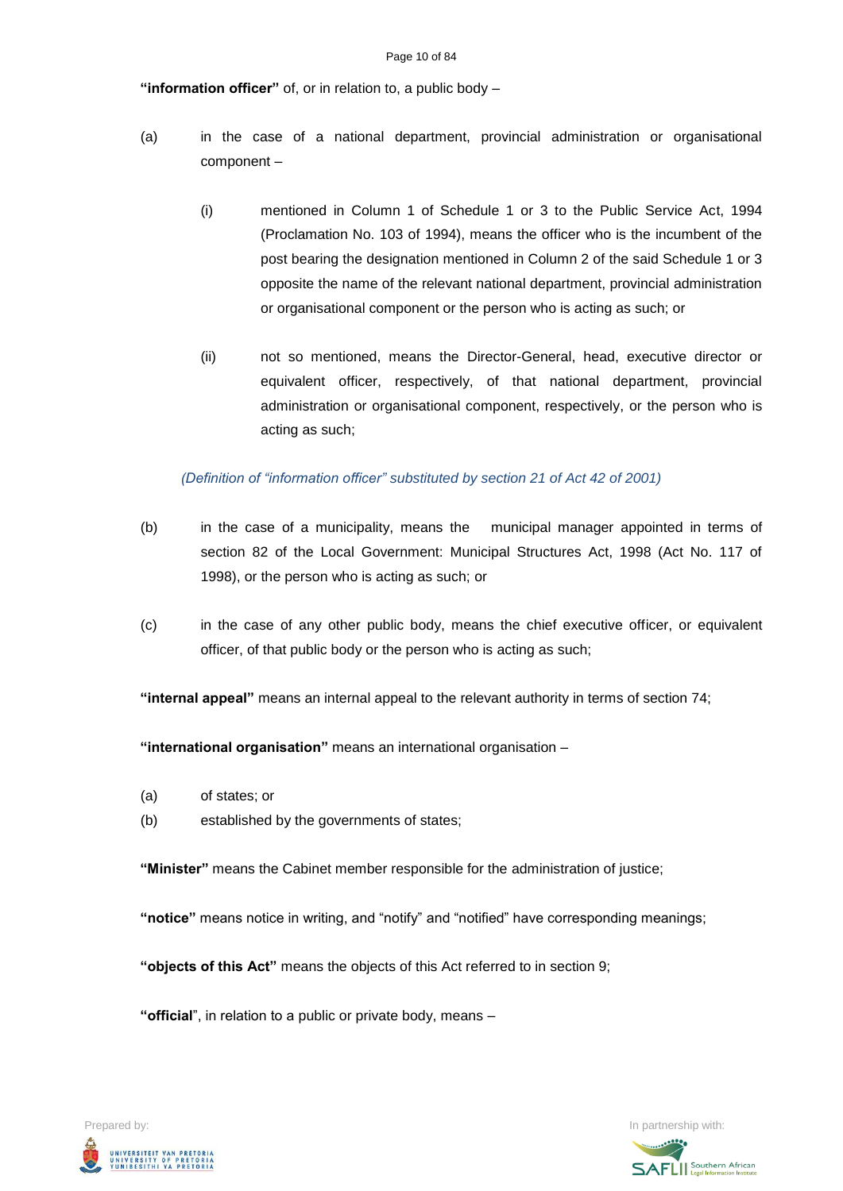**"information officer"** of, or in relation to, a public body –

(a) in the case of a national department, provincial administration or organisational component –

(i) mentioned in Column 1 of Schedule 1 or 3 to the Public Service Act, 1994 (Proclamation No. 103 of 1994), means the officer who is the incumbent of the post bearing the designation mentioned in Column 2 of the said Schedule 1 or 3 opposite the name of the relevant national department, provincial administration or organisational component or the person who is acting as such; or

(ii) not so mentioned, means the Director-General, head, executive director or equivalent officer, respectively, of that national department, provincial administration or organisational component, respectively, or the person who is acting as such;

*(Definition of "information officer" substituted by section 21 of Act 42 of 2001)*

(b) in the case of a municipality, means the municipal manager appointed in terms of section 82 of the Local Government: Municipal Structures Act, 1998 (Act No. 117 of 1998), or the person who is acting as such; or

(c) in the case of any other public body, means the chief executive officer, or equivalent officer, of that public body or the person who is acting as such;

**"internal appeal"** means an internal appeal to the relevant authority in terms of section 74;

**"international organisation"** means an international organisation –

(a) of states; or
(b) established by the governments of states;

**"Minister"** means the Cabinet member responsible for the administration of justice;

**"notice"** means notice in writing, and "notify" and "notified" have corresponding meanings;

**"objects of this Act"** means the objects of this Act referred to in section 9;

**"official"**, in relation to a public or private body, means –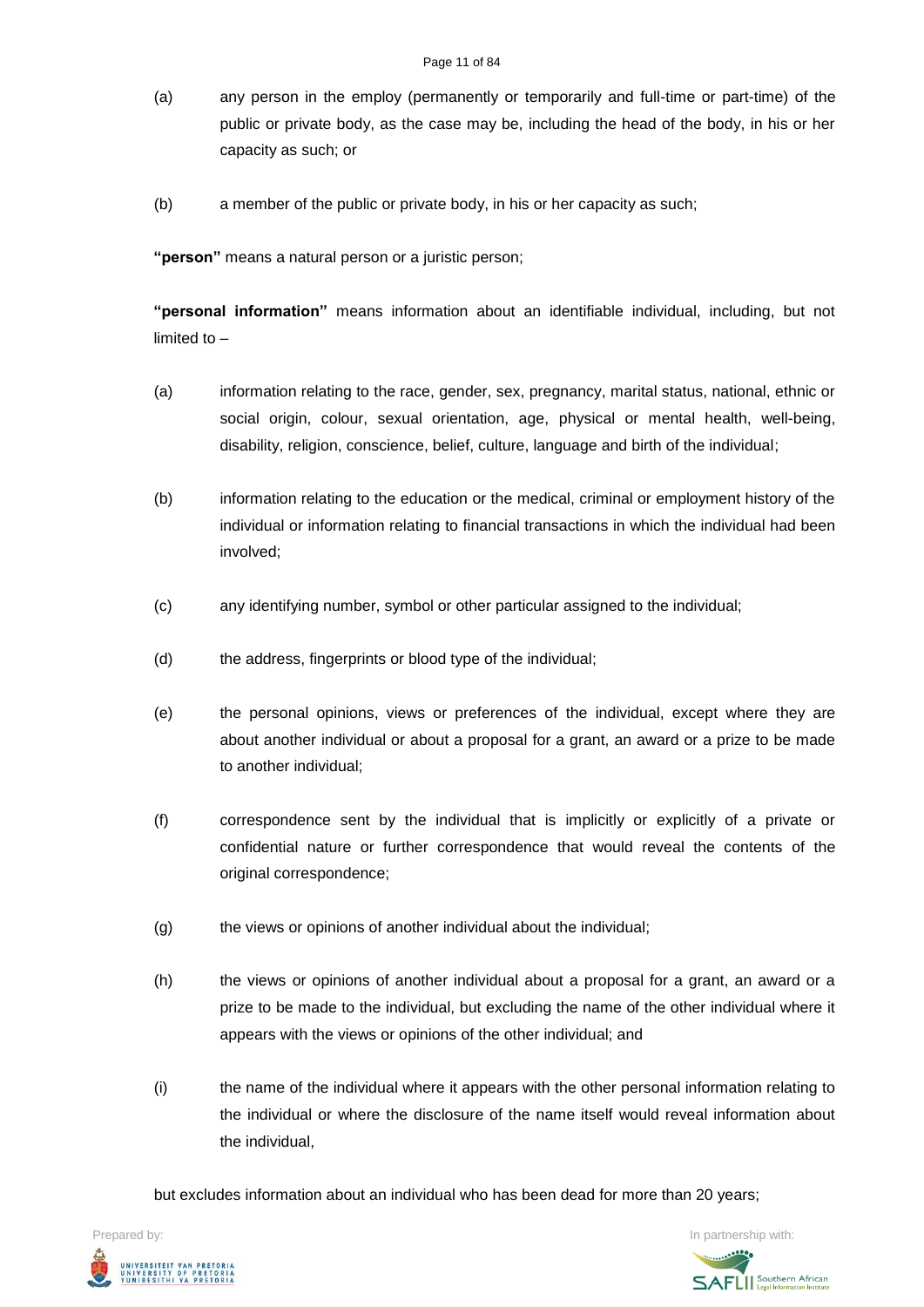(a) any person in the employ (permanently or temporarily and full-time or part-time) of the public or private body, as the case may be, including the head of the body, in his or her capacity as such; or

(b) a member of the public or private body, in his or her capacity as such;

**"person"** means a natural person or a juristic person;

**"personal information"** means information about an identifiable individual, including, but not limited to –

(a) information relating to the race, gender, sex, pregnancy, marital status, national, ethnic or social origin, colour, sexual orientation, age, physical or mental health, well-being, disability, religion, conscience, belief, culture, language and birth of the individual;

(b) information relating to the education or the medical, criminal or employment history of the individual or information relating to financial transactions in which the individual had been involved;

(c) any identifying number, symbol or other particular assigned to the individual;

(d) the address, fingerprints or blood type of the individual;

(e) the personal opinions, views or preferences of the individual, except where they are about another individual or about a proposal for a grant, an award or a prize to be made to another individual;

(f) correspondence sent by the individual that is implicitly or explicitly of a private or confidential nature or further correspondence that would reveal the contents of the original correspondence;

(g) the views or opinions of another individual about the individual;

(h) the views or opinions of another individual about a proposal for a grant, an award or a prize to be made to the individual, but excluding the name of the other individual where it appears with the views or opinions of the other individual; and

(i) the name of the individual where it appears with the other personal information relating to the individual or where the disclosure of the name itself would reveal information about the individual,

but excludes information about an individual who has been dead for more than 20 years;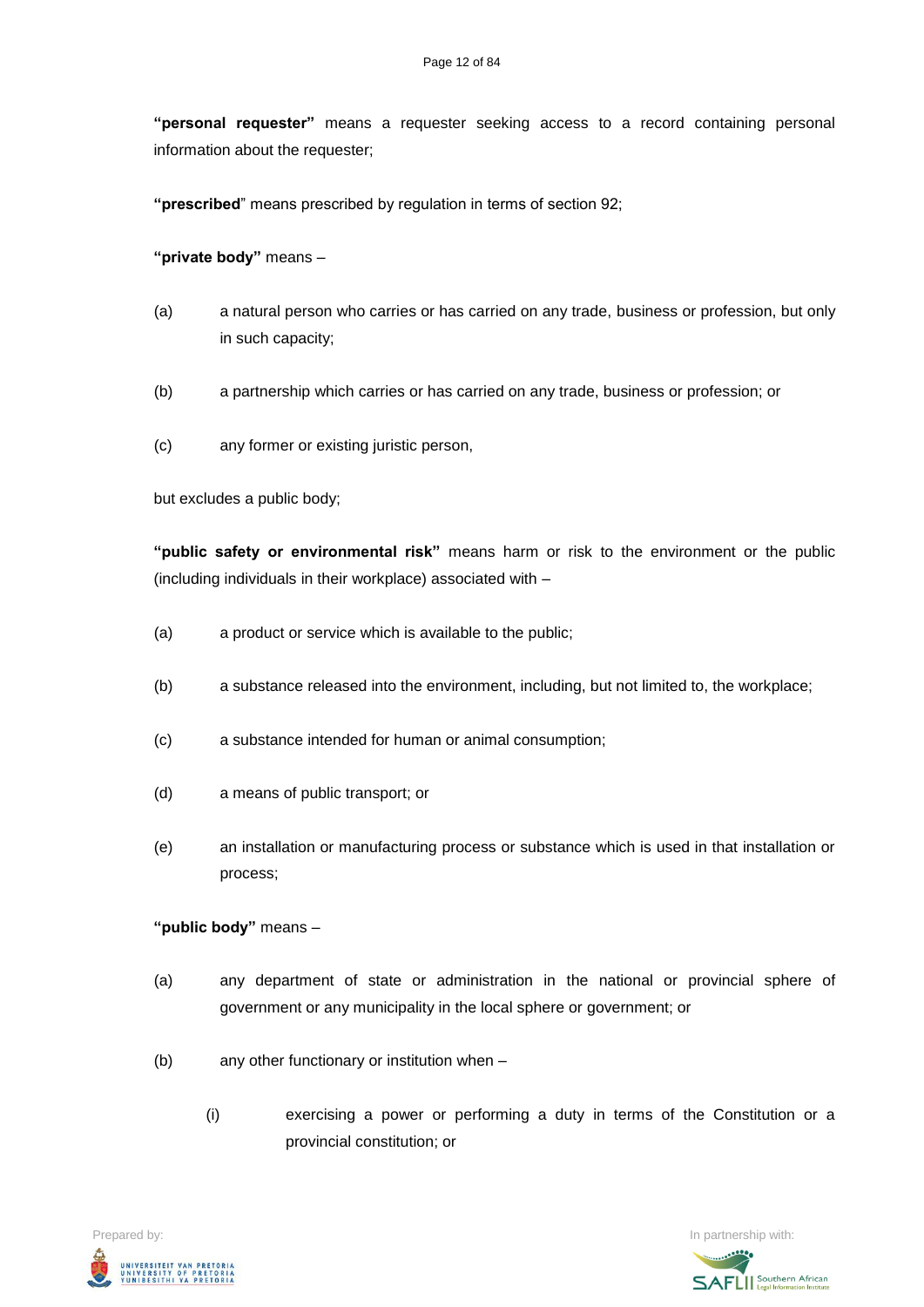**"personal requester"** means a requester seeking access to a record containing personal information about the requester;

**"prescribed"** means prescribed by regulation in terms of section 92;

**"private body"** means –

(a) a natural person who carries or has carried on any trade, business or profession, but only in such capacity;

(b) a partnership which carries or has carried on any trade, business or profession; or

(c) any former or existing juristic person,

but excludes a public body;

**"public safety or environmental risk"** means harm or risk to the environment or the public (including individuals in their workplace) associated with –

(a) a product or service which is available to the public;

(b) a substance released into the environment, including, but not limited to, the workplace;

(c) a substance intended for human or animal consumption;

(d) a means of public transport; or

(e) an installation or manufacturing process or substance which is used in that installation or process;

**"public body"** means –

(a) any department of state or administration in the national or provincial sphere of government or any municipality in the local sphere or government; or

(b) any other functionary or institution when –

  (i) exercising a power or performing a duty in terms of the Constitution or a provincial constitution; or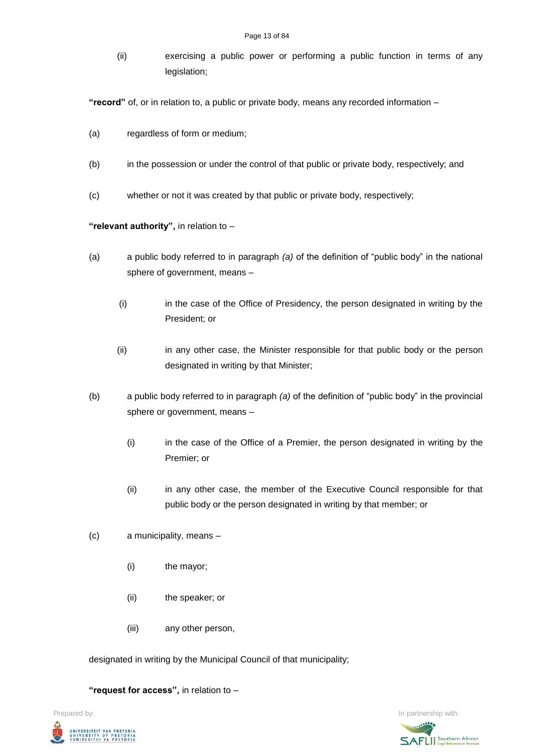(ii) exercising a public power or performing a public function in terms of any legislation;

**"record"** of, or in relation to, a public or private body, means any recorded information –

(a) regardless of form or medium;

(b) in the possession or under the control of that public or private body, respectively; and

(c) whether or not it was created by that public or private body, respectively;

**"relevant authority",** in relation to –

(a) a public body referred to in paragraph *(a)* of the definition of "public body" in the national sphere of government, means –

  (i) in the case of the Office of Presidency, the person designated in writing by the President; or

  (ii) in any other case, the Minister responsible for that public body or the person designated in writing by that Minister;

(b) a public body referred to in paragraph *(a)* of the definition of "public body" in the provincial sphere or government, means –

  (i) in the case of the Office of a Premier, the person designated in writing by the Premier; or

  (ii) in any other case, the member of the Executive Council responsible for that public body or the person designated in writing by that member; or

(c) a municipality, means –

  (i) the mayor;

  (ii) the speaker; or

  (iii) any other person,

designated in writing by the Municipal Council of that municipality;

**"request for access",** in relation to –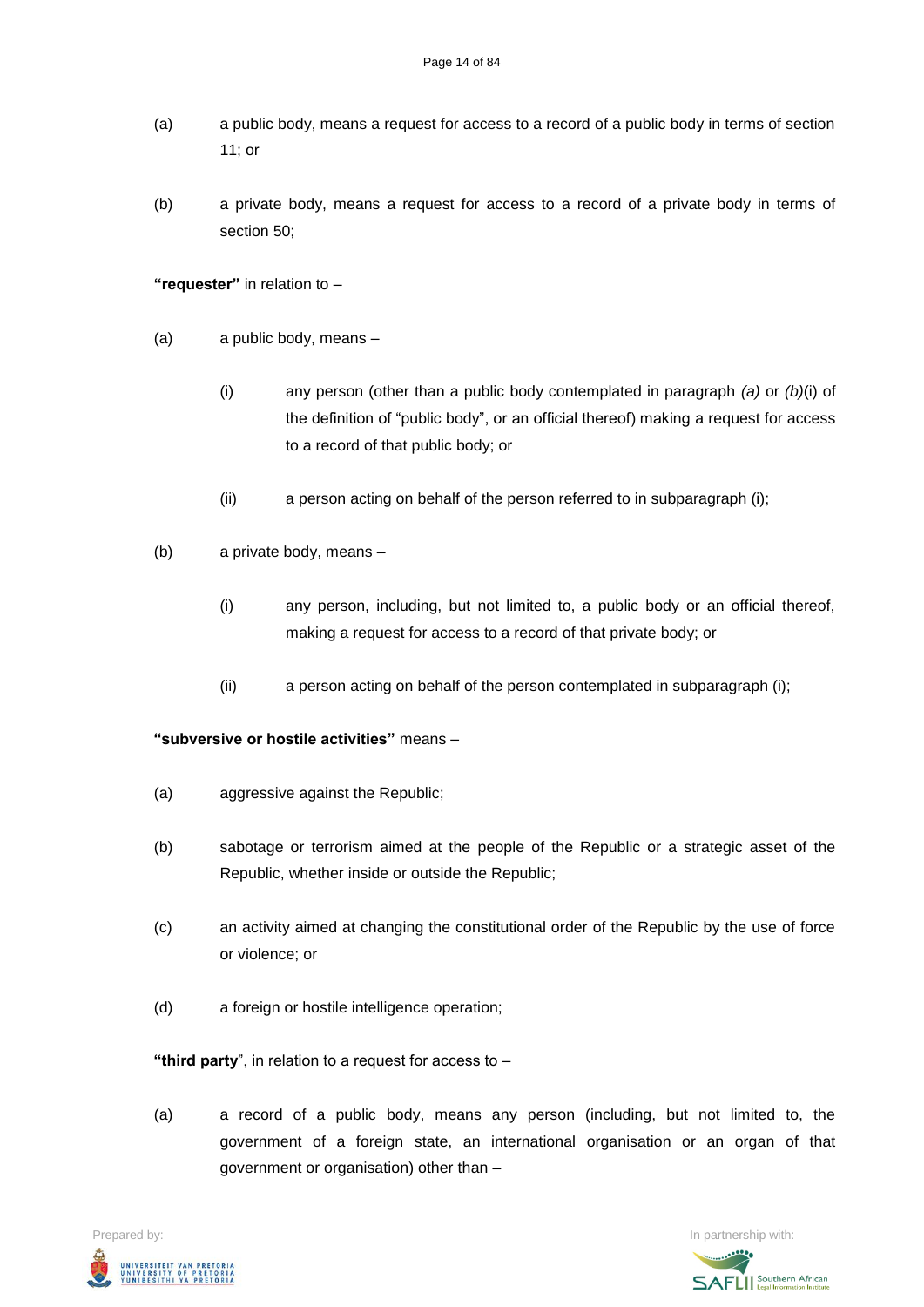(a) a public body, means a request for access to a record of a public body in terms of section 11; or

(b) a private body, means a request for access to a record of a private body in terms of section 50;

**"requester"** in relation to –

(a) a public body, means –

(i) any person (other than a public body contemplated in paragraph *(a)* or *(b)*(i) of the definition of "public body", or an official thereof) making a request for access to a record of that public body; or

(ii) a person acting on behalf of the person referred to in subparagraph (i);

(b) a private body, means –

(i) any person, including, but not limited to, a public body or an official thereof, making a request for access to a record of that private body; or

(ii) a person acting on behalf of the person contemplated in subparagraph (i);

**"subversive or hostile activities"** means –

(a) aggressive against the Republic;

(b) sabotage or terrorism aimed at the people of the Republic or a strategic asset of the Republic, whether inside or outside the Republic;

(c) an activity aimed at changing the constitutional order of the Republic by the use of force or violence; or

(d) a foreign or hostile intelligence operation;

**"third party**", in relation to a request for access to –

(a) a record of a public body, means any person (including, but not limited to, the government of a foreign state, an international organisation or an organ of that government or organisation) other than –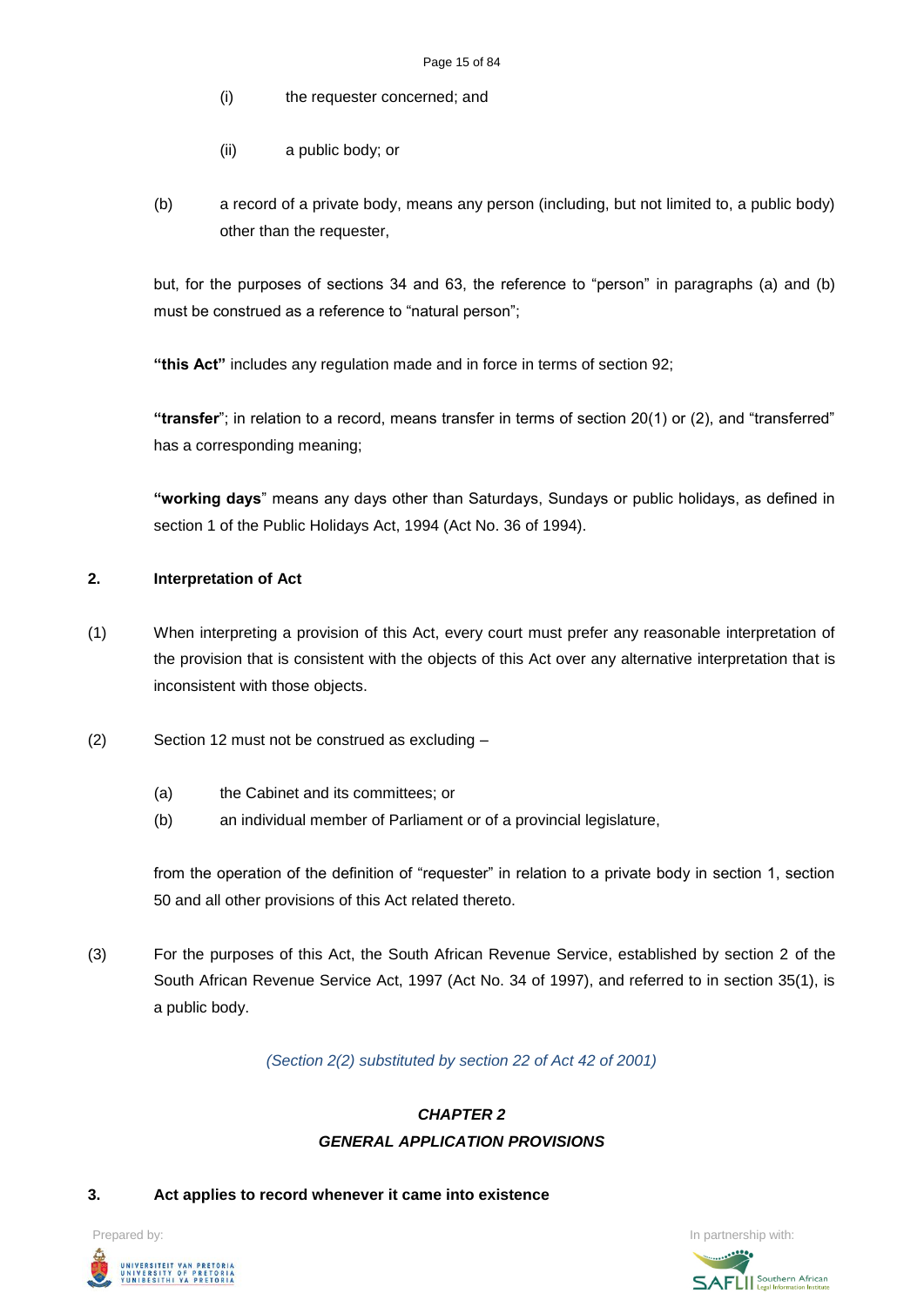(i) the requester concerned; and

(ii) a public body; or

(b) a record of a private body, means any person (including, but not limited to, a public body) other than the requester,

but, for the purposes of sections 34 and 63, the reference to "person" in paragraphs (a) and (b) must be construed as a reference to "natural person";

**"this Act"** includes any regulation made and in force in terms of section 92;

**"transfer**"; in relation to a record, means transfer in terms of section 20(1) or (2), and "transferred" has a corresponding meaning;

**"working days**" means any days other than Saturdays, Sundays or public holidays, as defined in section 1 of the Public Holidays Act, 1994 (Act No. 36 of 1994).

### 2. Interpretation of Act

(1) When interpreting a provision of this Act, every court must prefer any reasonable interpretation of the provision that is consistent with the objects of this Act over any alternative interpretation that is inconsistent with those objects.

(2) Section 12 must not be construed as excluding –

(a) the Cabinet and its committees; or

(b) an individual member of Parliament or of a provincial legislature,

from the operation of the definition of "requester" in relation to a private body in section 1, section 50 and all other provisions of this Act related thereto.

(3) For the purposes of this Act, the South African Revenue Service, established by section 2 of the South African Revenue Service Act, 1997 (Act No. 34 of 1997), and referred to in section 35(1), is a public body.

*(Section 2(2) substituted by section 22 of Act 42 of 2001)*

## *CHAPTER 2*
## *GENERAL APPLICATION PROVISIONS*

### 3. Act applies to record whenever it came into existence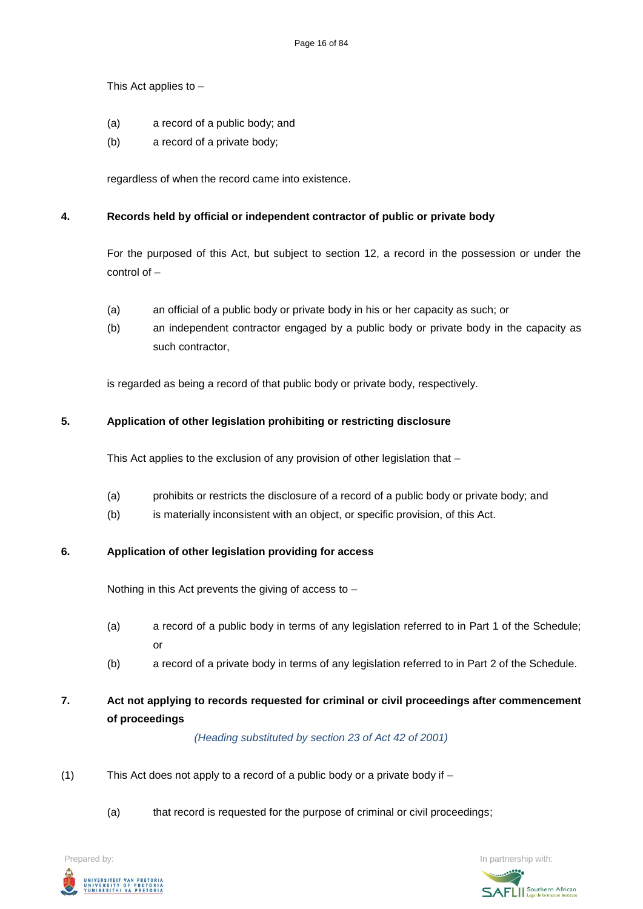This Act applies to –

(a) a record of a public body; and

(b) a record of a private body;

regardless of when the record came into existence.

## 4. Records held by official or independent contractor of public or private body

For the purposed of this Act, but subject to section 12, a record in the possession or under the control of –

(a) an official of a public body or private body in his or her capacity as such; or

(b) an independent contractor engaged by a public body or private body in the capacity as such contractor,

is regarded as being a record of that public body or private body, respectively.

## 5. Application of other legislation prohibiting or restricting disclosure

This Act applies to the exclusion of any provision of other legislation that –

(a) prohibits or restricts the disclosure of a record of a public body or private body; and

(b) is materially inconsistent with an object, or specific provision, of this Act.

## 6. Application of other legislation providing for access

Nothing in this Act prevents the giving of access to –

(a) a record of a public body in terms of any legislation referred to in Part 1 of the Schedule; or

(b) a record of a private body in terms of any legislation referred to in Part 2 of the Schedule.

## 7. Act not applying to records requested for criminal or civil proceedings after commencement of proceedings

*(Heading substituted by section 23 of Act 42 of 2001)*

(1) This Act does not apply to a record of a public body or a private body if –

(a) that record is requested for the purpose of criminal or civil proceedings;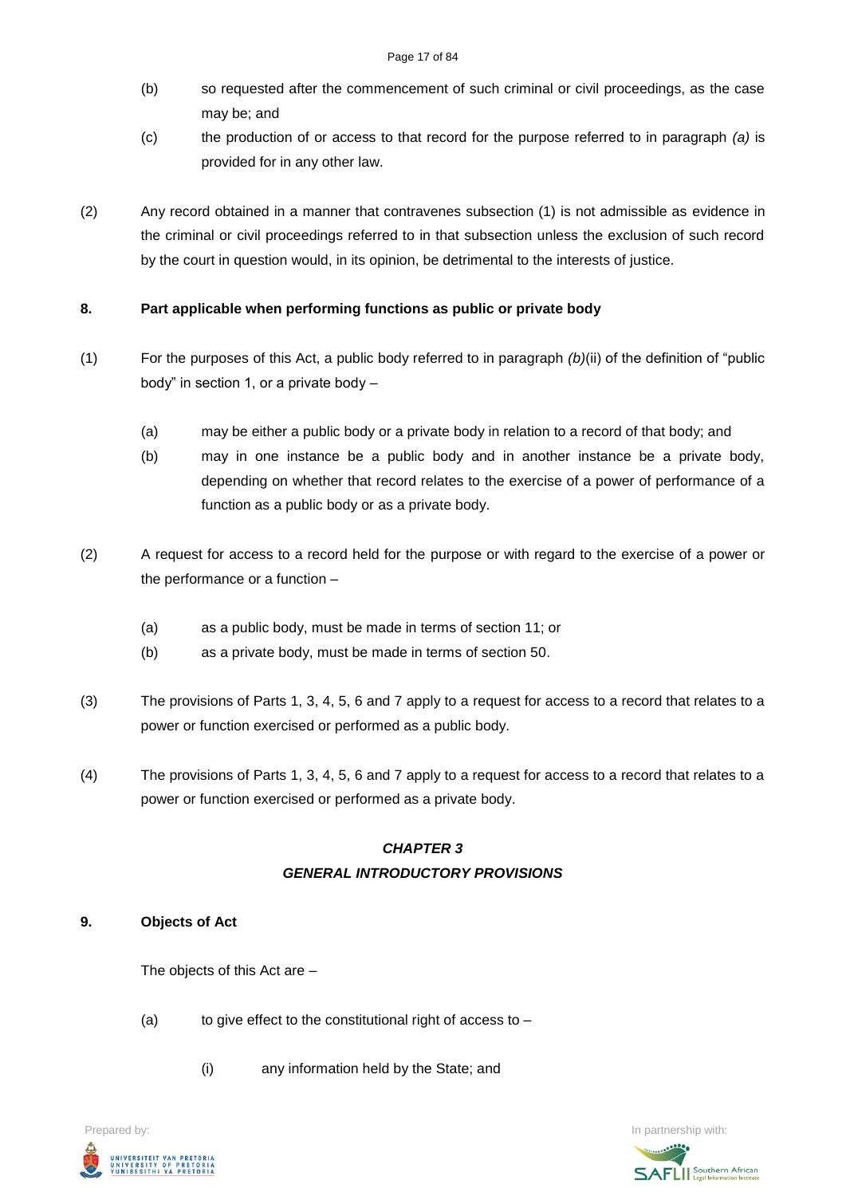(b) so requested after the commencement of such criminal or civil proceedings, as the case may be; and

(c) the production of or access to that record for the purpose referred to in paragraph *(a)* is provided for in any other law.

(2) Any record obtained in a manner that contravenes subsection (1) is not admissible as evidence in the criminal or civil proceedings referred to in that subsection unless the exclusion of such record by the court in question would, in its opinion, be detrimental to the interests of justice.

**8. Part applicable when performing functions as public or private body**

(1) For the purposes of this Act, a public body referred to in paragraph *(b)*(ii) of the definition of "public body" in section 1, or a private body –

(a) may be either a public body or a private body in relation to a record of that body; and

(b) may in one instance be a public body and in another instance be a private body, depending on whether that record relates to the exercise of a power of performance of a function as a public body or as a private body.

(2) A request for access to a record held for the purpose or with regard to the exercise of a power or the performance or a function –

(a) as a public body, must be made in terms of section 11; or

(b) as a private body, must be made in terms of section 50.

(3) The provisions of Parts 1, 3, 4, 5, 6 and 7 apply to a request for access to a record that relates to a power or function exercised or performed as a public body.

(4) The provisions of Parts 1, 3, 4, 5, 6 and 7 apply to a request for access to a record that relates to a power or function exercised or performed as a private body.

## *CHAPTER 3*
## *GENERAL INTRODUCTORY PROVISIONS*

**9. Objects of Act**

The objects of this Act are –

(a) to give effect to the constitutional right of access to –

(i) any information held by the State; and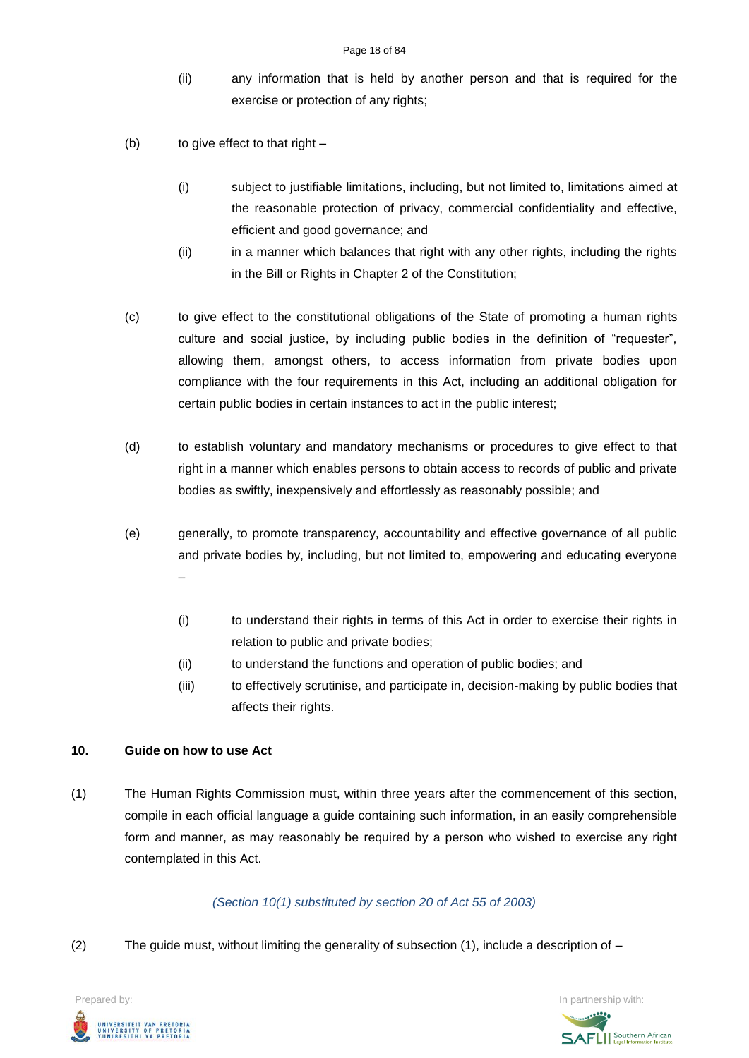(ii) any information that is held by another person and that is required for the exercise or protection of any rights;

(b) to give effect to that right –

(i) subject to justifiable limitations, including, but not limited to, limitations aimed at the reasonable protection of privacy, commercial confidentiality and effective, efficient and good governance; and

(ii) in a manner which balances that right with any other rights, including the rights in the Bill or Rights in Chapter 2 of the Constitution;

(c) to give effect to the constitutional obligations of the State of promoting a human rights culture and social justice, by including public bodies in the definition of "requester", allowing them, amongst others, to access information from private bodies upon compliance with the four requirements in this Act, including an additional obligation for certain public bodies in certain instances to act in the public interest;

(d) to establish voluntary and mandatory mechanisms or procedures to give effect to that right in a manner which enables persons to obtain access to records of public and private bodies as swiftly, inexpensively and effortlessly as reasonably possible; and

(e) generally, to promote transparency, accountability and effective governance of all public and private bodies by, including, but not limited to, empowering and educating everyone –

(i) to understand their rights in terms of this Act in order to exercise their rights in relation to public and private bodies;

(ii) to understand the functions and operation of public bodies; and

(iii) to effectively scrutinise, and participate in, decision-making by public bodies that affects their rights.

**10. Guide on how to use Act**

(1) The Human Rights Commission must, within three years after the commencement of this section, compile in each official language a guide containing such information, in an easily comprehensible form and manner, as may reasonably be required by a person who wished to exercise any right contemplated in this Act.

*(Section 10(1) substituted by section 20 of Act 55 of 2003)*

(2) The guide must, without limiting the generality of subsection (1), include a description of –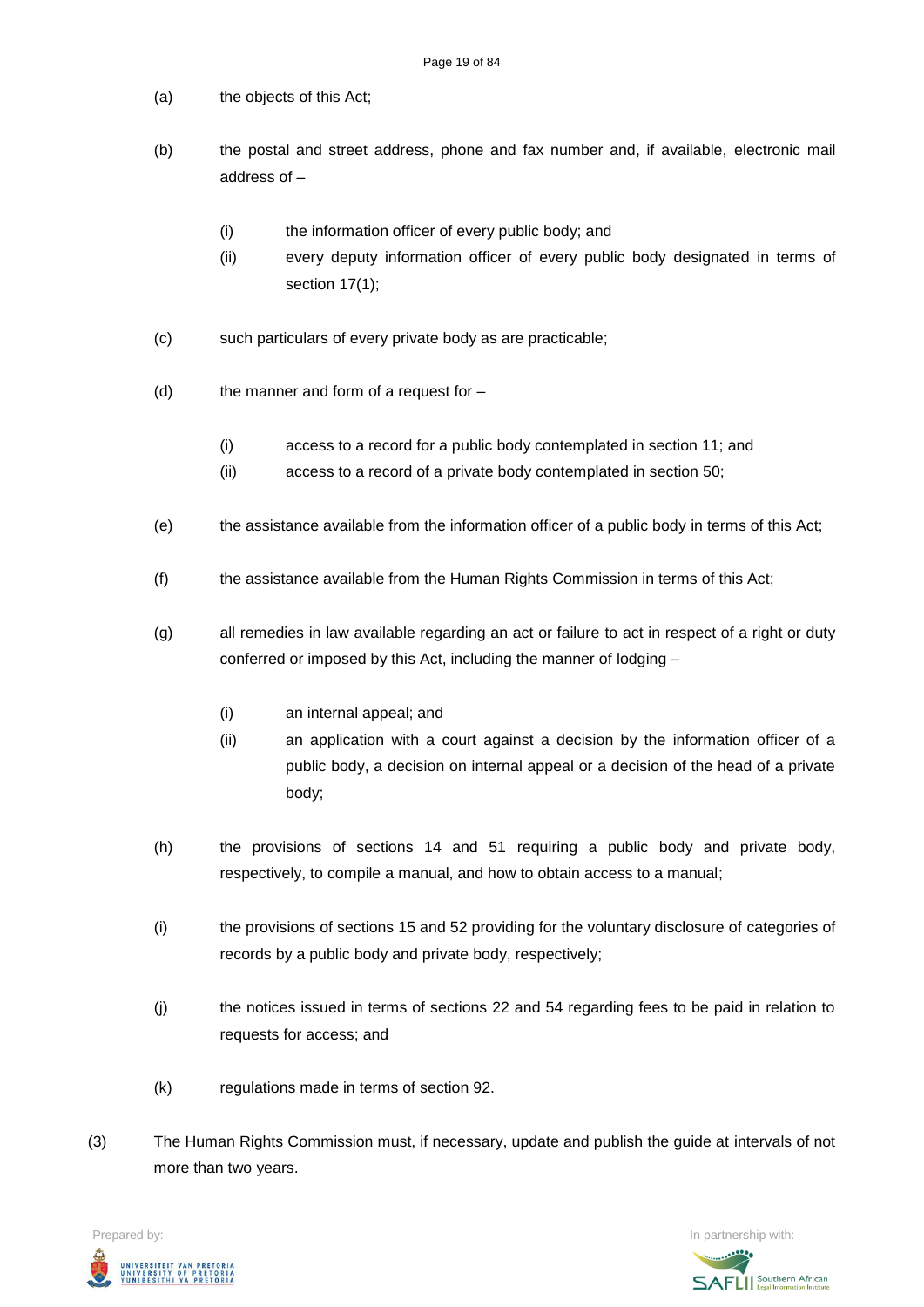(a) the objects of this Act;

(b) the postal and street address, phone and fax number and, if available, electronic mail address of –

  (i) the information officer of every public body; and

  (ii) every deputy information officer of every public body designated in terms of section 17(1);

(c) such particulars of every private body as are practicable;

(d) the manner and form of a request for –

  (i) access to a record for a public body contemplated in section 11; and

  (ii) access to a record of a private body contemplated in section 50;

(e) the assistance available from the information officer of a public body in terms of this Act;

(f) the assistance available from the Human Rights Commission in terms of this Act;

(g) all remedies in law available regarding an act or failure to act in respect of a right or duty conferred or imposed by this Act, including the manner of lodging –

  (i) an internal appeal; and

  (ii) an application with a court against a decision by the information officer of a public body, a decision on internal appeal or a decision of the head of a private body;

(h) the provisions of sections 14 and 51 requiring a public body and private body, respectively, to compile a manual, and how to obtain access to a manual;

(i) the provisions of sections 15 and 52 providing for the voluntary disclosure of categories of records by a public body and private body, respectively;

(j) the notices issued in terms of sections 22 and 54 regarding fees to be paid in relation to requests for access; and

(k) regulations made in terms of section 92.

(3) The Human Rights Commission must, if necessary, update and publish the guide at intervals of not more than two years.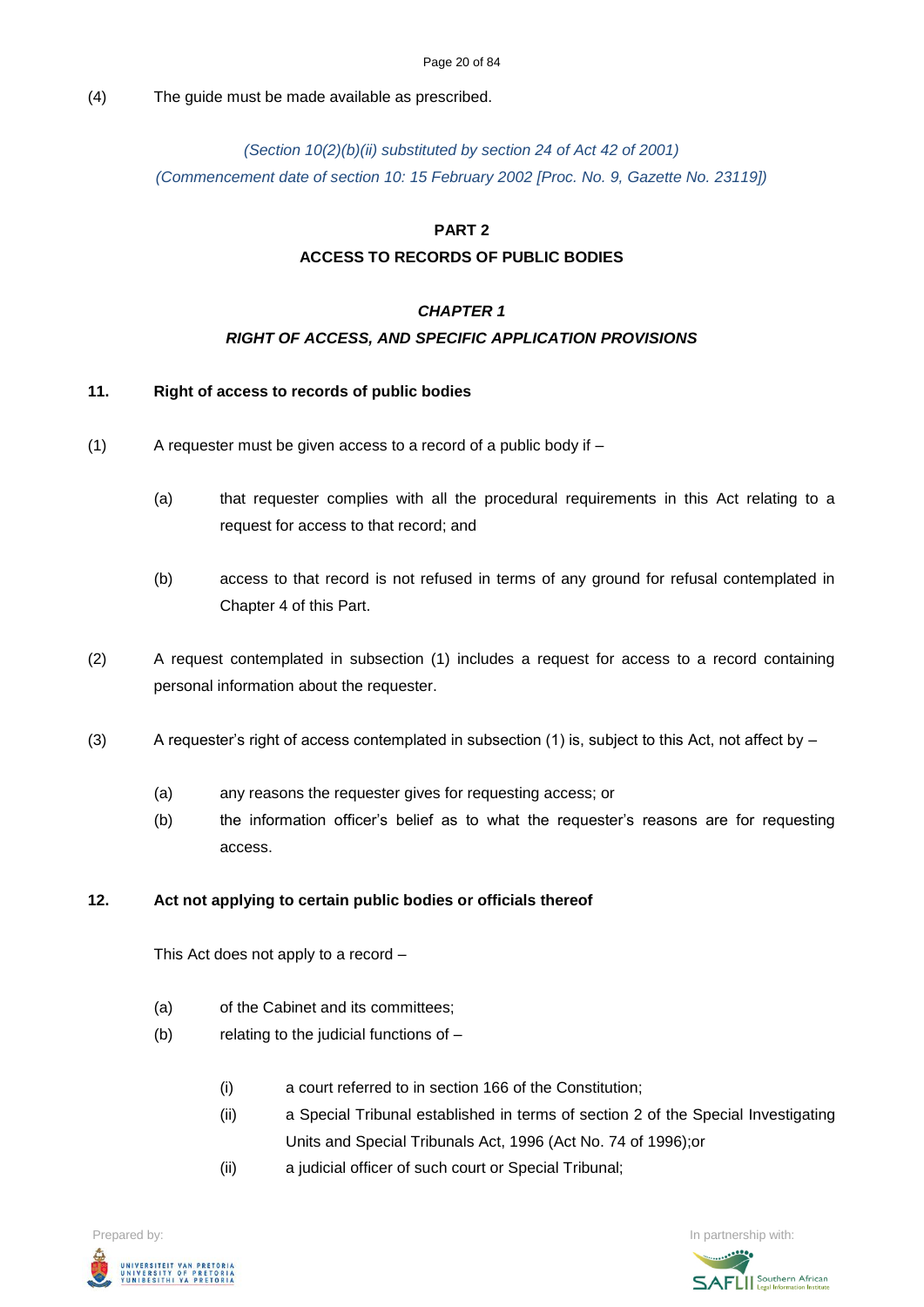(4) The guide must be made available as prescribed.

*(Section 10(2)(b)(ii) substituted by section 24 of Act 42 of 2001)*
*(Commencement date of section 10: 15 February 2002 [Proc. No. 9, Gazette No. 23119])*

## PART 2
## ACCESS TO RECORDS OF PUBLIC BODIES

### *CHAPTER 1*
### *RIGHT OF ACCESS, AND SPECIFIC APPLICATION PROVISIONS*

**11. Right of access to records of public bodies**

(1) A requester must be given access to a record of a public body if –

(a) that requester complies with all the procedural requirements in this Act relating to a request for access to that record; and

(b) access to that record is not refused in terms of any ground for refusal contemplated in Chapter 4 of this Part.

(2) A request contemplated in subsection (1) includes a request for access to a record containing personal information about the requester.

(3) A requester's right of access contemplated in subsection (1) is, subject to this Act, not affect by –

(a) any reasons the requester gives for requesting access; or
(b) the information officer's belief as to what the requester's reasons are for requesting access.

**12. Act not applying to certain public bodies or officials thereof**

This Act does not apply to a record –

(a) of the Cabinet and its committees;
(b) relating to the judicial functions of –

(i) a court referred to in section 166 of the Constitution;
(ii) a Special Tribunal established in terms of section 2 of the Special Investigating Units and Special Tribunals Act, 1996 (Act No. 74 of 1996);or
(ii) a judicial officer of such court or Special Tribunal;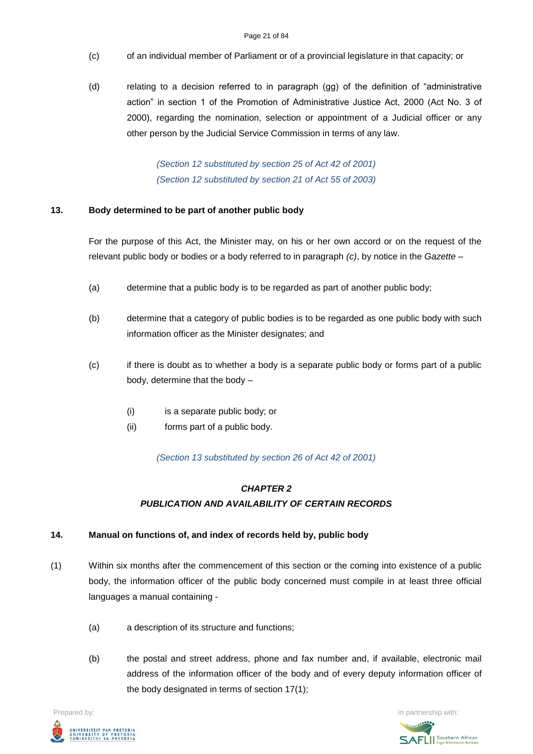(c) of an individual member of Parliament or of a provincial legislature in that capacity; or

(d) relating to a decision referred to in paragraph (gg) of the definition of "administrative action" in section 1 of the Promotion of Administrative Justice Act, 2000 (Act No. 3 of 2000), regarding the nomination, selection or appointment of a Judicial officer or any other person by the Judicial Service Commission in terms of any law.

*(Section 12 substituted by section 25 of Act 42 of 2001)*
*(Section 12 substituted by section 21 of Act 55 of 2003)*

**13. Body determined to be part of another public body**

For the purpose of this Act, the Minister may, on his or her own accord or on the request of the relevant public body or bodies or a body referred to in paragraph *(c)*, by notice in the *Gazette* –

(a) determine that a public body is to be regarded as part of another public body;

(b) determine that a category of public bodies is to be regarded as one public body with such information officer as the Minister designates; and

(c) if there is doubt as to whether a body is a separate public body or forms part of a public body, determine that the body –

(i) is a separate public body; or
(ii) forms part of a public body.

*(Section 13 substituted by section 26 of Act 42 of 2001)*

## *CHAPTER 2*
## *PUBLICATION AND AVAILABILITY OF CERTAIN RECORDS*

**14. Manual on functions of, and index of records held by, public body**

(1) Within six months after the commencement of this section or the coming into existence of a public body, the information officer of the public body concerned must compile in at least three official languages a manual containing -

(a) a description of its structure and functions;

(b) the postal and street address, phone and fax number and, if available, electronic mail address of the information officer of the body and of every deputy information officer of the body designated in terms of section 17(1);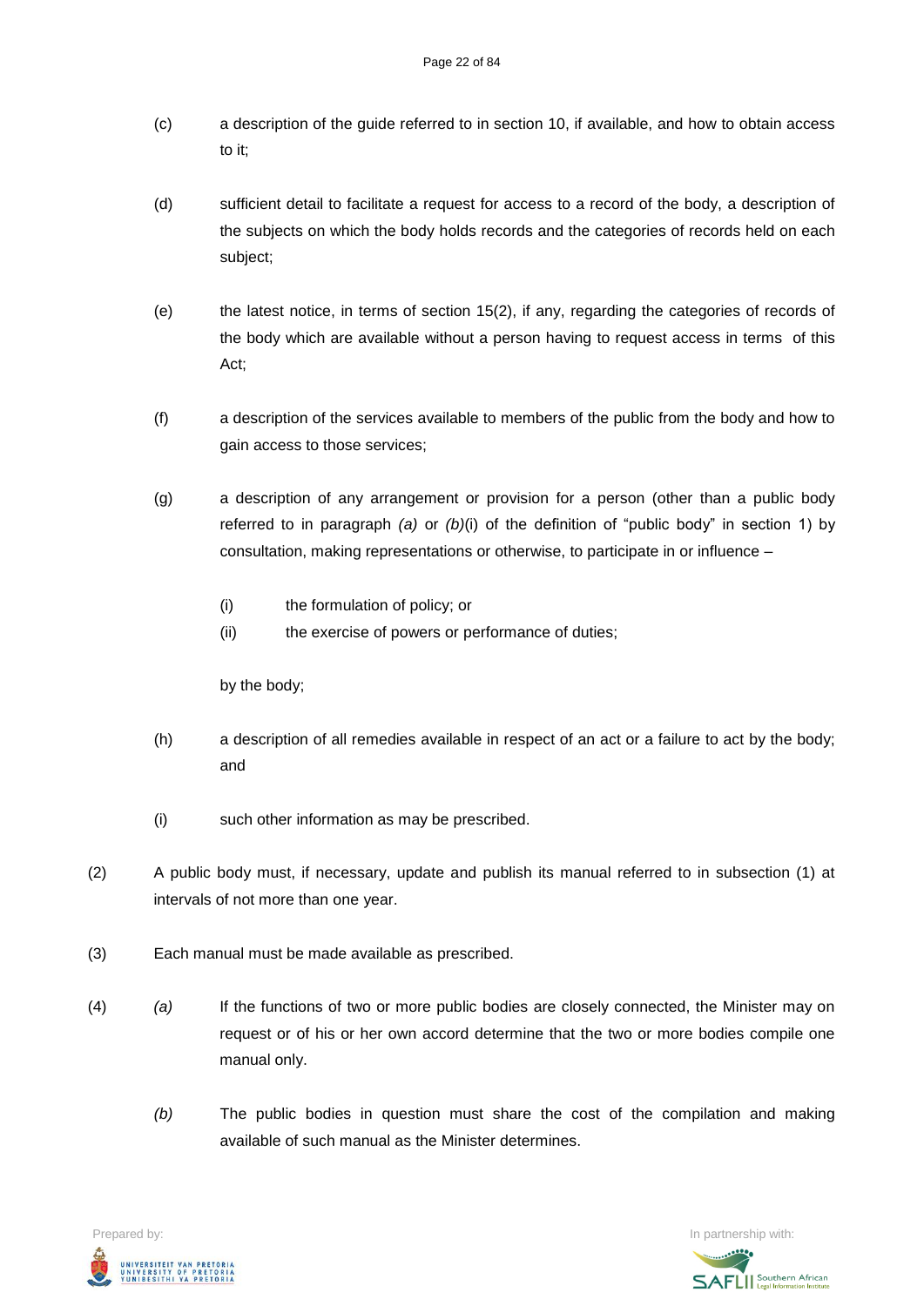(c) a description of the guide referred to in section 10, if available, and how to obtain access to it;

(d) sufficient detail to facilitate a request for access to a record of the body, a description of the subjects on which the body holds records and the categories of records held on each subject;

(e) the latest notice, in terms of section 15(2), if any, regarding the categories of records of the body which are available without a person having to request access in terms of this Act;

(f) a description of the services available to members of the public from the body and how to gain access to those services;

(g) a description of any arrangement or provision for a person (other than a public body referred to in paragraph *(a)* or *(b)*(i) of the definition of "public body" in section 1) by consultation, making representations or otherwise, to participate in or influence –

  (i) the formulation of policy; or
  (ii) the exercise of powers or performance of duties;

  by the body;

(h) a description of all remedies available in respect of an act or a failure to act by the body; and

(i) such other information as may be prescribed.

(2) A public body must, if necessary, update and publish its manual referred to in subsection (1) at intervals of not more than one year.

(3) Each manual must be made available as prescribed.

(4) *(a)* If the functions of two or more public bodies are closely connected, the Minister may on request or of his or her own accord determine that the two or more bodies compile one manual only.

*(b)* The public bodies in question must share the cost of the compilation and making available of such manual as the Minister determines.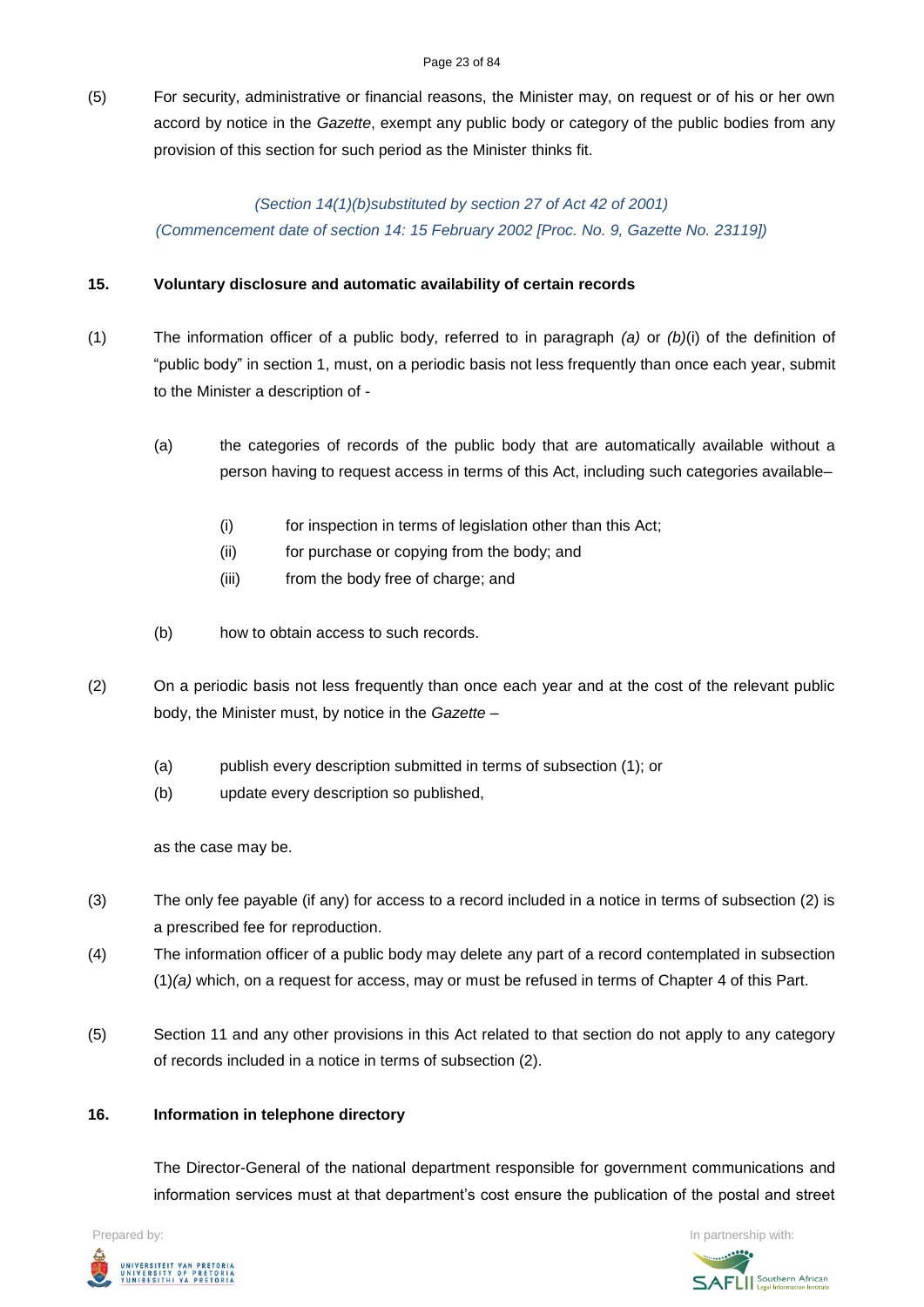(5) For security, administrative or financial reasons, the Minister may, on request or of his or her own accord by notice in the *Gazette*, exempt any public body or category of the public bodies from any provision of this section for such period as the Minister thinks fit.

*(Section 14(1)(b)substituted by section 27 of Act 42 of 2001)*
*(Commencement date of section 14: 15 February 2002 [Proc. No. 9, Gazette No. 23119])*

**15. Voluntary disclosure and automatic availability of certain records**

(1) The information officer of a public body, referred to in paragraph *(a)* or *(b)*(i) of the definition of "public body" in section 1, must, on a periodic basis not less frequently than once each year, submit to the Minister a description of -

(a) the categories of records of the public body that are automatically available without a person having to request access in terms of this Act, including such categories available–

(i) for inspection in terms of legislation other than this Act;
(ii) for purchase or copying from the body; and
(iii) from the body free of charge; and

(b) how to obtain access to such records.

(2) On a periodic basis not less frequently than once each year and at the cost of the relevant public body, the Minister must, by notice in the *Gazette* –

(a) publish every description submitted in terms of subsection (1); or
(b) update every description so published,

as the case may be.

(3) The only fee payable (if any) for access to a record included in a notice in terms of subsection (2) is a prescribed fee for reproduction.

(4) The information officer of a public body may delete any part of a record contemplated in subsection (1)*(a)* which, on a request for access, may or must be refused in terms of Chapter 4 of this Part.

(5) Section 11 and any other provisions in this Act related to that section do not apply to any category of records included in a notice in terms of subsection (2).

**16. Information in telephone directory**

The Director-General of the national department responsible for government communications and information services must at that department's cost ensure the publication of the postal and street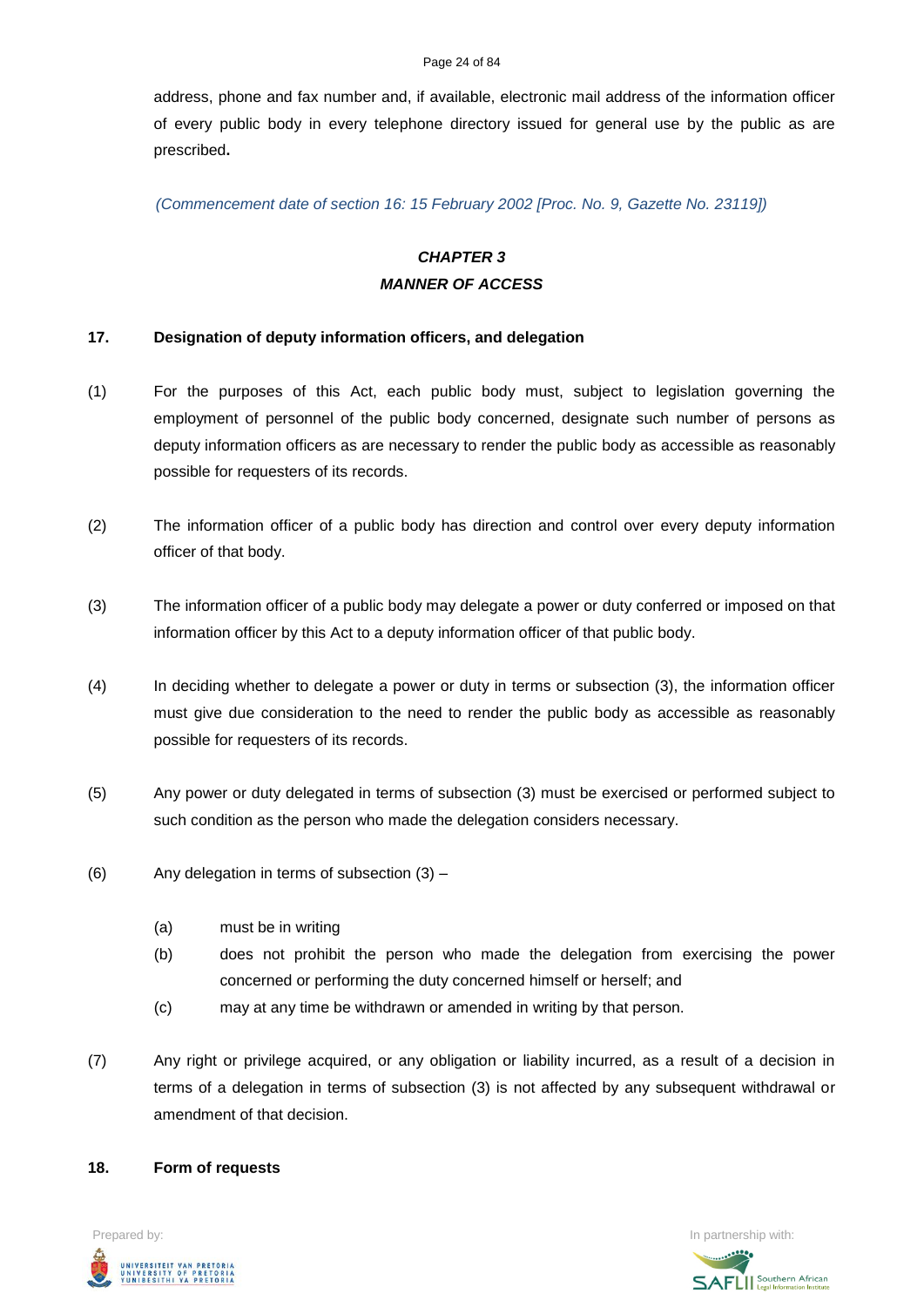address, phone and fax number and, if available, electronic mail address of the information officer of every public body in every telephone directory issued for general use by the public as are prescribed**.**

*(Commencement date of section 16: 15 February 2002 [Proc. No. 9, Gazette No. 23119])*

## *CHAPTER 3*
## *MANNER OF ACCESS*

**17. Designation of deputy information officers, and delegation**

(1) For the purposes of this Act, each public body must, subject to legislation governing the employment of personnel of the public body concerned, designate such number of persons as deputy information officers as are necessary to render the public body as accessible as reasonably possible for requesters of its records.

(2) The information officer of a public body has direction and control over every deputy information officer of that body.

(3) The information officer of a public body may delegate a power or duty conferred or imposed on that information officer by this Act to a deputy information officer of that public body.

(4) In deciding whether to delegate a power or duty in terms or subsection (3), the information officer must give due consideration to the need to render the public body as accessible as reasonably possible for requesters of its records.

(5) Any power or duty delegated in terms of subsection (3) must be exercised or performed subject to such condition as the person who made the delegation considers necessary.

(6) Any delegation in terms of subsection (3) –

(a) must be in writing

(b) does not prohibit the person who made the delegation from exercising the power concerned or performing the duty concerned himself or herself; and

(c) may at any time be withdrawn or amended in writing by that person.

(7) Any right or privilege acquired, or any obligation or liability incurred, as a result of a decision in terms of a delegation in terms of subsection (3) is not affected by any subsequent withdrawal or amendment of that decision.

**18. Form of requests**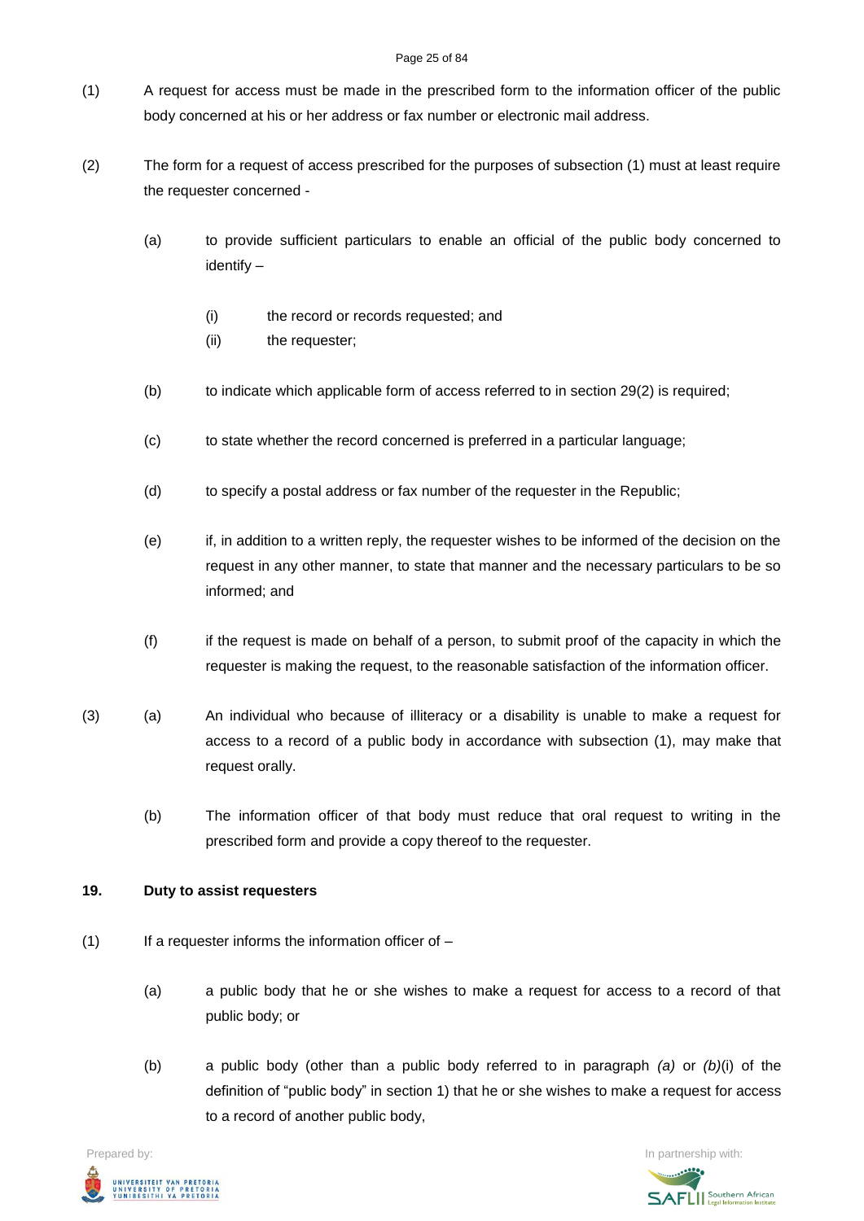(1) A request for access must be made in the prescribed form to the information officer of the public body concerned at his or her address or fax number or electronic mail address.

(2) The form for a request of access prescribed for the purposes of subsection (1) must at least require the requester concerned -

(a) to provide sufficient particulars to enable an official of the public body concerned to identify –

(i) the record or records requested; and
(ii) the requester;

(b) to indicate which applicable form of access referred to in section 29(2) is required;

(c) to state whether the record concerned is preferred in a particular language;

(d) to specify a postal address or fax number of the requester in the Republic;

(e) if, in addition to a written reply, the requester wishes to be informed of the decision on the request in any other manner, to state that manner and the necessary particulars to be so informed; and

(f) if the request is made on behalf of a person, to submit proof of the capacity in which the requester is making the request, to the reasonable satisfaction of the information officer.

(3) (a) An individual who because of illiteracy or a disability is unable to make a request for access to a record of a public body in accordance with subsection (1), may make that request orally.

(b) The information officer of that body must reduce that oral request to writing in the prescribed form and provide a copy thereof to the requester.

**19. Duty to assist requesters**

(1) If a requester informs the information officer of –

(a) a public body that he or she wishes to make a request for access to a record of that public body; or

(b) a public body (other than a public body referred to in paragraph *(a)* or *(b)*(i) of the definition of "public body" in section 1) that he or she wishes to make a request for access to a record of another public body,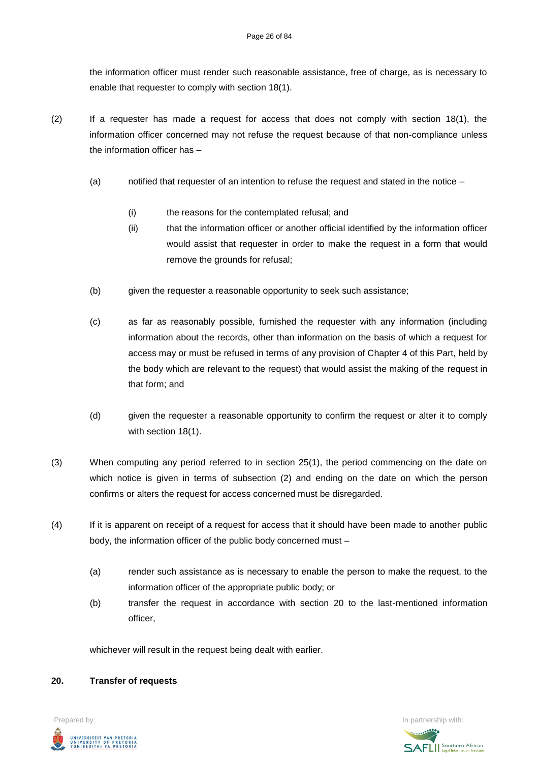the information officer must render such reasonable assistance, free of charge, as is necessary to enable that requester to comply with section 18(1).

(2) If a requester has made a request for access that does not comply with section 18(1), the information officer concerned may not refuse the request because of that non-compliance unless the information officer has –

(a) notified that requester of an intention to refuse the request and stated in the notice –

(i) the reasons for the contemplated refusal; and

(ii) that the information officer or another official identified by the information officer would assist that requester in order to make the request in a form that would remove the grounds for refusal;

(b) given the requester a reasonable opportunity to seek such assistance;

(c) as far as reasonably possible, furnished the requester with any information (including information about the records, other than information on the basis of which a request for access may or must be refused in terms of any provision of Chapter 4 of this Part, held by the body which are relevant to the request) that would assist the making of the request in that form; and

(d) given the requester a reasonable opportunity to confirm the request or alter it to comply with section 18(1).

(3) When computing any period referred to in section 25(1), the period commencing on the date on which notice is given in terms of subsection (2) and ending on the date on which the person confirms or alters the request for access concerned must be disregarded.

(4) If it is apparent on receipt of a request for access that it should have been made to another public body, the information officer of the public body concerned must –

(a) render such assistance as is necessary to enable the person to make the request, to the information officer of the appropriate public body; or

(b) transfer the request in accordance with section 20 to the last-mentioned information officer,

whichever will result in the request being dealt with earlier.

**20. Transfer of requests**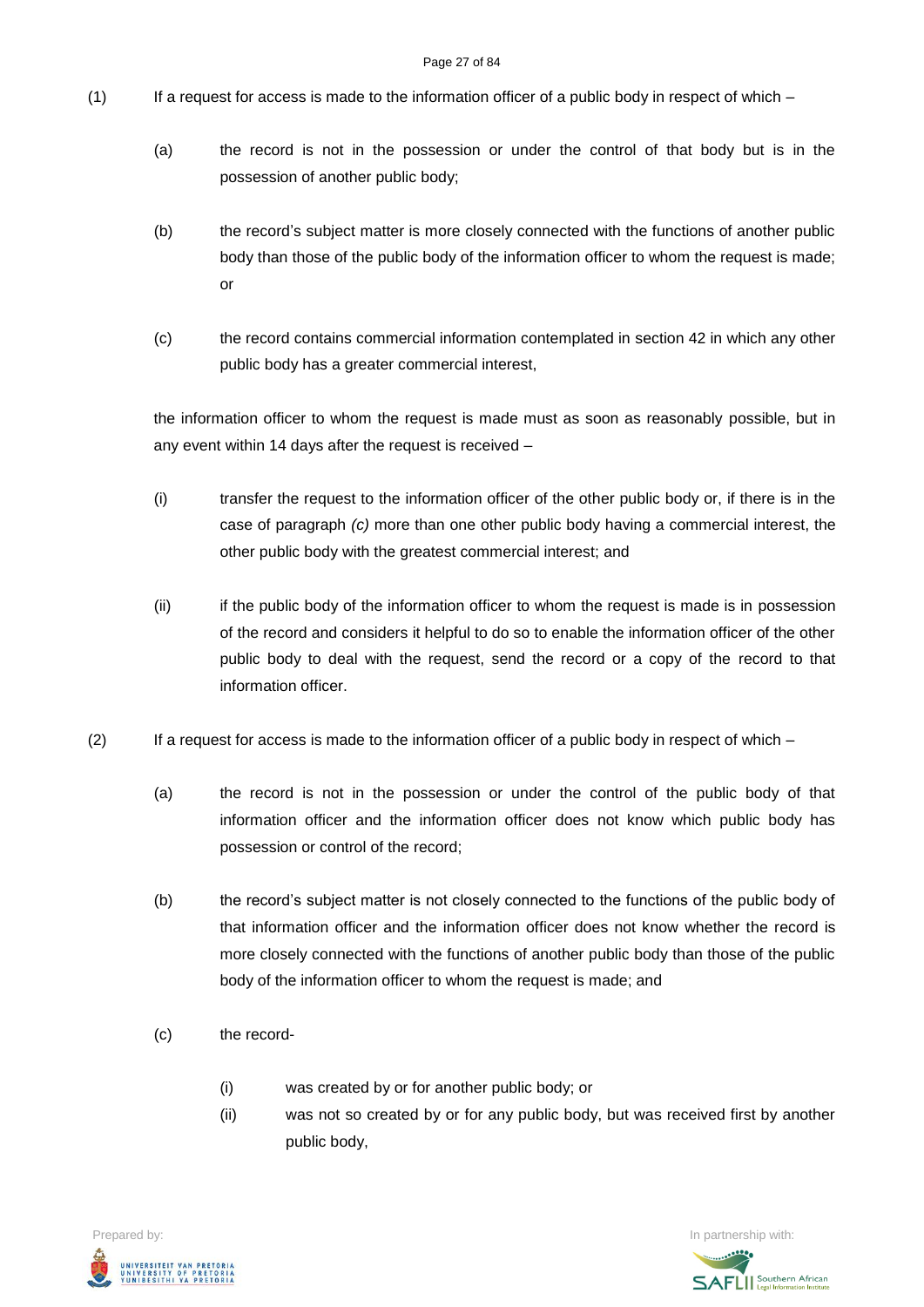(1) If a request for access is made to the information officer of a public body in respect of which –

(a) the record is not in the possession or under the control of that body but is in the possession of another public body;

(b) the record's subject matter is more closely connected with the functions of another public body than those of the public body of the information officer to whom the request is made; or

(c) the record contains commercial information contemplated in section 42 in which any other public body has a greater commercial interest,

the information officer to whom the request is made must as soon as reasonably possible, but in any event within 14 days after the request is received –

(i) transfer the request to the information officer of the other public body or, if there is in the case of paragraph *(c)* more than one other public body having a commercial interest, the other public body with the greatest commercial interest; and

(ii) if the public body of the information officer to whom the request is made is in possession of the record and considers it helpful to do so to enable the information officer of the other public body to deal with the request, send the record or a copy of the record to that information officer.

(2) If a request for access is made to the information officer of a public body in respect of which –

(a) the record is not in the possession or under the control of the public body of that information officer and the information officer does not know which public body has possession or control of the record;

(b) the record's subject matter is not closely connected to the functions of the public body of that information officer and the information officer does not know whether the record is more closely connected with the functions of another public body than those of the public body of the information officer to whom the request is made; and

(c) the record-

(i) was created by or for another public body; or

(ii) was not so created by or for any public body, but was received first by another public body,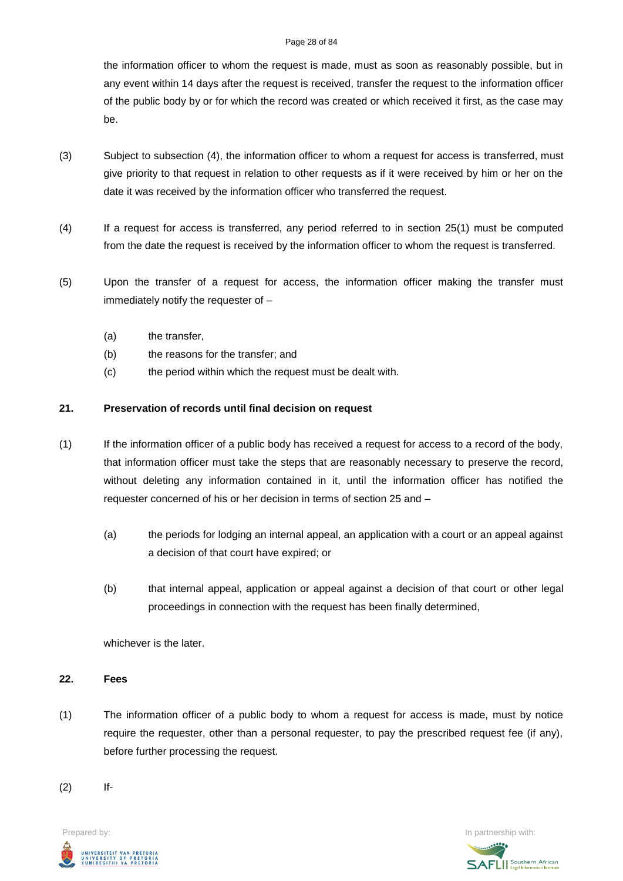the information officer to whom the request is made, must as soon as reasonably possible, but in any event within 14 days after the request is received, transfer the request to the information officer of the public body by or for which the record was created or which received it first, as the case may be.

(3) Subject to subsection (4), the information officer to whom a request for access is transferred, must give priority to that request in relation to other requests as if it were received by him or her on the date it was received by the information officer who transferred the request.

(4) If a request for access is transferred, any period referred to in section 25(1) must be computed from the date the request is received by the information officer to whom the request is transferred.

(5) Upon the transfer of a request for access, the information officer making the transfer must immediately notify the requester of –

(a) the transfer,
(b) the reasons for the transfer; and
(c) the period within which the request must be dealt with.

**21. Preservation of records until final decision on request**

(1) If the information officer of a public body has received a request for access to a record of the body, that information officer must take the steps that are reasonably necessary to preserve the record, without deleting any information contained in it, until the information officer has notified the requester concerned of his or her decision in terms of section 25 and –

(a) the periods for lodging an internal appeal, an application with a court or an appeal against a decision of that court have expired; or

(b) that internal appeal, application or appeal against a decision of that court or other legal proceedings in connection with the request has been finally determined,

whichever is the later.

**22. Fees**

(1) The information officer of a public body to whom a request for access is made, must by notice require the requester, other than a personal requester, to pay the prescribed request fee (if any), before further processing the request.

(2) If-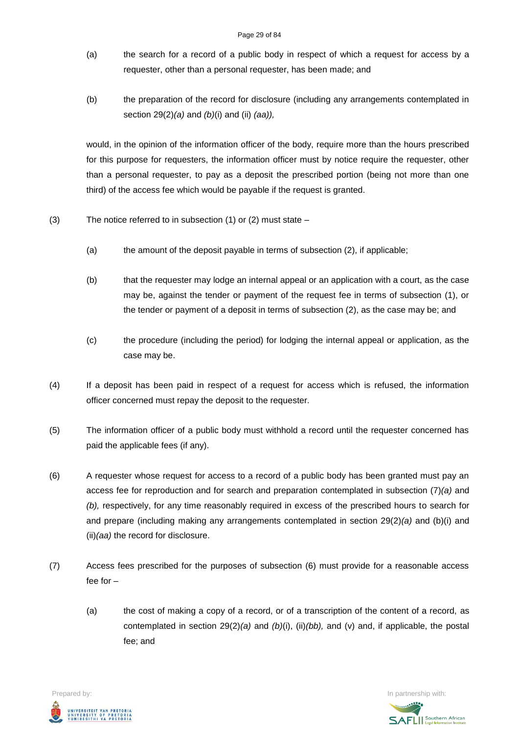(a) the search for a record of a public body in respect of which a request for access by a requester, other than a personal requester, has been made; and

(b) the preparation of the record for disclosure (including any arrangements contemplated in section 29(2)*(a)* and *(b)*(i) and (ii) *(aa)),*

would, in the opinion of the information officer of the body, require more than the hours prescribed for this purpose for requesters, the information officer must by notice require the requester, other than a personal requester, to pay as a deposit the prescribed portion (being not more than one third) of the access fee which would be payable if the request is granted.

(3) The notice referred to in subsection (1) or (2) must state –

(a) the amount of the deposit payable in terms of subsection (2), if applicable;

(b) that the requester may lodge an internal appeal or an application with a court, as the case may be, against the tender or payment of the request fee in terms of subsection (1), or the tender or payment of a deposit in terms of subsection (2), as the case may be; and

(c) the procedure (including the period) for lodging the internal appeal or application, as the case may be.

(4) If a deposit has been paid in respect of a request for access which is refused, the information officer concerned must repay the deposit to the requester.

(5) The information officer of a public body must withhold a record until the requester concerned has paid the applicable fees (if any).

(6) A requester whose request for access to a record of a public body has been granted must pay an access fee for reproduction and for search and preparation contemplated in subsection (7)*(a)* and *(b),* respectively, for any time reasonably required in excess of the prescribed hours to search for and prepare (including making any arrangements contemplated in section 29(2)*(a)* and (b)(i) and (ii)*(aa)* the record for disclosure.

(7) Access fees prescribed for the purposes of subsection (6) must provide for a reasonable access fee for –

(a) the cost of making a copy of a record, or of a transcription of the content of a record, as contemplated in section 29(2)*(a)* and *(b)*(i), (ii)*(bb),* and (v) and, if applicable, the postal fee; and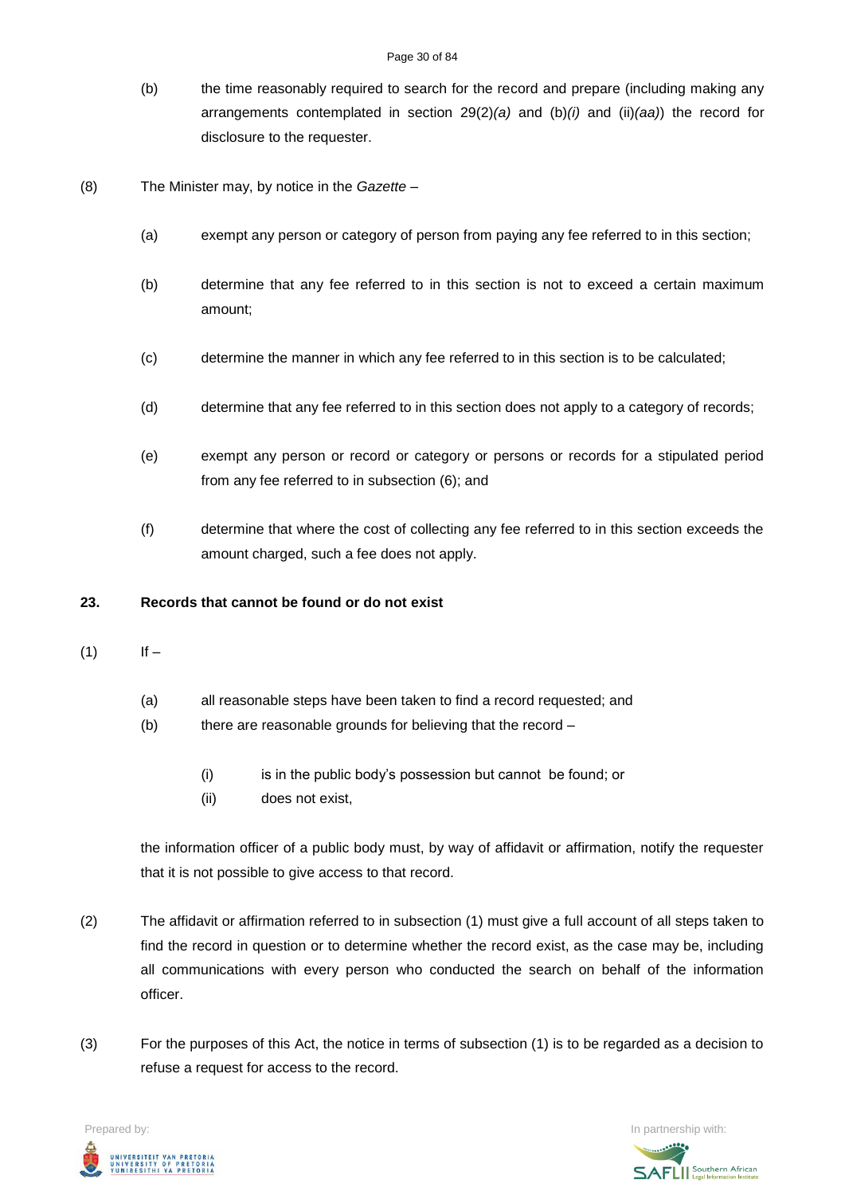(b) the time reasonably required to search for the record and prepare (including making any arrangements contemplated in section 29(2)*(a)* and (b)*(i)* and (ii)*(aa)*) the record for disclosure to the requester.

(8) The Minister may, by notice in the *Gazette* –

(a) exempt any person or category of person from paying any fee referred to in this section;

(b) determine that any fee referred to in this section is not to exceed a certain maximum amount;

(c) determine the manner in which any fee referred to in this section is to be calculated;

(d) determine that any fee referred to in this section does not apply to a category of records;

(e) exempt any person or record or category or persons or records for a stipulated period from any fee referred to in subsection (6); and

(f) determine that where the cost of collecting any fee referred to in this section exceeds the amount charged, such a fee does not apply.

**23. Records that cannot be found or do not exist**

(1) If –

(a) all reasonable steps have been taken to find a record requested; and

(b) there are reasonable grounds for believing that the record –

(i) is in the public body's possession but cannot be found; or

(ii) does not exist,

the information officer of a public body must, by way of affidavit or affirmation, notify the requester that it is not possible to give access to that record.

(2) The affidavit or affirmation referred to in subsection (1) must give a full account of all steps taken to find the record in question or to determine whether the record exist, as the case may be, including all communications with every person who conducted the search on behalf of the information officer.

(3) For the purposes of this Act, the notice in terms of subsection (1) is to be regarded as a decision to refuse a request for access to the record.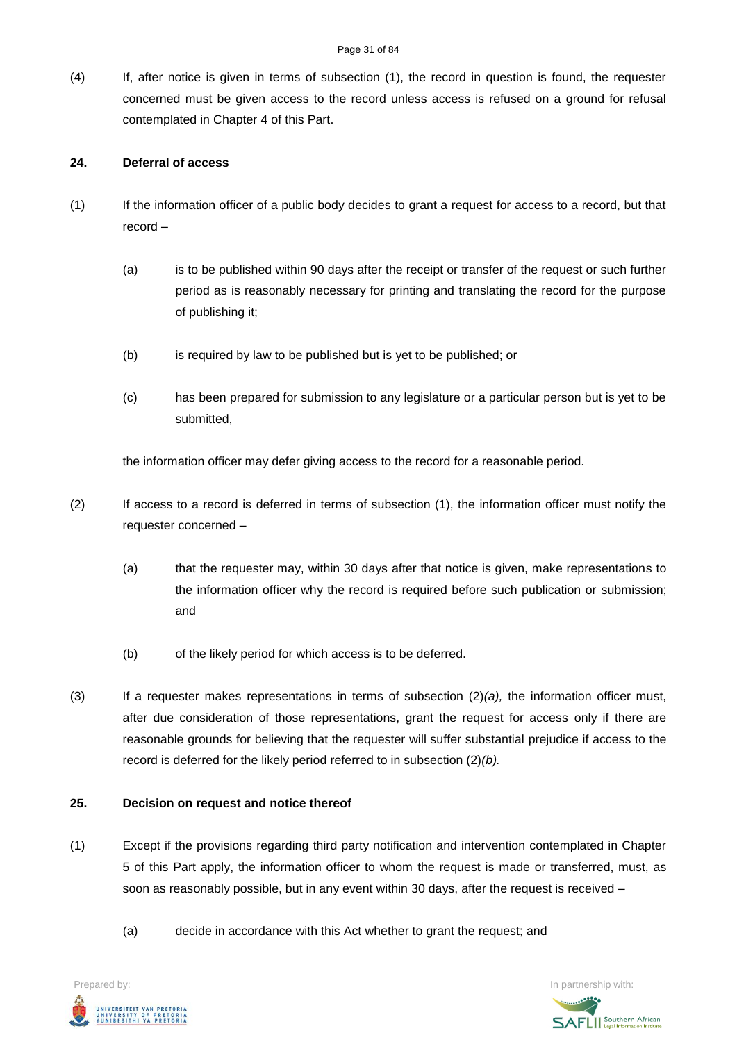(4) If, after notice is given in terms of subsection (1), the record in question is found, the requester concerned must be given access to the record unless access is refused on a ground for refusal contemplated in Chapter 4 of this Part.

**24. Deferral of access**

(1) If the information officer of a public body decides to grant a request for access to a record, but that record –

(a) is to be published within 90 days after the receipt or transfer of the request or such further period as is reasonably necessary for printing and translating the record for the purpose of publishing it;

(b) is required by law to be published but is yet to be published; or

(c) has been prepared for submission to any legislature or a particular person but is yet to be submitted,

the information officer may defer giving access to the record for a reasonable period.

(2) If access to a record is deferred in terms of subsection (1), the information officer must notify the requester concerned –

(a) that the requester may, within 30 days after that notice is given, make representations to the information officer why the record is required before such publication or submission; and

(b) of the likely period for which access is to be deferred.

(3) If a requester makes representations in terms of subsection (2)*(a),* the information officer must, after due consideration of those representations, grant the request for access only if there are reasonable grounds for believing that the requester will suffer substantial prejudice if access to the record is deferred for the likely period referred to in subsection (2)*(b).*

**25. Decision on request and notice thereof**

(1) Except if the provisions regarding third party notification and intervention contemplated in Chapter 5 of this Part apply, the information officer to whom the request is made or transferred, must, as soon as reasonably possible, but in any event within 30 days, after the request is received –

(a) decide in accordance with this Act whether to grant the request; and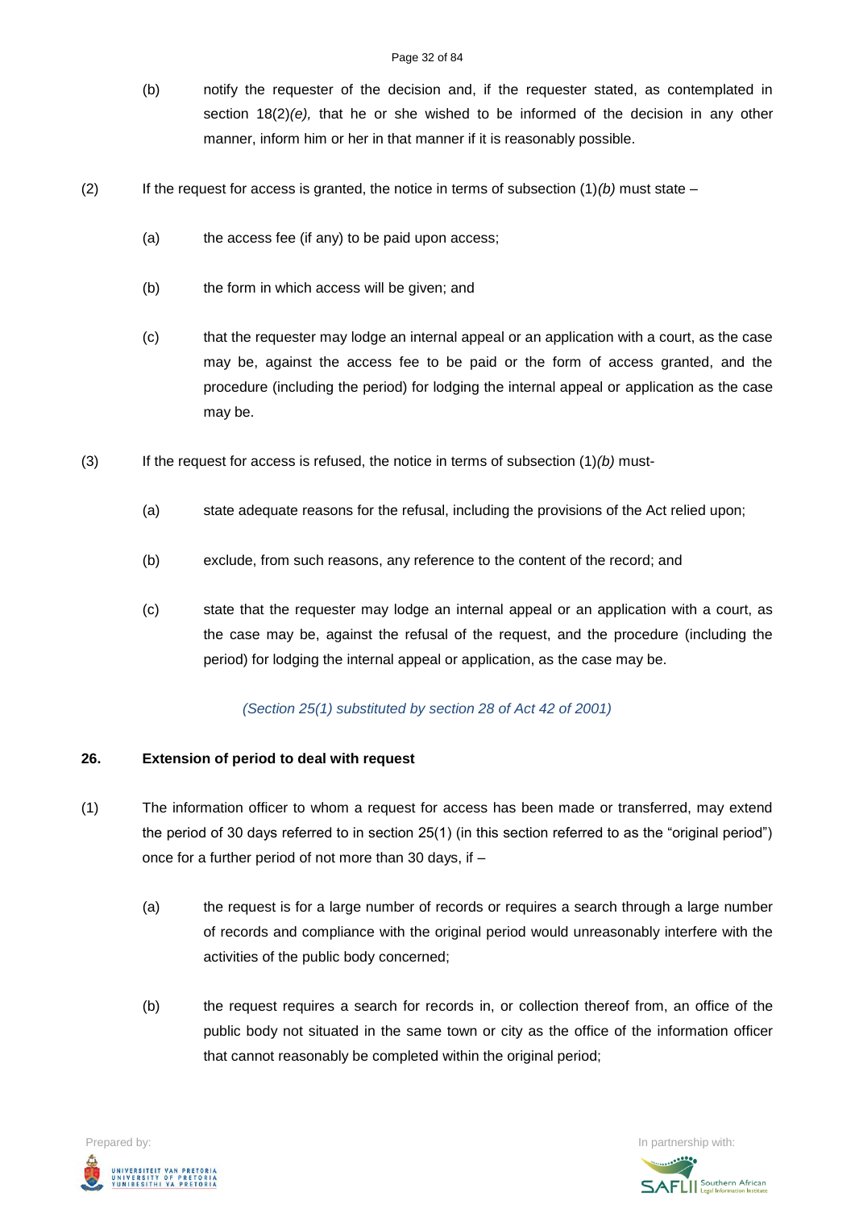(b) notify the requester of the decision and, if the requester stated, as contemplated in section 18(2)*(e),* that he or she wished to be informed of the decision in any other manner, inform him or her in that manner if it is reasonably possible.

(2) If the request for access is granted, the notice in terms of subsection (1)*(b)* must state –

(a) the access fee (if any) to be paid upon access;

(b) the form in which access will be given; and

(c) that the requester may lodge an internal appeal or an application with a court, as the case may be, against the access fee to be paid or the form of access granted, and the procedure (including the period) for lodging the internal appeal or application as the case may be.

(3) If the request for access is refused, the notice in terms of subsection (1)*(b)* must-

(a) state adequate reasons for the refusal, including the provisions of the Act relied upon;

(b) exclude, from such reasons, any reference to the content of the record; and

(c) state that the requester may lodge an internal appeal or an application with a court, as the case may be, against the refusal of the request, and the procedure (including the period) for lodging the internal appeal or application, as the case may be.

*(Section 25(1) substituted by section 28 of Act 42 of 2001)*

**26. Extension of period to deal with request**

(1) The information officer to whom a request for access has been made or transferred, may extend the period of 30 days referred to in section 25(1) (in this section referred to as the "original period") once for a further period of not more than 30 days, if –

(a) the request is for a large number of records or requires a search through a large number of records and compliance with the original period would unreasonably interfere with the activities of the public body concerned;

(b) the request requires a search for records in, or collection thereof from, an office of the public body not situated in the same town or city as the office of the information officer that cannot reasonably be completed within the original period;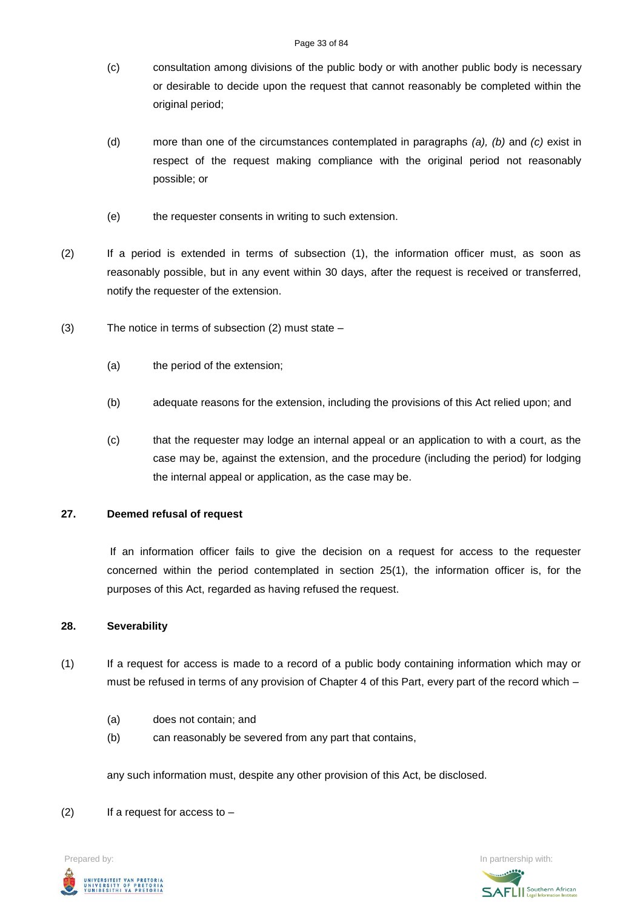(c) consultation among divisions of the public body or with another public body is necessary or desirable to decide upon the request that cannot reasonably be completed within the original period;

(d) more than one of the circumstances contemplated in paragraphs *(a), (b)* and *(c)* exist in respect of the request making compliance with the original period not reasonably possible; or

(e) the requester consents in writing to such extension.

(2) If a period is extended in terms of subsection (1), the information officer must, as soon as reasonably possible, but in any event within 30 days, after the request is received or transferred, notify the requester of the extension.

(3) The notice in terms of subsection (2) must state –

(a) the period of the extension;

(b) adequate reasons for the extension, including the provisions of this Act relied upon; and

(c) that the requester may lodge an internal appeal or an application to with a court, as the case may be, against the extension, and the procedure (including the period) for lodging the internal appeal or application, as the case may be.

**27. Deemed refusal of request**

If an information officer fails to give the decision on a request for access to the requester concerned within the period contemplated in section 25(1), the information officer is, for the purposes of this Act, regarded as having refused the request.

**28. Severability**

(1) If a request for access is made to a record of a public body containing information which may or must be refused in terms of any provision of Chapter 4 of this Part, every part of the record which –

(a) does not contain; and

(b) can reasonably be severed from any part that contains,

any such information must, despite any other provision of this Act, be disclosed.

(2) If a request for access to –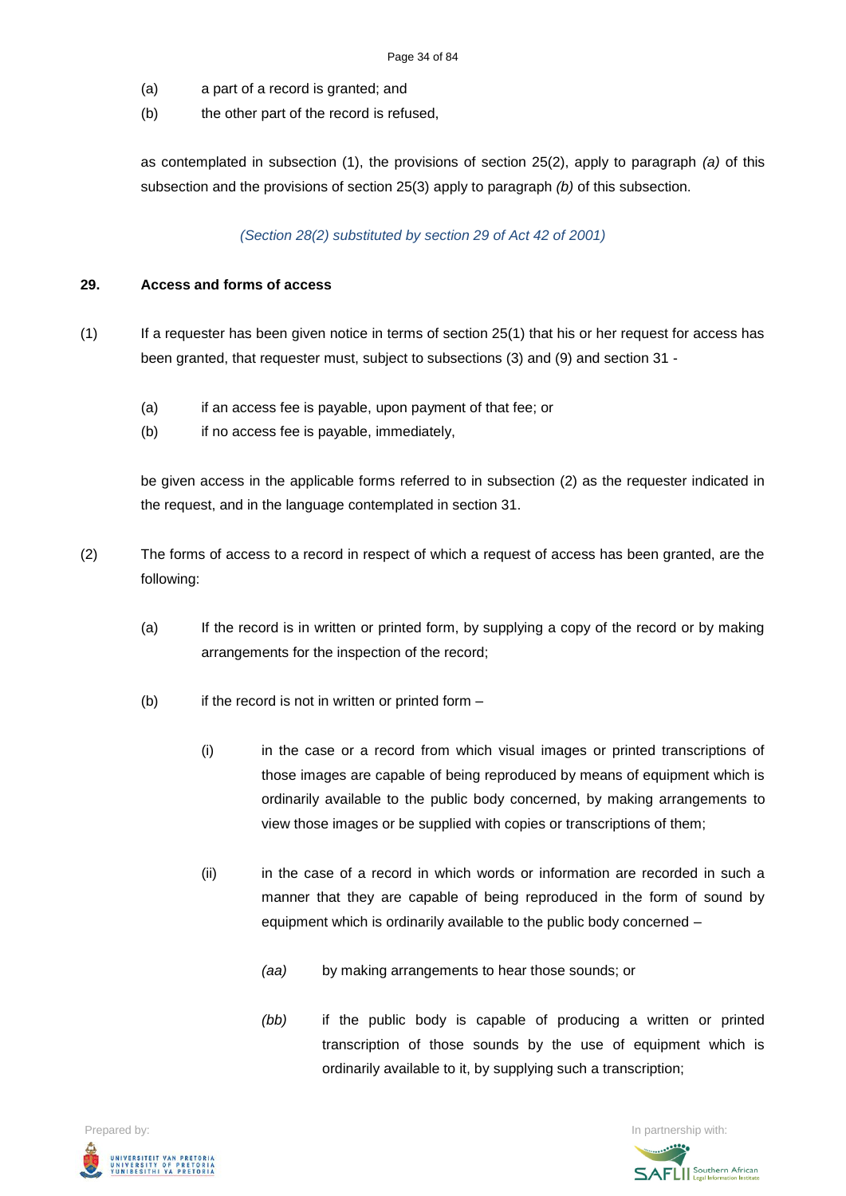(a) a part of a record is granted; and

(b) the other part of the record is refused,

as contemplated in subsection (1), the provisions of section 25(2), apply to paragraph *(a)* of this subsection and the provisions of section 25(3) apply to paragraph *(b)* of this subsection.

*(Section 28(2) substituted by section 29 of Act 42 of 2001)*

**29. Access and forms of access**

(1) If a requester has been given notice in terms of section 25(1) that his or her request for access has been granted, that requester must, subject to subsections (3) and (9) and section 31 -

(a) if an access fee is payable, upon payment of that fee; or

(b) if no access fee is payable, immediately,

be given access in the applicable forms referred to in subsection (2) as the requester indicated in the request, and in the language contemplated in section 31.

(2) The forms of access to a record in respect of which a request of access has been granted, are the following:

(a) If the record is in written or printed form, by supplying a copy of the record or by making arrangements for the inspection of the record;

(b) if the record is not in written or printed form –

(i) in the case or a record from which visual images or printed transcriptions of those images are capable of being reproduced by means of equipment which is ordinarily available to the public body concerned, by making arrangements to view those images or be supplied with copies or transcriptions of them;

(ii) in the case of a record in which words or information are recorded in such a manner that they are capable of being reproduced in the form of sound by equipment which is ordinarily available to the public body concerned –

*(aa)* by making arrangements to hear those sounds; or

*(bb)* if the public body is capable of producing a written or printed transcription of those sounds by the use of equipment which is ordinarily available to it, by supplying such a transcription;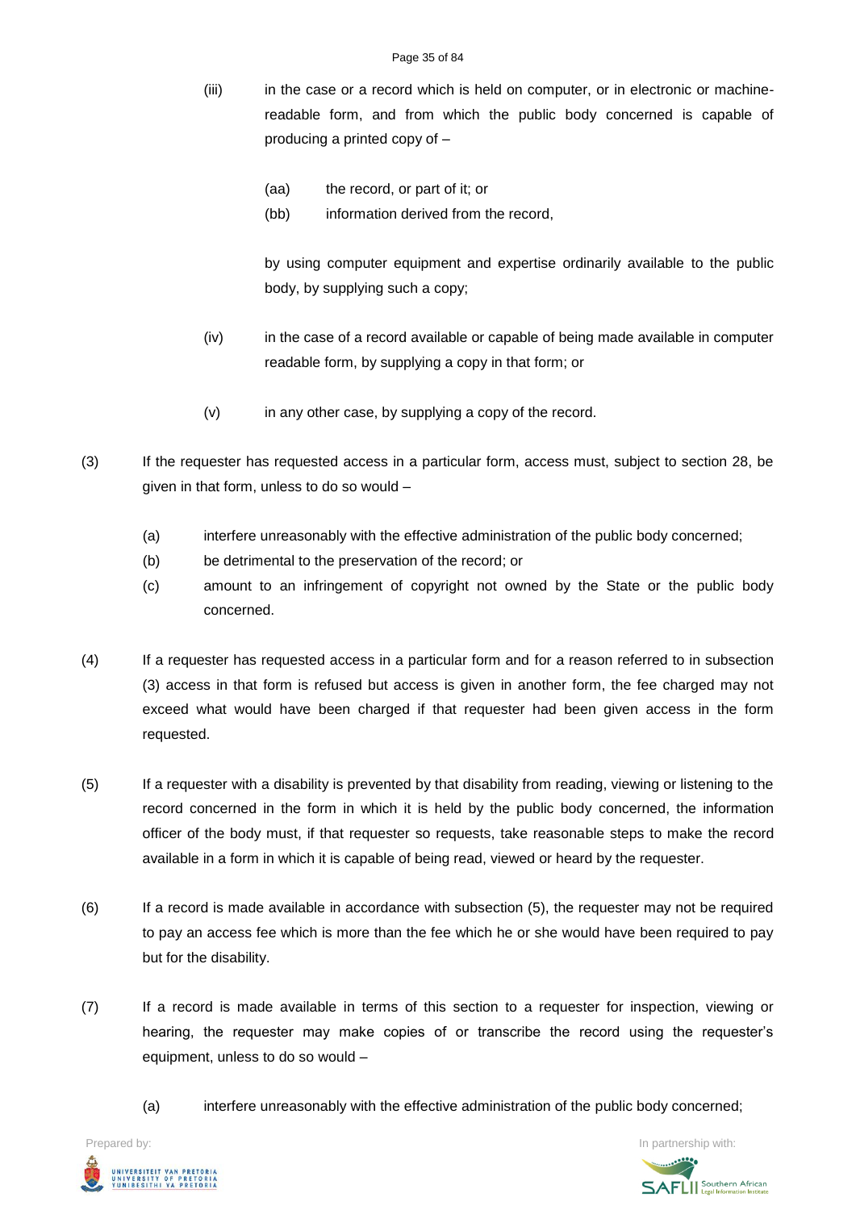(iii) in the case or a record which is held on computer, or in electronic or machine-readable form, and from which the public body concerned is capable of producing a printed copy of –

  (aa) the record, or part of it; or

  (bb) information derived from the record,

  by using computer equipment and expertise ordinarily available to the public body, by supplying such a copy;

(iv) in the case of a record available or capable of being made available in computer readable form, by supplying a copy in that form; or

(v) in any other case, by supplying a copy of the record.

(3) If the requester has requested access in a particular form, access must, subject to section 28, be given in that form, unless to do so would –

  (a) interfere unreasonably with the effective administration of the public body concerned;

  (b) be detrimental to the preservation of the record; or

  (c) amount to an infringement of copyright not owned by the State or the public body concerned.

(4) If a requester has requested access in a particular form and for a reason referred to in subsection (3) access in that form is refused but access is given in another form, the fee charged may not exceed what would have been charged if that requester had been given access in the form requested.

(5) If a requester with a disability is prevented by that disability from reading, viewing or listening to the record concerned in the form in which it is held by the public body concerned, the information officer of the body must, if that requester so requests, take reasonable steps to make the record available in a form in which it is capable of being read, viewed or heard by the requester.

(6) If a record is made available in accordance with subsection (5), the requester may not be required to pay an access fee which is more than the fee which he or she would have been required to pay but for the disability.

(7) If a record is made available in terms of this section to a requester for inspection, viewing or hearing, the requester may make copies of or transcribe the record using the requester's equipment, unless to do so would –

  (a) interfere unreasonably with the effective administration of the public body concerned;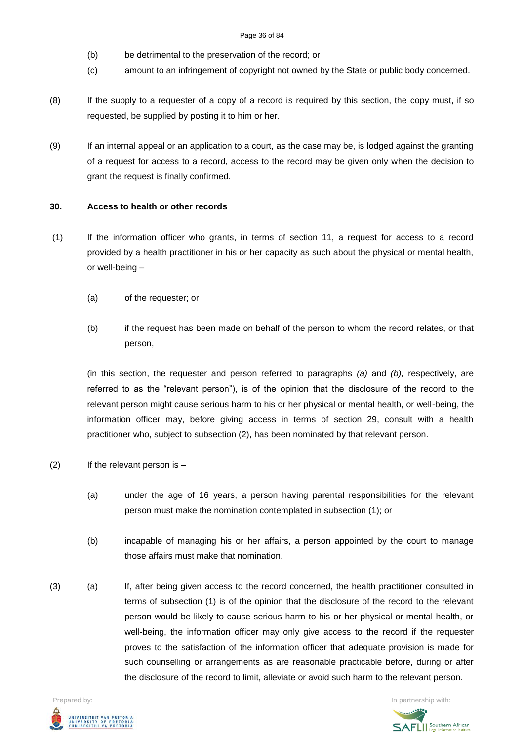(b) be detrimental to the preservation of the record; or

(c) amount to an infringement of copyright not owned by the State or public body concerned.

(8) If the supply to a requester of a copy of a record is required by this section, the copy must, if so requested, be supplied by posting it to him or her.

(9) If an internal appeal or an application to a court, as the case may be, is lodged against the granting of a request for access to a record, access to the record may be given only when the decision to grant the request is finally confirmed.

**30. Access to health or other records**

(1) If the information officer who grants, in terms of section 11, a request for access to a record provided by a health practitioner in his or her capacity as such about the physical or mental health, or well-being –

(a) of the requester; or

(b) if the request has been made on behalf of the person to whom the record relates, or that person,

(in this section, the requester and person referred to paragraphs *(a)* and *(b),* respectively, are referred to as the "relevant person"), is of the opinion that the disclosure of the record to the relevant person might cause serious harm to his or her physical or mental health, or well-being, the information officer may, before giving access in terms of section 29, consult with a health practitioner who, subject to subsection (2), has been nominated by that relevant person.

(2) If the relevant person is –

(a) under the age of 16 years, a person having parental responsibilities for the relevant person must make the nomination contemplated in subsection (1); or

(b) incapable of managing his or her affairs, a person appointed by the court to manage those affairs must make that nomination.

(3) (a) If, after being given access to the record concerned, the health practitioner consulted in terms of subsection (1) is of the opinion that the disclosure of the record to the relevant person would be likely to cause serious harm to his or her physical or mental health, or well-being, the information officer may only give access to the record if the requester proves to the satisfaction of the information officer that adequate provision is made for such counselling or arrangements as are reasonable practicable before, during or after the disclosure of the record to limit, alleviate or avoid such harm to the relevant person.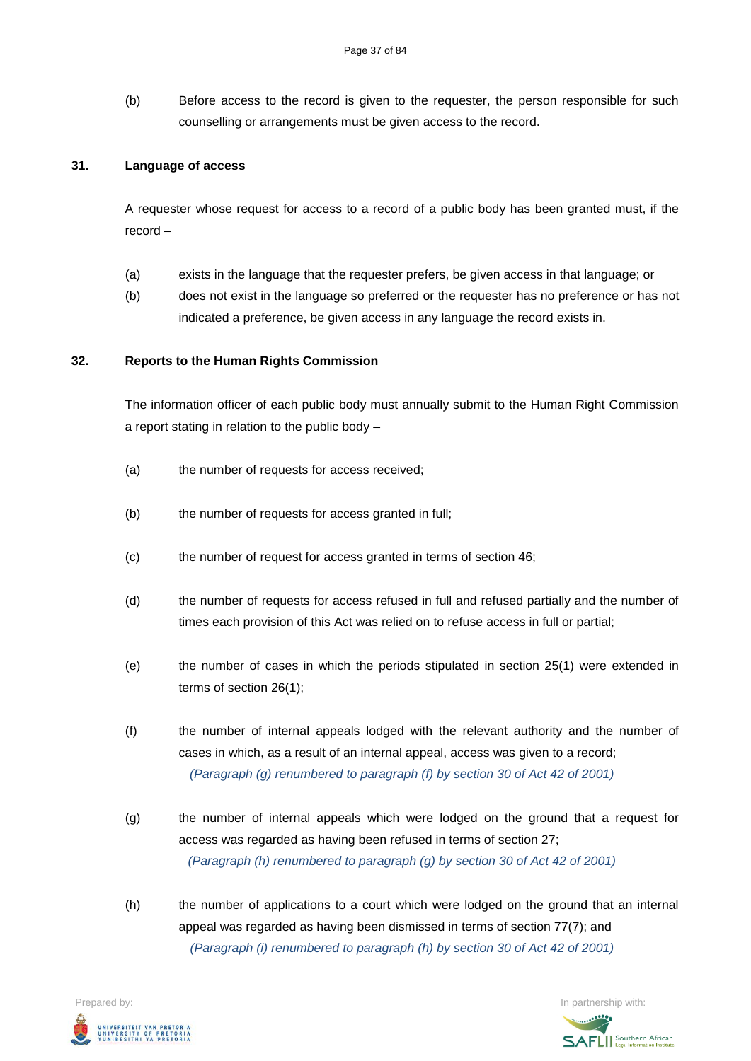(b) Before access to the record is given to the requester, the person responsible for such counselling or arrangements must be given access to the record.

### 31. Language of access

A requester whose request for access to a record of a public body has been granted must, if the record –

(a) exists in the language that the requester prefers, be given access in that language; or

(b) does not exist in the language so preferred or the requester has no preference or has not indicated a preference, be given access in any language the record exists in.

### 32. Reports to the Human Rights Commission

The information officer of each public body must annually submit to the Human Right Commission a report stating in relation to the public body –

(a) the number of requests for access received;

(b) the number of requests for access granted in full;

(c) the number of request for access granted in terms of section 46;

(d) the number of requests for access refused in full and refused partially and the number of times each provision of this Act was relied on to refuse access in full or partial;

(e) the number of cases in which the periods stipulated in section 25(1) were extended in terms of section 26(1);

(f) the number of internal appeals lodged with the relevant authority and the number of cases in which, as a result of an internal appeal, access was given to a record;
*(Paragraph (g) renumbered to paragraph (f) by section 30 of Act 42 of 2001)*

(g) the number of internal appeals which were lodged on the ground that a request for access was regarded as having been refused in terms of section 27;
*(Paragraph (h) renumbered to paragraph (g) by section 30 of Act 42 of 2001)*

(h) the number of applications to a court which were lodged on the ground that an internal appeal was regarded as having been dismissed in terms of section 77(7); and
*(Paragraph (i) renumbered to paragraph (h) by section 30 of Act 42 of 2001)*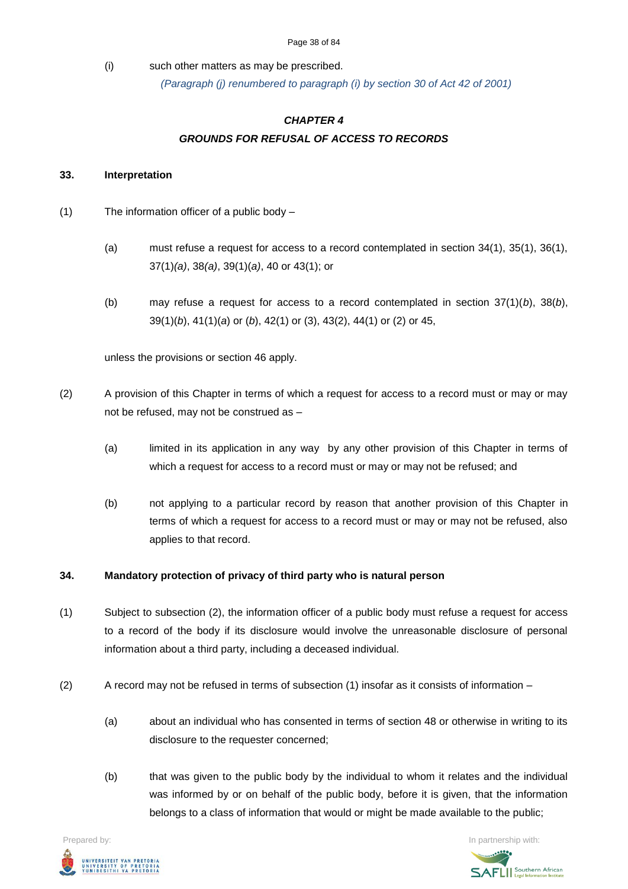(i) such other matters as may be prescribed.

*(Paragraph (j) renumbered to paragraph (i) by section 30 of Act 42 of 2001)*

## *CHAPTER 4*

## *GROUNDS FOR REFUSAL OF ACCESS TO RECORDS*

### 33. Interpretation

(1) The information officer of a public body –

(a) must refuse a request for access to a record contemplated in section 34(1), 35(1), 36(1), 37(1)*(a)*, 38*(a)*, 39(1)(*a*), 40 or 43(1); or

(b) may refuse a request for access to a record contemplated in section 37(1)(*b*), 38(*b*), 39(1)(*b*), 41(1)(*a*) or (*b*), 42(1) or (3), 43(2), 44(1) or (2) or 45,

unless the provisions or section 46 apply.

(2) A provision of this Chapter in terms of which a request for access to a record must or may or may not be refused, may not be construed as –

(a) limited in its application in any way by any other provision of this Chapter in terms of which a request for access to a record must or may or may not be refused; and

(b) not applying to a particular record by reason that another provision of this Chapter in terms of which a request for access to a record must or may or may not be refused, also applies to that record.

### 34. Mandatory protection of privacy of third party who is natural person

(1) Subject to subsection (2), the information officer of a public body must refuse a request for access to a record of the body if its disclosure would involve the unreasonable disclosure of personal information about a third party, including a deceased individual.

(2) A record may not be refused in terms of subsection (1) insofar as it consists of information –

(a) about an individual who has consented in terms of section 48 or otherwise in writing to its disclosure to the requester concerned;

(b) that was given to the public body by the individual to whom it relates and the individual was informed by or on behalf of the public body, before it is given, that the information belongs to a class of information that would or might be made available to the public;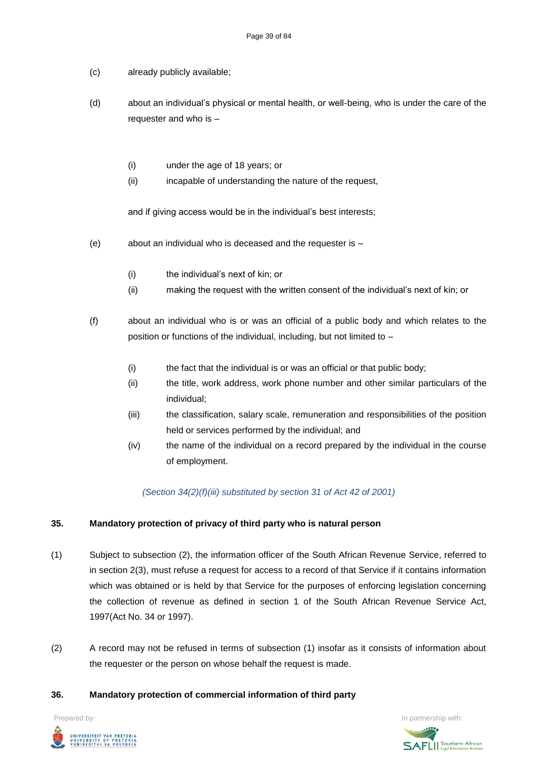(c) already publicly available;

(d) about an individual's physical or mental health, or well-being, who is under the care of the requester and who is –

  (i) under the age of 18 years; or
  (ii) incapable of understanding the nature of the request,

  and if giving access would be in the individual's best interests;

(e) about an individual who is deceased and the requester is –

  (i) the individual's next of kin; or
  (ii) making the request with the written consent of the individual's next of kin; or

(f) about an individual who is or was an official of a public body and which relates to the position or functions of the individual, including, but not limited to –

  (i) the fact that the individual is or was an official or that public body;
  (ii) the title, work address, work phone number and other similar particulars of the individual;
  (iii) the classification, salary scale, remuneration and responsibilities of the position held or services performed by the individual; and
  (iv) the name of the individual on a record prepared by the individual in the course of employment.

*(Section 34(2)(f)(iii) substituted by section 31 of Act 42 of 2001)*

**35. Mandatory protection of privacy of third party who is natural person**

(1) Subject to subsection (2), the information officer of the South African Revenue Service, referred to in section 2(3), must refuse a request for access to a record of that Service if it contains information which was obtained or is held by that Service for the purposes of enforcing legislation concerning the collection of revenue as defined in section 1 of the South African Revenue Service Act, 1997(Act No. 34 or 1997).

(2) A record may not be refused in terms of subsection (1) insofar as it consists of information about the requester or the person on whose behalf the request is made.

**36. Mandatory protection of commercial information of third party**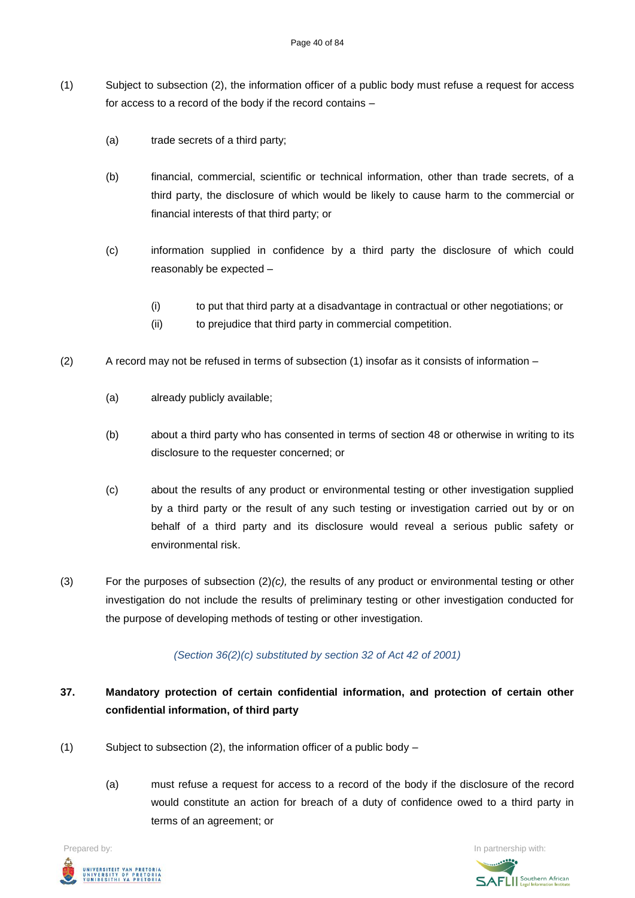(1) Subject to subsection (2), the information officer of a public body must refuse a request for access for access to a record of the body if the record contains –

(a) trade secrets of a third party;

(b) financial, commercial, scientific or technical information, other than trade secrets, of a third party, the disclosure of which would be likely to cause harm to the commercial or financial interests of that third party; or

(c) information supplied in confidence by a third party the disclosure of which could reasonably be expected –

(i) to put that third party at a disadvantage in contractual or other negotiations; or

(ii) to prejudice that third party in commercial competition.

(2) A record may not be refused in terms of subsection (1) insofar as it consists of information –

(a) already publicly available;

(b) about a third party who has consented in terms of section 48 or otherwise in writing to its disclosure to the requester concerned; or

(c) about the results of any product or environmental testing or other investigation supplied by a third party or the result of any such testing or investigation carried out by or on behalf of a third party and its disclosure would reveal a serious public safety or environmental risk.

(3) For the purposes of subsection (2)*(c),* the results of any product or environmental testing or other investigation do not include the results of preliminary testing or other investigation conducted for the purpose of developing methods of testing or other investigation.

*(Section 36(2)(c) substituted by section 32 of Act 42 of 2001)*

## 37. Mandatory protection of certain confidential information, and protection of certain other confidential information, of third party

(1) Subject to subsection (2), the information officer of a public body –

(a) must refuse a request for access to a record of the body if the disclosure of the record would constitute an action for breach of a duty of confidence owed to a third party in terms of an agreement; or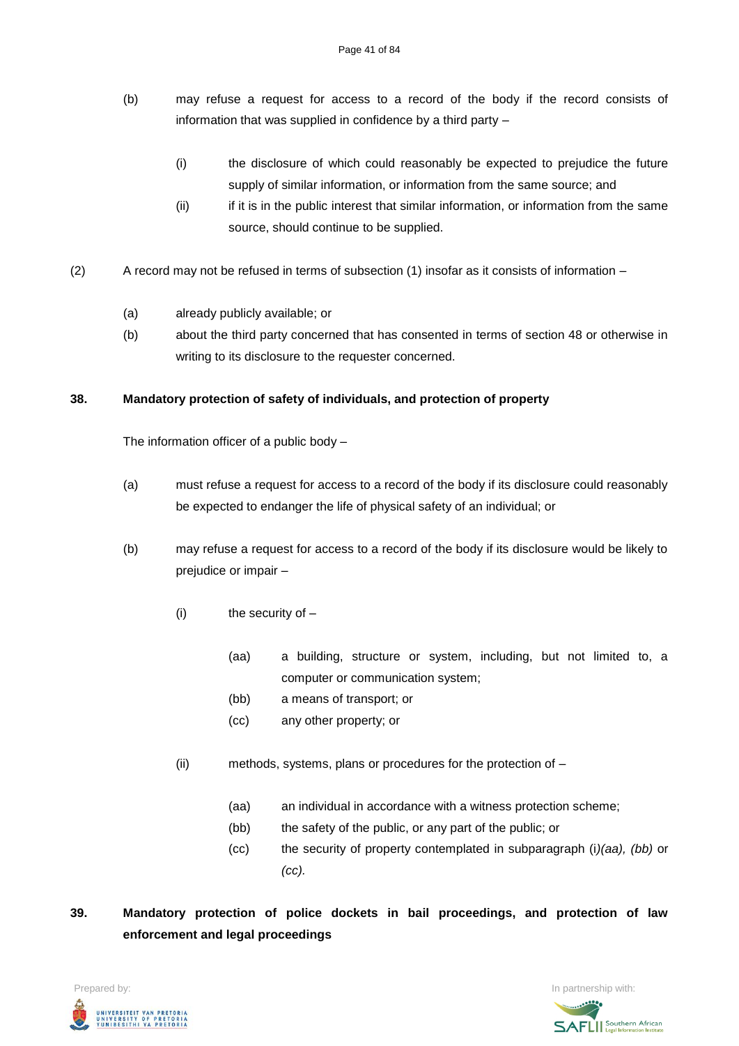(b) may refuse a request for access to a record of the body if the record consists of information that was supplied in confidence by a third party –

(i) the disclosure of which could reasonably be expected to prejudice the future supply of similar information, or information from the same source; and

(ii) if it is in the public interest that similar information, or information from the same source, should continue to be supplied.

(2) A record may not be refused in terms of subsection (1) insofar as it consists of information –

(a) already publicly available; or

(b) about the third party concerned that has consented in terms of section 48 or otherwise in writing to its disclosure to the requester concerned.

**38. Mandatory protection of safety of individuals, and protection of property**

The information officer of a public body –

(a) must refuse a request for access to a record of the body if its disclosure could reasonably be expected to endanger the life of physical safety of an individual; or

(b) may refuse a request for access to a record of the body if its disclosure would be likely to prejudice or impair –

(i) the security of –

(aa) a building, structure or system, including, but not limited to, a computer or communication system;

(bb) a means of transport; or

(cc) any other property; or

(ii) methods, systems, plans or procedures for the protection of –

(aa) an individual in accordance with a witness protection scheme;

(bb) the safety of the public, or any part of the public; or

(cc) the security of property contemplated in subparagraph (i)*(aa), (bb)* or *(cc)*.

**39. Mandatory protection of police dockets in bail proceedings, and protection of law enforcement and legal proceedings**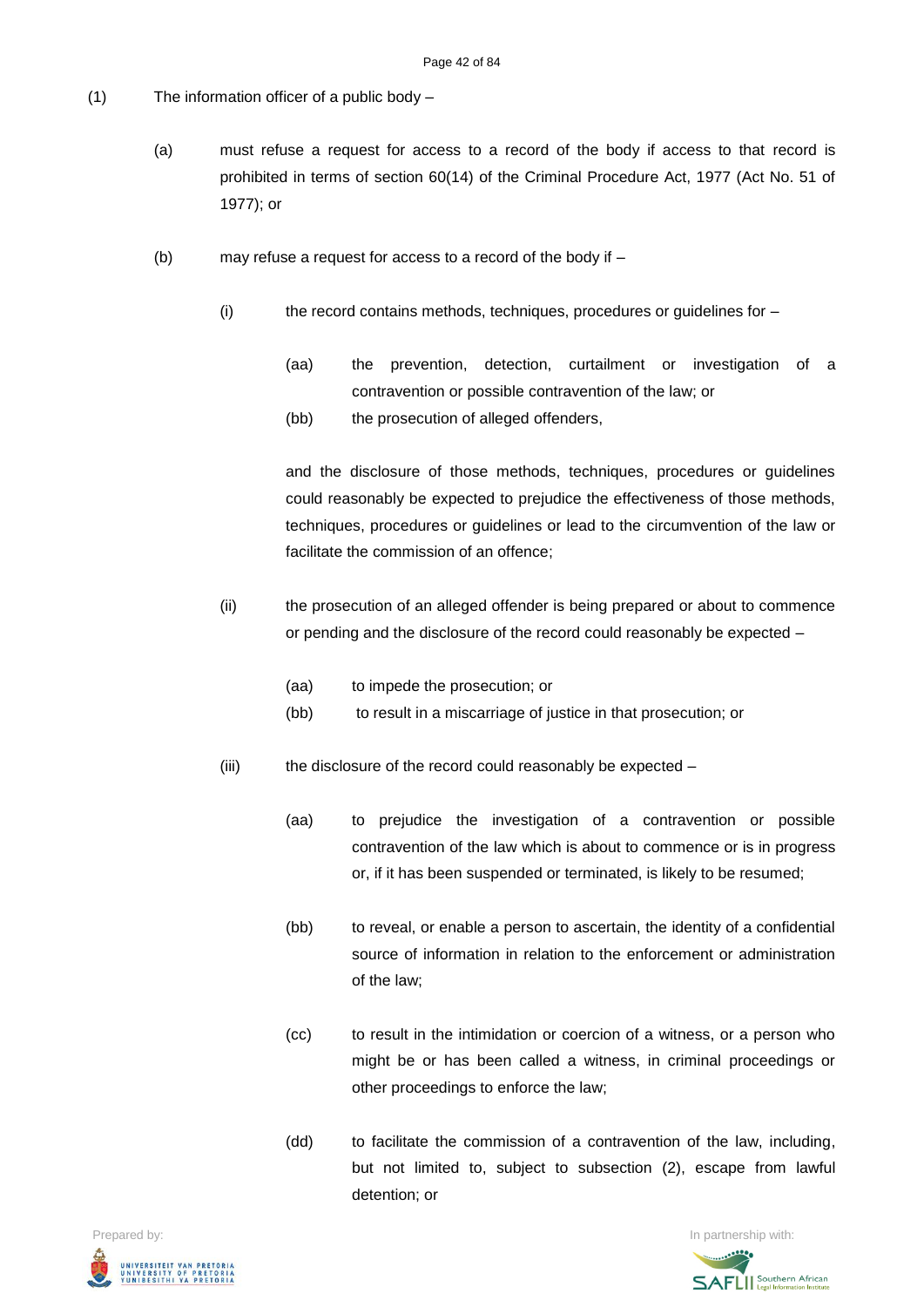(1) The information officer of a public body –

(a) must refuse a request for access to a record of the body if access to that record is prohibited in terms of section 60(14) of the Criminal Procedure Act, 1977 (Act No. 51 of 1977); or

(b) may refuse a request for access to a record of the body if –

(i) the record contains methods, techniques, procedures or guidelines for –

(aa) the prevention, detection, curtailment or investigation of a contravention or possible contravention of the law; or

(bb) the prosecution of alleged offenders,

and the disclosure of those methods, techniques, procedures or guidelines could reasonably be expected to prejudice the effectiveness of those methods, techniques, procedures or guidelines or lead to the circumvention of the law or facilitate the commission of an offence;

(ii) the prosecution of an alleged offender is being prepared or about to commence or pending and the disclosure of the record could reasonably be expected –

(aa) to impede the prosecution; or

(bb) to result in a miscarriage of justice in that prosecution; or

(iii) the disclosure of the record could reasonably be expected –

(aa) to prejudice the investigation of a contravention or possible contravention of the law which is about to commence or is in progress or, if it has been suspended or terminated, is likely to be resumed;

(bb) to reveal, or enable a person to ascertain, the identity of a confidential source of information in relation to the enforcement or administration of the law;

(cc) to result in the intimidation or coercion of a witness, or a person who might be or has been called a witness, in criminal proceedings or other proceedings to enforce the law;

(dd) to facilitate the commission of a contravention of the law, including, but not limited to, subject to subsection (2), escape from lawful detention; or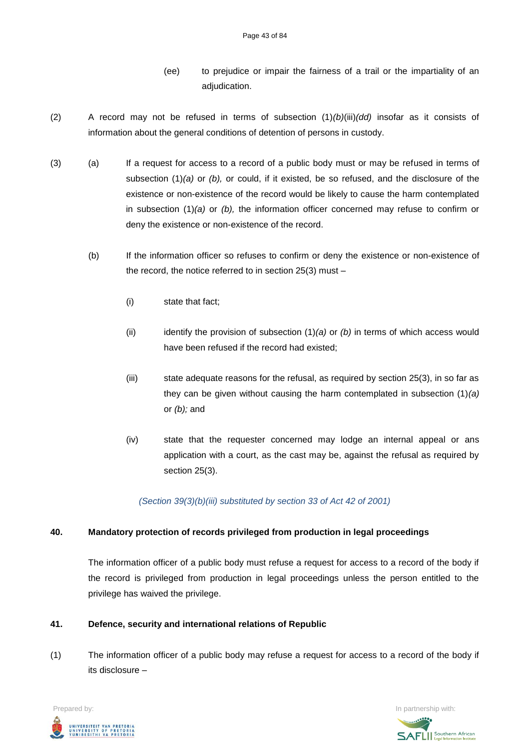(ee) to prejudice or impair the fairness of a trail or the impartiality of an adjudication.

(2) A record may not be refused in terms of subsection (1)*(b)*(iii)*(dd)* insofar as it consists of information about the general conditions of detention of persons in custody.

(3) (a) If a request for access to a record of a public body must or may be refused in terms of subsection (1)*(a)* or *(b),* or could, if it existed, be so refused, and the disclosure of the existence or non-existence of the record would be likely to cause the harm contemplated in subsection (1)*(a)* or *(b),* the information officer concerned may refuse to confirm or deny the existence or non-existence of the record.

(b) If the information officer so refuses to confirm or deny the existence or non-existence of the record, the notice referred to in section 25(3) must –

(i) state that fact;

(ii) identify the provision of subsection (1)*(a)* or *(b)* in terms of which access would have been refused if the record had existed;

(iii) state adequate reasons for the refusal, as required by section 25(3), in so far as they can be given without causing the harm contemplated in subsection (1)*(a)* or *(b);* and

(iv) state that the requester concerned may lodge an internal appeal or ans application with a court, as the cast may be, against the refusal as required by section 25(3).

*(Section 39(3)(b)(iii) substituted by section 33 of Act 42 of 2001)*

**40. Mandatory protection of records privileged from production in legal proceedings**

The information officer of a public body must refuse a request for access to a record of the body if the record is privileged from production in legal proceedings unless the person entitled to the privilege has waived the privilege.

**41. Defence, security and international relations of Republic**

(1) The information officer of a public body may refuse a request for access to a record of the body if its disclosure –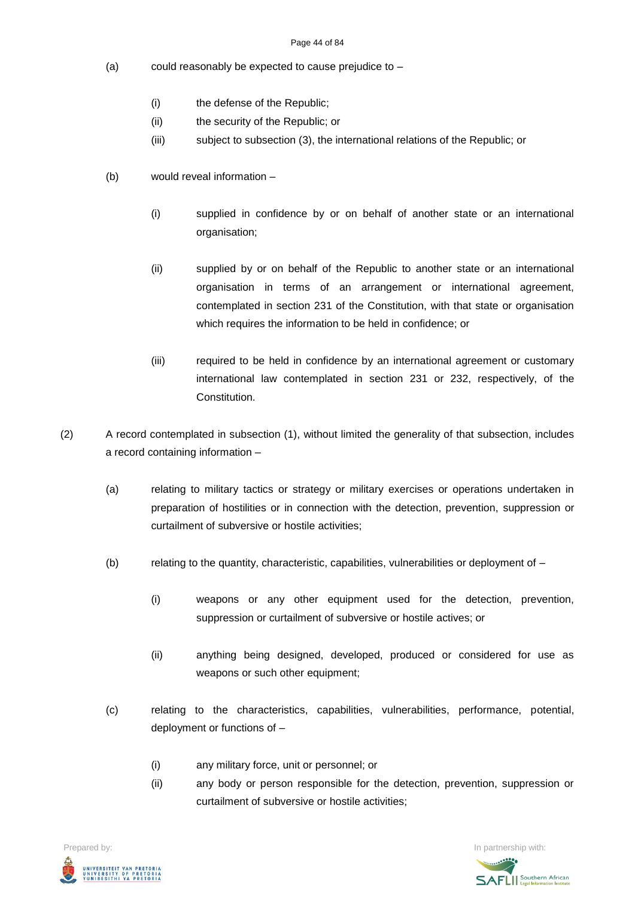(a) could reasonably be expected to cause prejudice to –

   (i) the defense of the Republic;
   (ii) the security of the Republic; or
   (iii) subject to subsection (3), the international relations of the Republic; or

(b) would reveal information –

   (i) supplied in confidence by or on behalf of another state or an international organisation;

   (ii) supplied by or on behalf of the Republic to another state or an international organisation in terms of an arrangement or international agreement, contemplated in section 231 of the Constitution, with that state or organisation which requires the information to be held in confidence; or

   (iii) required to be held in confidence by an international agreement or customary international law contemplated in section 231 or 232, respectively, of the Constitution.

(2) A record contemplated in subsection (1), without limited the generality of that subsection, includes a record containing information –

   (a) relating to military tactics or strategy or military exercises or operations undertaken in preparation of hostilities or in connection with the detection, prevention, suppression or curtailment of subversive or hostile activities;

   (b) relating to the quantity, characteristic, capabilities, vulnerabilities or deployment of –

      (i) weapons or any other equipment used for the detection, prevention, suppression or curtailment of subversive or hostile actives; or

      (ii) anything being designed, developed, produced or considered for use as weapons or such other equipment;

   (c) relating to the characteristics, capabilities, vulnerabilities, performance, potential, deployment or functions of –

      (i) any military force, unit or personnel; or
      (ii) any body or person responsible for the detection, prevention, suppression or curtailment of subversive or hostile activities;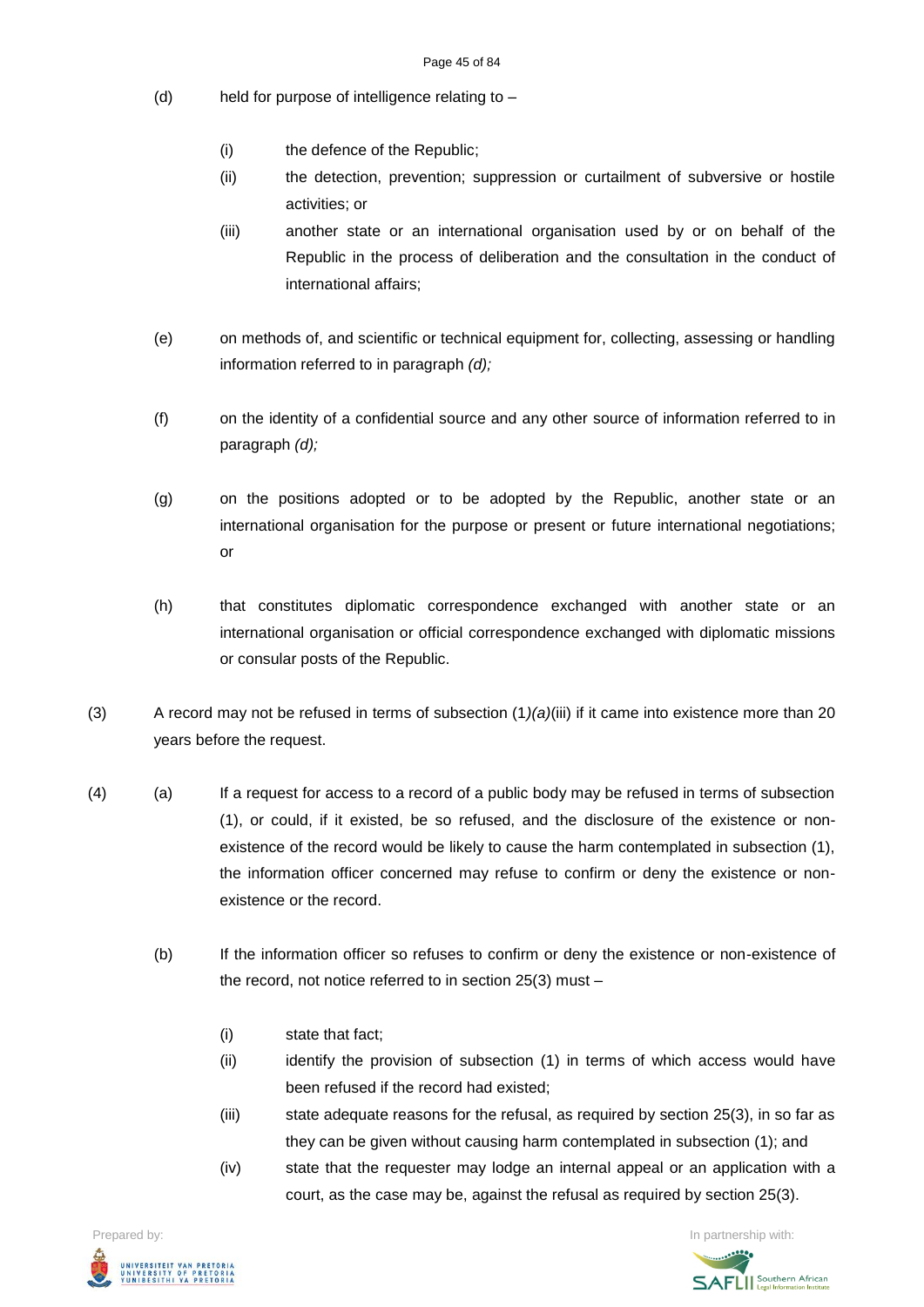(d) held for purpose of intelligence relating to –

(i) the defence of the Republic;

(ii) the detection, prevention; suppression or curtailment of subversive or hostile activities; or

(iii) another state or an international organisation used by or on behalf of the Republic in the process of deliberation and the consultation in the conduct of international affairs;

(e) on methods of, and scientific or technical equipment for, collecting, assessing or handling information referred to in paragraph *(d);*

(f) on the identity of a confidential source and any other source of information referred to in paragraph *(d);*

(g) on the positions adopted or to be adopted by the Republic, another state or an international organisation for the purpose or present or future international negotiations; or

(h) that constitutes diplomatic correspondence exchanged with another state or an international organisation or official correspondence exchanged with diplomatic missions or consular posts of the Republic.

(3) A record may not be refused in terms of subsection (1*)(a)*(iii) if it came into existence more than 20 years before the request.

(4) (a) If a request for access to a record of a public body may be refused in terms of subsection (1), or could, if it existed, be so refused, and the disclosure of the existence or non-existence of the record would be likely to cause the harm contemplated in subsection (1), the information officer concerned may refuse to confirm or deny the existence or non-existence or the record.

(b) If the information officer so refuses to confirm or deny the existence or non-existence of the record, not notice referred to in section 25(3) must –

(i) state that fact;

(ii) identify the provision of subsection (1) in terms of which access would have been refused if the record had existed;

(iii) state adequate reasons for the refusal, as required by section 25(3), in so far as they can be given without causing harm contemplated in subsection (1); and

(iv) state that the requester may lodge an internal appeal or an application with a court, as the case may be, against the refusal as required by section 25(3).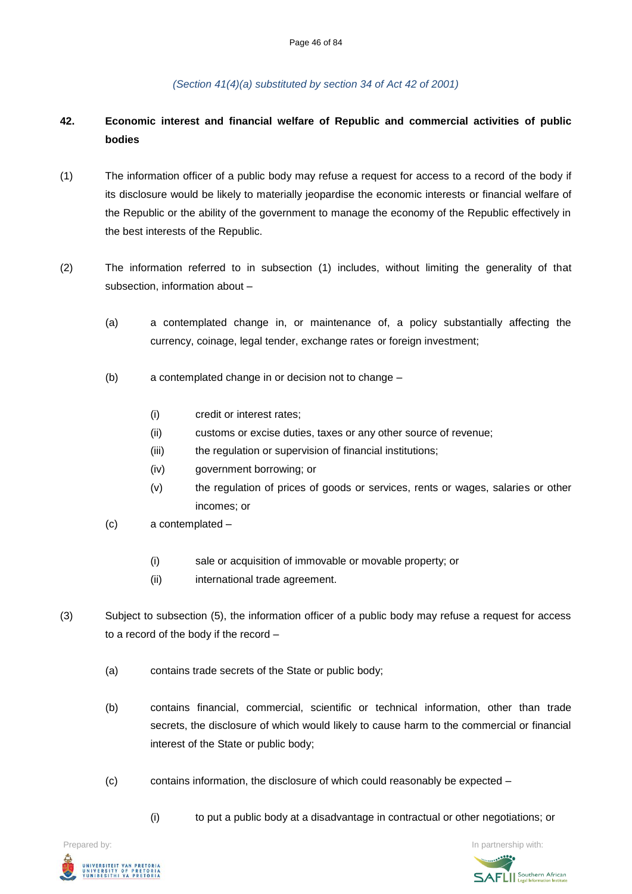*(Section 41(4)(a) substituted by section 34 of Act 42 of 2001)*

## 42. Economic interest and financial welfare of Republic and commercial activities of public bodies

(1) The information officer of a public body may refuse a request for access to a record of the body if its disclosure would be likely to materially jeopardise the economic interests or financial welfare of the Republic or the ability of the government to manage the economy of the Republic effectively in the best interests of the Republic.

(2) The information referred to in subsection (1) includes, without limiting the generality of that subsection, information about –

(a) a contemplated change in, or maintenance of, a policy substantially affecting the currency, coinage, legal tender, exchange rates or foreign investment;

(b) a contemplated change in or decision not to change –

(i) credit or interest rates;
(ii) customs or excise duties, taxes or any other source of revenue;
(iii) the regulation or supervision of financial institutions;
(iv) government borrowing; or
(v) the regulation of prices of goods or services, rents or wages, salaries or other incomes; or

(c) a contemplated –

(i) sale or acquisition of immovable or movable property; or
(ii) international trade agreement.

(3) Subject to subsection (5), the information officer of a public body may refuse a request for access to a record of the body if the record –

(a) contains trade secrets of the State or public body;

(b) contains financial, commercial, scientific or technical information, other than trade secrets, the disclosure of which would likely to cause harm to the commercial or financial interest of the State or public body;

(c) contains information, the disclosure of which could reasonably be expected –

(i) to put a public body at a disadvantage in contractual or other negotiations; or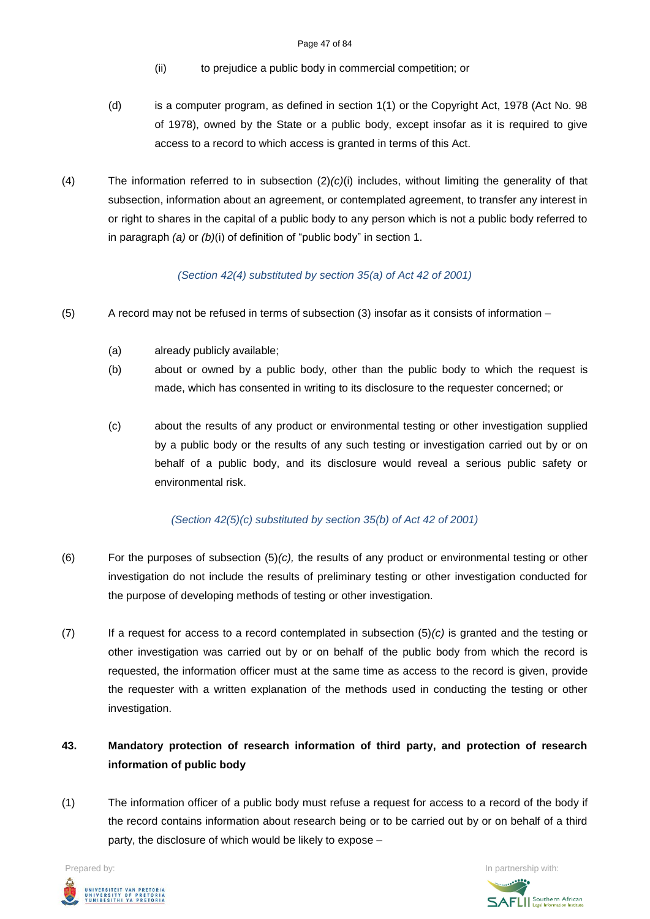(ii) to prejudice a public body in commercial competition; or

(d) is a computer program, as defined in section 1(1) or the Copyright Act, 1978 (Act No. 98 of 1978), owned by the State or a public body, except insofar as it is required to give access to a record to which access is granted in terms of this Act.

(4) The information referred to in subsection (2)*(c)*(i) includes, without limiting the generality of that subsection, information about an agreement, or contemplated agreement, to transfer any interest in or right to shares in the capital of a public body to any person which is not a public body referred to in paragraph *(a)* or *(b)*(i) of definition of "public body" in section 1.

*(Section 42(4) substituted by section 35(a) of Act 42 of 2001)*

(5) A record may not be refused in terms of subsection (3) insofar as it consists of information –

(a) already publicly available;

(b) about or owned by a public body, other than the public body to which the request is made, which has consented in writing to its disclosure to the requester concerned; or

(c) about the results of any product or environmental testing or other investigation supplied by a public body or the results of any such testing or investigation carried out by or on behalf of a public body, and its disclosure would reveal a serious public safety or environmental risk.

*(Section 42(5)(c) substituted by section 35(b) of Act 42 of 2001)*

(6) For the purposes of subsection (5)*(c),* the results of any product or environmental testing or other investigation do not include the results of preliminary testing or other investigation conducted for the purpose of developing methods of testing or other investigation.

(7) If a request for access to a record contemplated in subsection (5)*(c)* is granted and the testing or other investigation was carried out by or on behalf of the public body from which the record is requested, the information officer must at the same time as access to the record is given, provide the requester with a written explanation of the methods used in conducting the testing or other investigation.

**43. Mandatory protection of research information of third party, and protection of research information of public body**

(1) The information officer of a public body must refuse a request for access to a record of the body if the record contains information about research being or to be carried out by or on behalf of a third party, the disclosure of which would be likely to expose –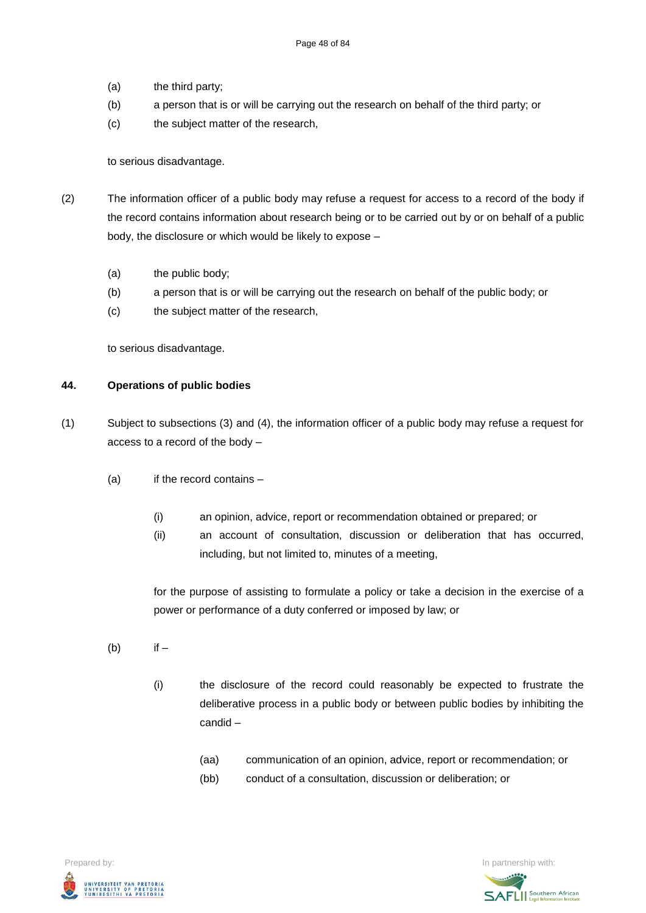(a) the third party;

(b) a person that is or will be carrying out the research on behalf of the third party; or

(c) the subject matter of the research,

to serious disadvantage.

(2) The information officer of a public body may refuse a request for access to a record of the body if the record contains information about research being or to be carried out by or on behalf of a public body, the disclosure or which would be likely to expose –

(a) the public body;

(b) a person that is or will be carrying out the research on behalf of the public body; or

(c) the subject matter of the research,

to serious disadvantage.

**44. Operations of public bodies**

(1) Subject to subsections (3) and (4), the information officer of a public body may refuse a request for access to a record of the body –

(a) if the record contains –

(i) an opinion, advice, report or recommendation obtained or prepared; or

(ii) an account of consultation, discussion or deliberation that has occurred, including, but not limited to, minutes of a meeting,

for the purpose of assisting to formulate a policy or take a decision in the exercise of a power or performance of a duty conferred or imposed by law; or

(b) if –

(i) the disclosure of the record could reasonably be expected to frustrate the deliberative process in a public body or between public bodies by inhibiting the candid –

(aa) communication of an opinion, advice, report or recommendation; or

(bb) conduct of a consultation, discussion or deliberation; or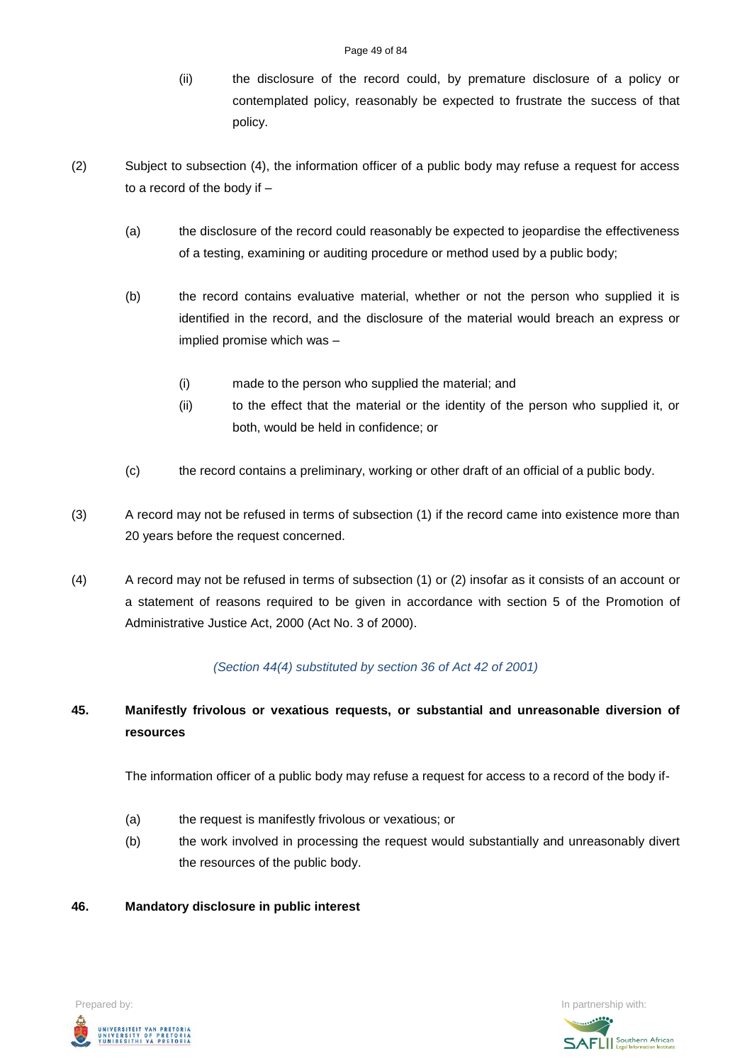(ii) the disclosure of the record could, by premature disclosure of a policy or contemplated policy, reasonably be expected to frustrate the success of that policy.

(2) Subject to subsection (4), the information officer of a public body may refuse a request for access to a record of the body if –

(a) the disclosure of the record could reasonably be expected to jeopardise the effectiveness of a testing, examining or auditing procedure or method used by a public body;

(b) the record contains evaluative material, whether or not the person who supplied it is identified in the record, and the disclosure of the material would breach an express or implied promise which was –

(i) made to the person who supplied the material; and

(ii) to the effect that the material or the identity of the person who supplied it, or both, would be held in confidence; or

(c) the record contains a preliminary, working or other draft of an official of a public body.

(3) A record may not be refused in terms of subsection (1) if the record came into existence more than 20 years before the request concerned.

(4) A record may not be refused in terms of subsection (1) or (2) insofar as it consists of an account or a statement of reasons required to be given in accordance with section 5 of the Promotion of Administrative Justice Act, 2000 (Act No. 3 of 2000).

*(Section 44(4) substituted by section 36 of Act 42 of 2001)*

## 45. Manifestly frivolous or vexatious requests, or substantial and unreasonable diversion of resources

The information officer of a public body may refuse a request for access to a record of the body if-

(a) the request is manifestly frivolous or vexatious; or

(b) the work involved in processing the request would substantially and unreasonably divert the resources of the public body.

## 46. Mandatory disclosure in public interest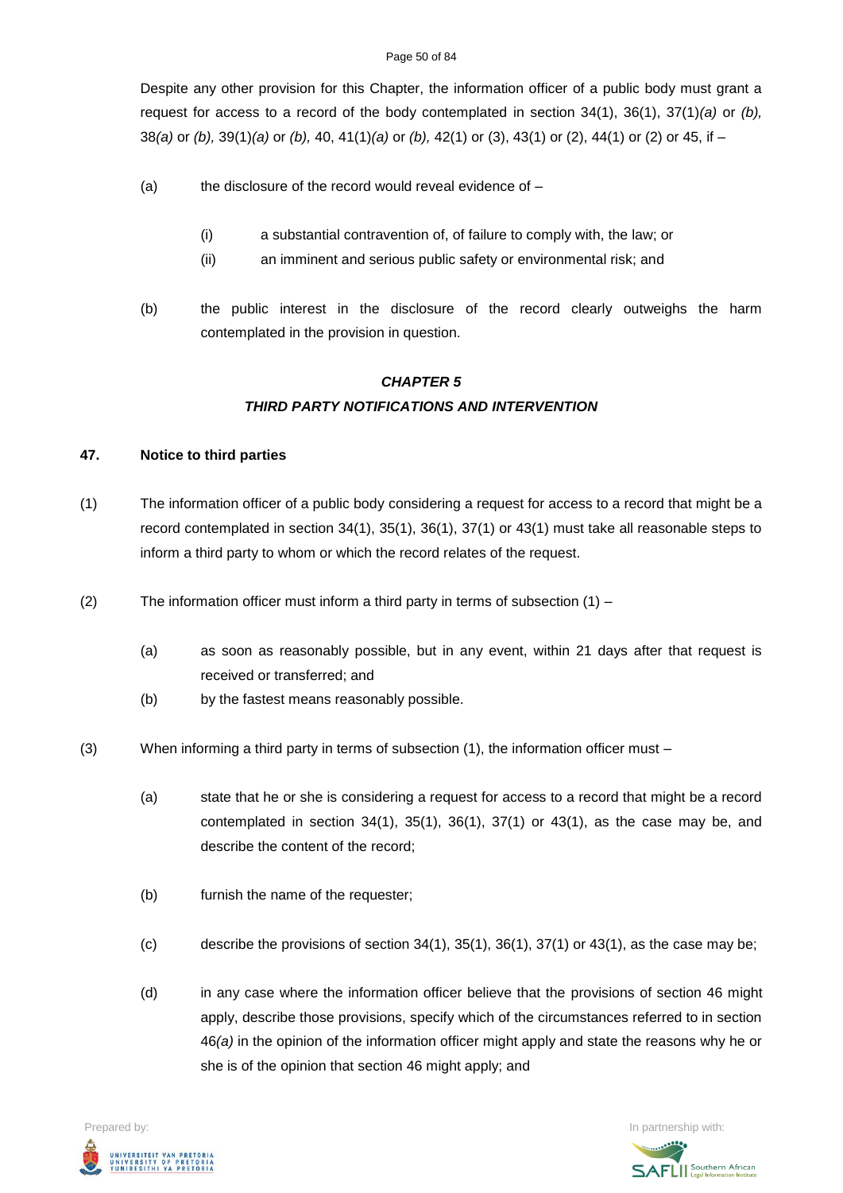Despite any other provision for this Chapter, the information officer of a public body must grant a request for access to a record of the body contemplated in section 34(1), 36(1), 37(1)*(a)* or *(b),* 38*(a)* or *(b),* 39(1)*(a)* or *(b),* 40, 41(1)*(a)* or *(b),* 42(1) or (3), 43(1) or (2), 44(1) or (2) or 45, if –

(a) the disclosure of the record would reveal evidence of –

(i) a substantial contravention of, of failure to comply with, the law; or

(ii) an imminent and serious public safety or environmental risk; and

(b) the public interest in the disclosure of the record clearly outweighs the harm contemplated in the provision in question.

## *CHAPTER 5*
## *THIRD PARTY NOTIFICATIONS AND INTERVENTION*

### 47. Notice to third parties

(1) The information officer of a public body considering a request for access to a record that might be a record contemplated in section 34(1), 35(1), 36(1), 37(1) or 43(1) must take all reasonable steps to inform a third party to whom or which the record relates of the request.

(2) The information officer must inform a third party in terms of subsection (1) –

(a) as soon as reasonably possible, but in any event, within 21 days after that request is received or transferred; and

(b) by the fastest means reasonably possible.

(3) When informing a third party in terms of subsection (1), the information officer must –

(a) state that he or she is considering a request for access to a record that might be a record contemplated in section 34(1), 35(1), 36(1), 37(1) or 43(1), as the case may be, and describe the content of the record;

(b) furnish the name of the requester;

(c) describe the provisions of section 34(1), 35(1), 36(1), 37(1) or 43(1), as the case may be;

(d) in any case where the information officer believe that the provisions of section 46 might apply, describe those provisions, specify which of the circumstances referred to in section 46*(a)* in the opinion of the information officer might apply and state the reasons why he or she is of the opinion that section 46 might apply; and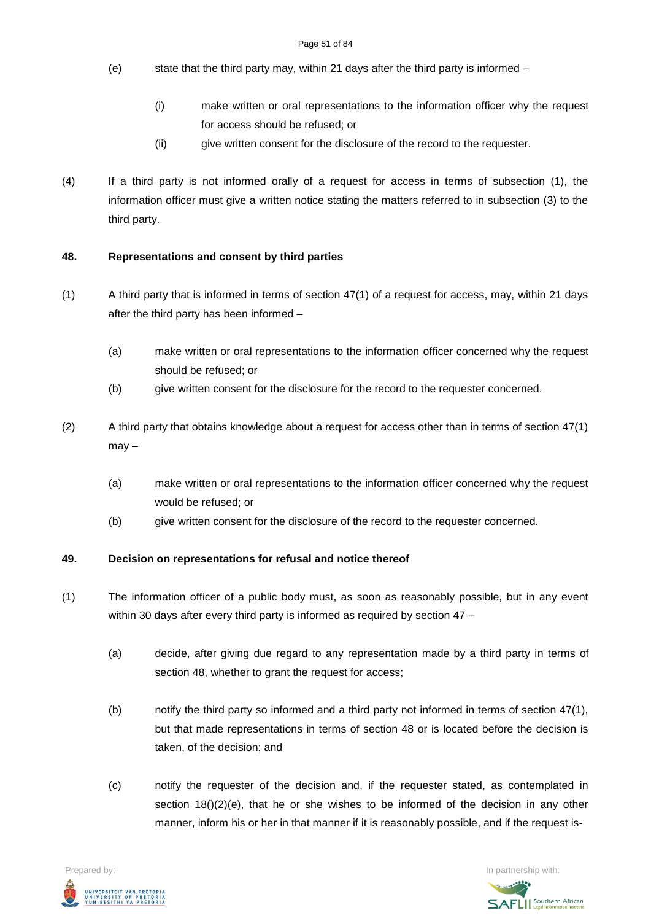(e) state that the third party may, within 21 days after the third party is informed –

(i) make written or oral representations to the information officer why the request for access should be refused; or

(ii) give written consent for the disclosure of the record to the requester.

(4) If a third party is not informed orally of a request for access in terms of subsection (1), the information officer must give a written notice stating the matters referred to in subsection (3) to the third party.

**48. Representations and consent by third parties**

(1) A third party that is informed in terms of section 47(1) of a request for access, may, within 21 days after the third party has been informed –

(a) make written or oral representations to the information officer concerned why the request should be refused; or

(b) give written consent for the disclosure for the record to the requester concerned.

(2) A third party that obtains knowledge about a request for access other than in terms of section 47(1) may –

(a) make written or oral representations to the information officer concerned why the request would be refused; or

(b) give written consent for the disclosure of the record to the requester concerned.

**49. Decision on representations for refusal and notice thereof**

(1) The information officer of a public body must, as soon as reasonably possible, but in any event within 30 days after every third party is informed as required by section 47 –

(a) decide, after giving due regard to any representation made by a third party in terms of section 48, whether to grant the request for access;

(b) notify the third party so informed and a third party not informed in terms of section 47(1), but that made representations in terms of section 48 or is located before the decision is taken, of the decision; and

(c) notify the requester of the decision and, if the requester stated, as contemplated in section 18()(2)(e), that he or she wishes to be informed of the decision in any other manner, inform his or her in that manner if it is reasonably possible, and if the request is-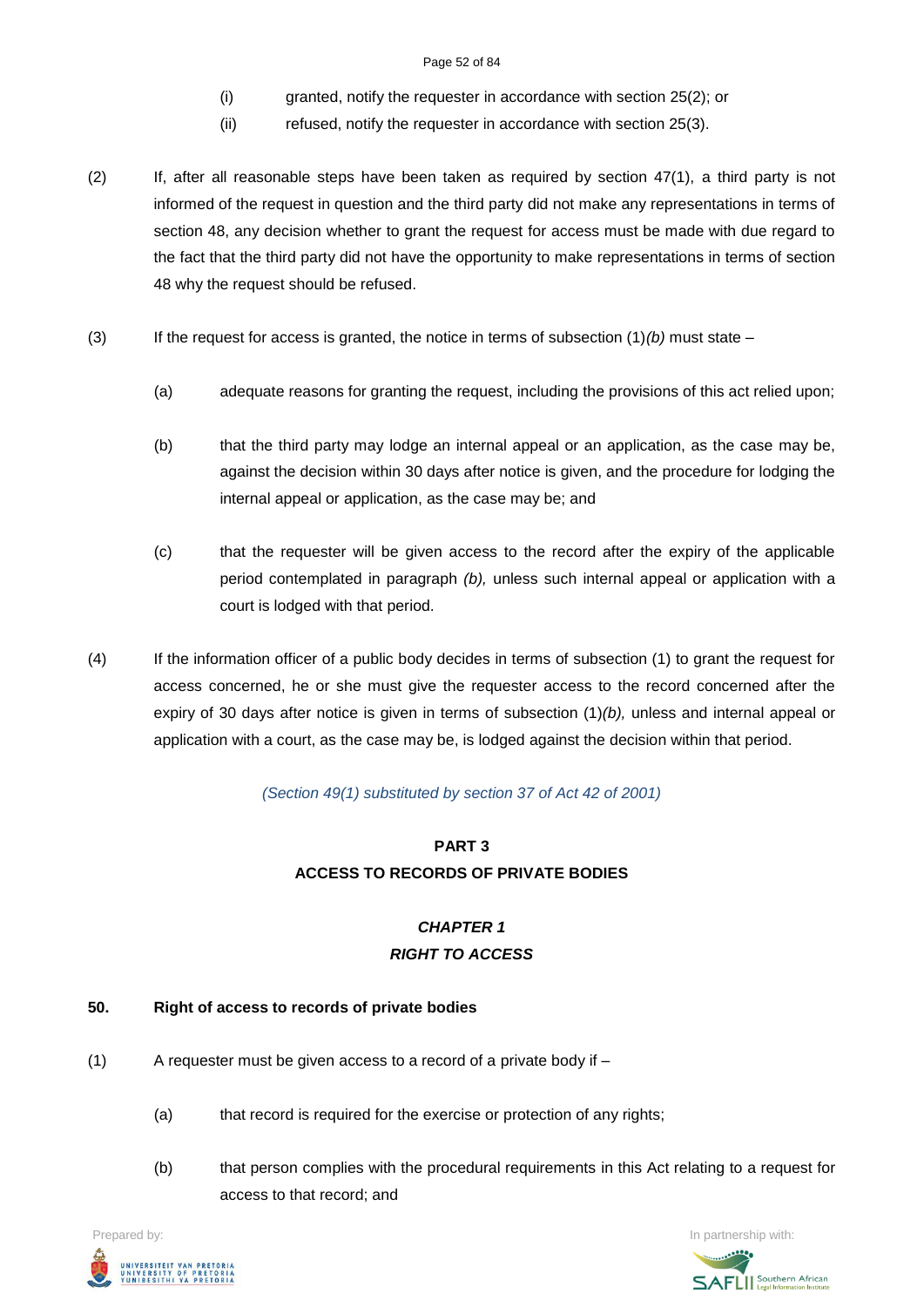(i) granted, notify the requester in accordance with section 25(2); or

(ii) refused, notify the requester in accordance with section 25(3).

(2) If, after all reasonable steps have been taken as required by section 47(1), a third party is not informed of the request in question and the third party did not make any representations in terms of section 48, any decision whether to grant the request for access must be made with due regard to the fact that the third party did not have the opportunity to make representations in terms of section 48 why the request should be refused.

(3) If the request for access is granted, the notice in terms of subsection (1)*(b)* must state –

(a) adequate reasons for granting the request, including the provisions of this act relied upon;

(b) that the third party may lodge an internal appeal or an application, as the case may be, against the decision within 30 days after notice is given, and the procedure for lodging the internal appeal or application, as the case may be; and

(c) that the requester will be given access to the record after the expiry of the applicable period contemplated in paragraph *(b),* unless such internal appeal or application with a court is lodged with that period.

(4) If the information officer of a public body decides in terms of subsection (1) to grant the request for access concerned, he or she must give the requester access to the record concerned after the expiry of 30 days after notice is given in terms of subsection (1)*(b),* unless and internal appeal or application with a court, as the case may be, is lodged against the decision within that period.

*(Section 49(1) substituted by section 37 of Act 42 of 2001)*

## PART 3
## ACCESS TO RECORDS OF PRIVATE BODIES

### *CHAPTER 1*
### *RIGHT TO ACCESS*

#### 50. Right of access to records of private bodies

(1) A requester must be given access to a record of a private body if –

(a) that record is required for the exercise or protection of any rights;

(b) that person complies with the procedural requirements in this Act relating to a request for access to that record; and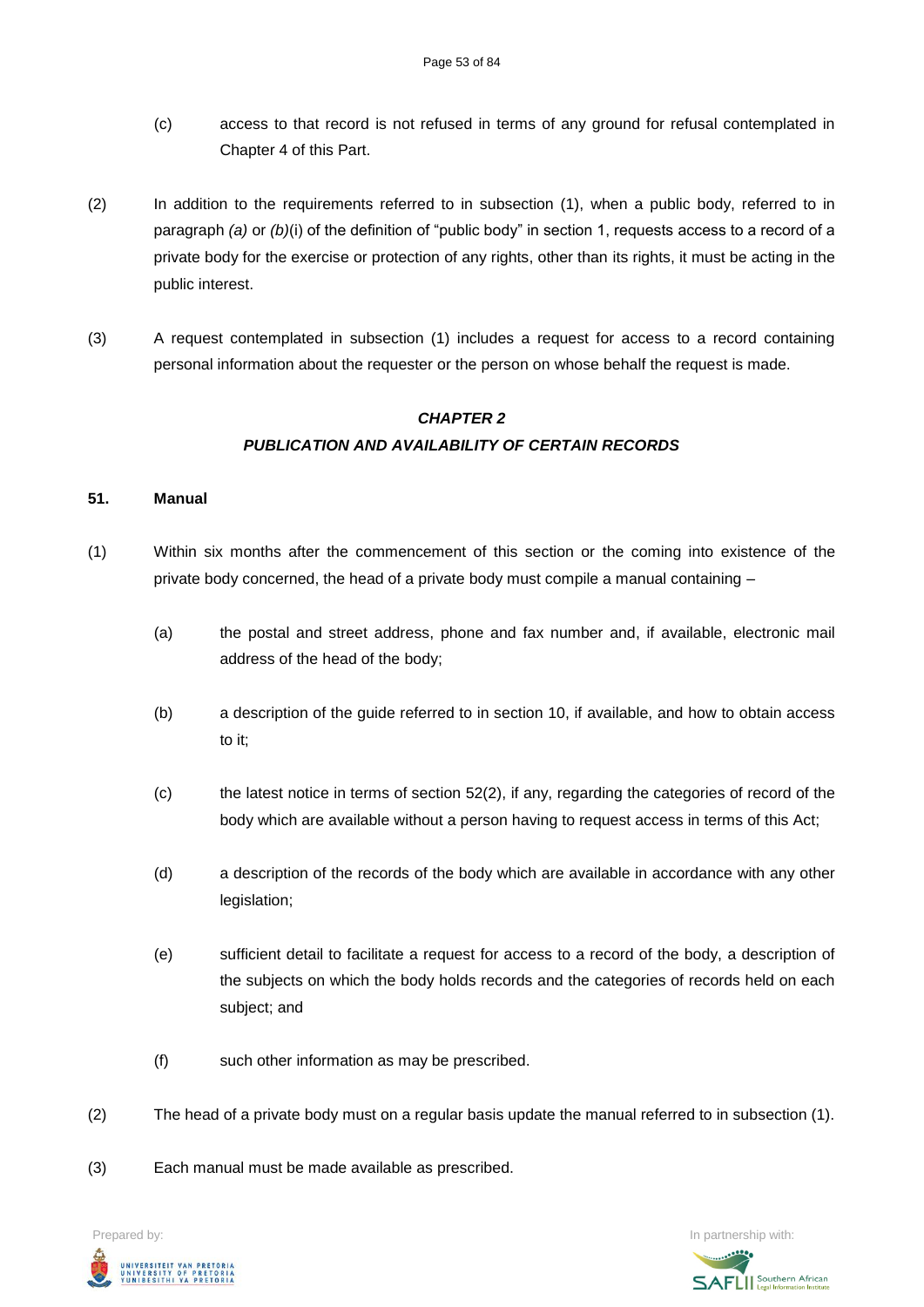(c) access to that record is not refused in terms of any ground for refusal contemplated in Chapter 4 of this Part.

(2) In addition to the requirements referred to in subsection (1), when a public body, referred to in paragraph *(a)* or *(b)*(i) of the definition of "public body" in section 1, requests access to a record of a private body for the exercise or protection of any rights, other than its rights, it must be acting in the public interest.

(3) A request contemplated in subsection (1) includes a request for access to a record containing personal information about the requester or the person on whose behalf the request is made.

## *CHAPTER 2*
## *PUBLICATION AND AVAILABILITY OF CERTAIN RECORDS*

### 51. Manual

(1) Within six months after the commencement of this section or the coming into existence of the private body concerned, the head of a private body must compile a manual containing –

(a) the postal and street address, phone and fax number and, if available, electronic mail address of the head of the body;

(b) a description of the guide referred to in section 10, if available, and how to obtain access to it;

(c) the latest notice in terms of section 52(2), if any, regarding the categories of record of the body which are available without a person having to request access in terms of this Act;

(d) a description of the records of the body which are available in accordance with any other legislation;

(e) sufficient detail to facilitate a request for access to a record of the body, a description of the subjects on which the body holds records and the categories of records held on each subject; and

(f) such other information as may be prescribed.

(2) The head of a private body must on a regular basis update the manual referred to in subsection (1).

(3) Each manual must be made available as prescribed.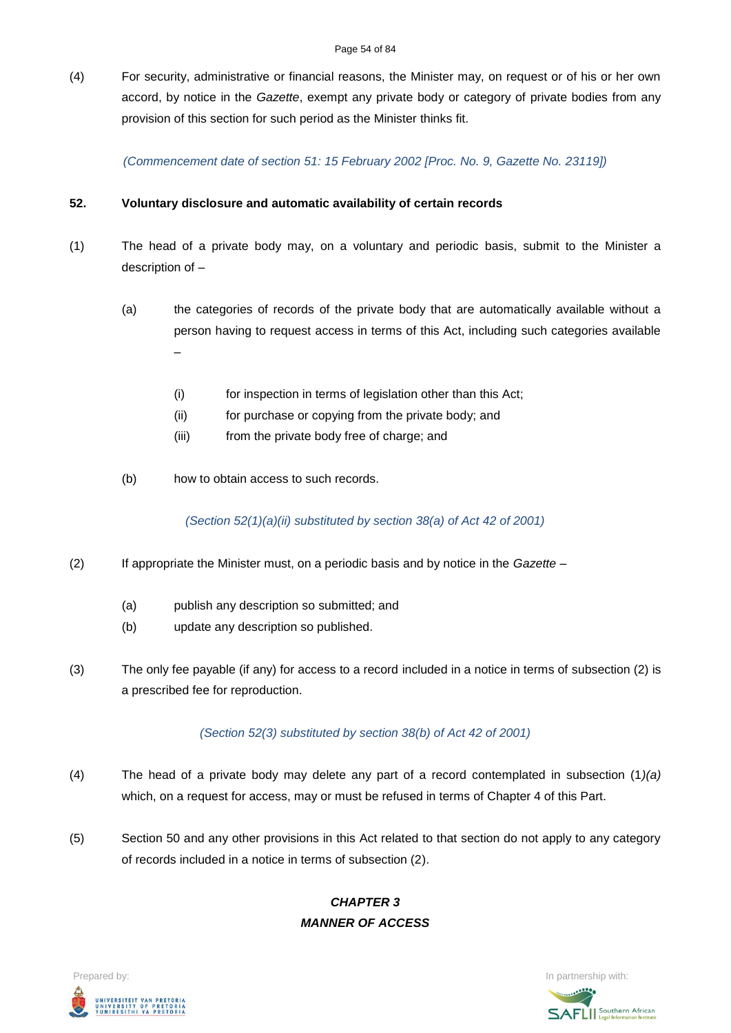(4) For security, administrative or financial reasons, the Minister may, on request or of his or her own accord, by notice in the *Gazette*, exempt any private body or category of private bodies from any provision of this section for such period as the Minister thinks fit.

*(Commencement date of section 51: 15 February 2002 [Proc. No. 9, Gazette No. 23119])*

**52. Voluntary disclosure and automatic availability of certain records**

(1) The head of a private body may, on a voluntary and periodic basis, submit to the Minister a description of –

(a) the categories of records of the private body that are automatically available without a person having to request access in terms of this Act, including such categories available –

(i) for inspection in terms of legislation other than this Act;

(ii) for purchase or copying from the private body; and

(iii) from the private body free of charge; and

(b) how to obtain access to such records.

*(Section 52(1)(a)(ii) substituted by section 38(a) of Act 42 of 2001)*

(2) If appropriate the Minister must, on a periodic basis and by notice in the *Gazette* –

(a) publish any description so submitted; and

(b) update any description so published.

(3) The only fee payable (if any) for access to a record included in a notice in terms of subsection (2) is a prescribed fee for reproduction.

*(Section 52(3) substituted by section 38(b) of Act 42 of 2001)*

(4) The head of a private body may delete any part of a record contemplated in subsection (1)*(a)* which, on a request for access, may or must be refused in terms of Chapter 4 of this Part.

(5) Section 50 and any other provisions in this Act related to that section do not apply to any category of records included in a notice in terms of subsection (2).

***CHAPTER 3***
***MANNER OF ACCESS***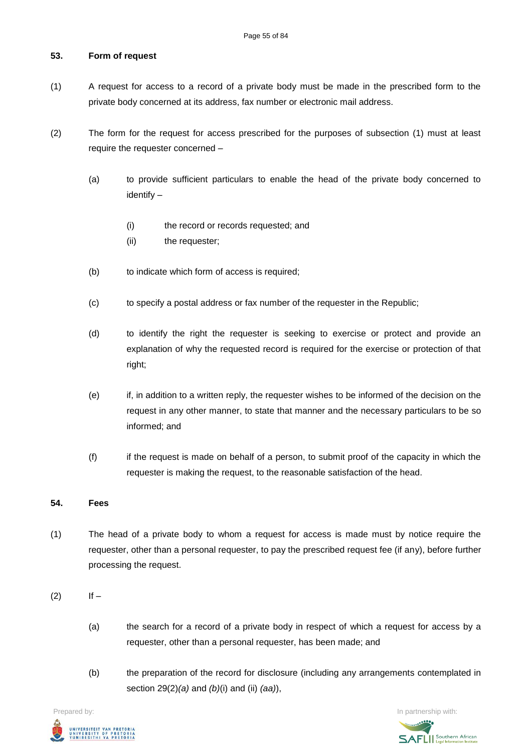**53. Form of request**

(1) A request for access to a record of a private body must be made in the prescribed form to the private body concerned at its address, fax number or electronic mail address.

(2) The form for the request for access prescribed for the purposes of subsection (1) must at least require the requester concerned –

(a) to provide sufficient particulars to enable the head of the private body concerned to identify –

(i) the record or records requested; and

(ii) the requester;

(b) to indicate which form of access is required;

(c) to specify a postal address or fax number of the requester in the Republic;

(d) to identify the right the requester is seeking to exercise or protect and provide an explanation of why the requested record is required for the exercise or protection of that right;

(e) if, in addition to a written reply, the requester wishes to be informed of the decision on the request in any other manner, to state that manner and the necessary particulars to be so informed; and

(f) if the request is made on behalf of a person, to submit proof of the capacity in which the requester is making the request, to the reasonable satisfaction of the head.

**54. Fees**

(1) The head of a private body to whom a request for access is made must by notice require the requester, other than a personal requester, to pay the prescribed request fee (if any), before further processing the request.

(2) If –

(a) the search for a record of a private body in respect of which a request for access by a requester, other than a personal requester, has been made; and

(b) the preparation of the record for disclosure (including any arrangements contemplated in section 29(2)*(a)* and *(b)*(i) and (ii) *(aa)*),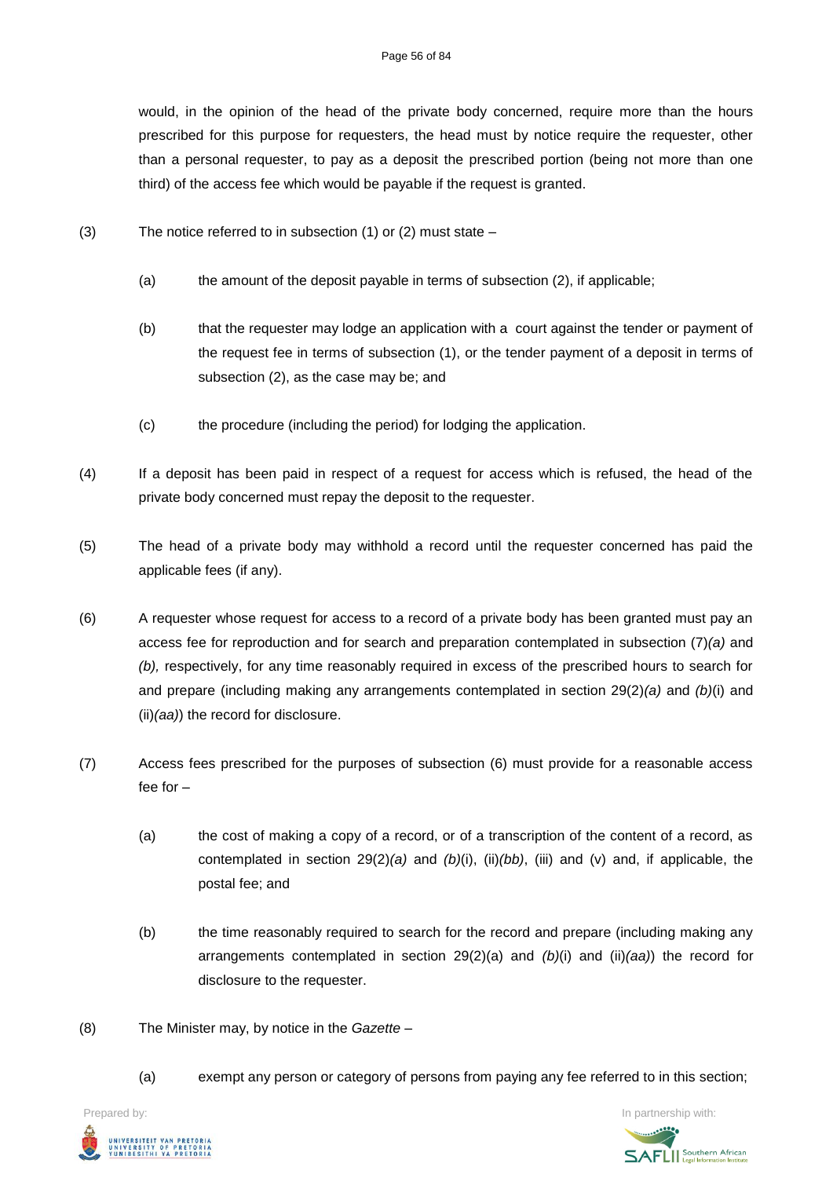would, in the opinion of the head of the private body concerned, require more than the hours prescribed for this purpose for requesters, the head must by notice require the requester, other than a personal requester, to pay as a deposit the prescribed portion (being not more than one third) of the access fee which would be payable if the request is granted.

(3) The notice referred to in subsection (1) or (2) must state –

(a) the amount of the deposit payable in terms of subsection (2), if applicable;

(b) that the requester may lodge an application with a court against the tender or payment of the request fee in terms of subsection (1), or the tender payment of a deposit in terms of subsection (2), as the case may be; and

(c) the procedure (including the period) for lodging the application.

(4) If a deposit has been paid in respect of a request for access which is refused, the head of the private body concerned must repay the deposit to the requester.

(5) The head of a private body may withhold a record until the requester concerned has paid the applicable fees (if any).

(6) A requester whose request for access to a record of a private body has been granted must pay an access fee for reproduction and for search and preparation contemplated in subsection (7)*(a)* and *(b),* respectively, for any time reasonably required in excess of the prescribed hours to search for and prepare (including making any arrangements contemplated in section 29(2)*(a)* and *(b)*(i) and (ii)*(aa)*) the record for disclosure.

(7) Access fees prescribed for the purposes of subsection (6) must provide for a reasonable access fee for –

(a) the cost of making a copy of a record, or of a transcription of the content of a record, as contemplated in section 29(2)*(a)* and *(b)*(i), (ii)*(bb)*, (iii) and (v) and, if applicable, the postal fee; and

(b) the time reasonably required to search for the record and prepare (including making any arrangements contemplated in section 29(2)(a) and *(b)*(i) and (ii)*(aa)*) the record for disclosure to the requester.

(8) The Minister may, by notice in the *Gazette* –

(a) exempt any person or category of persons from paying any fee referred to in this section;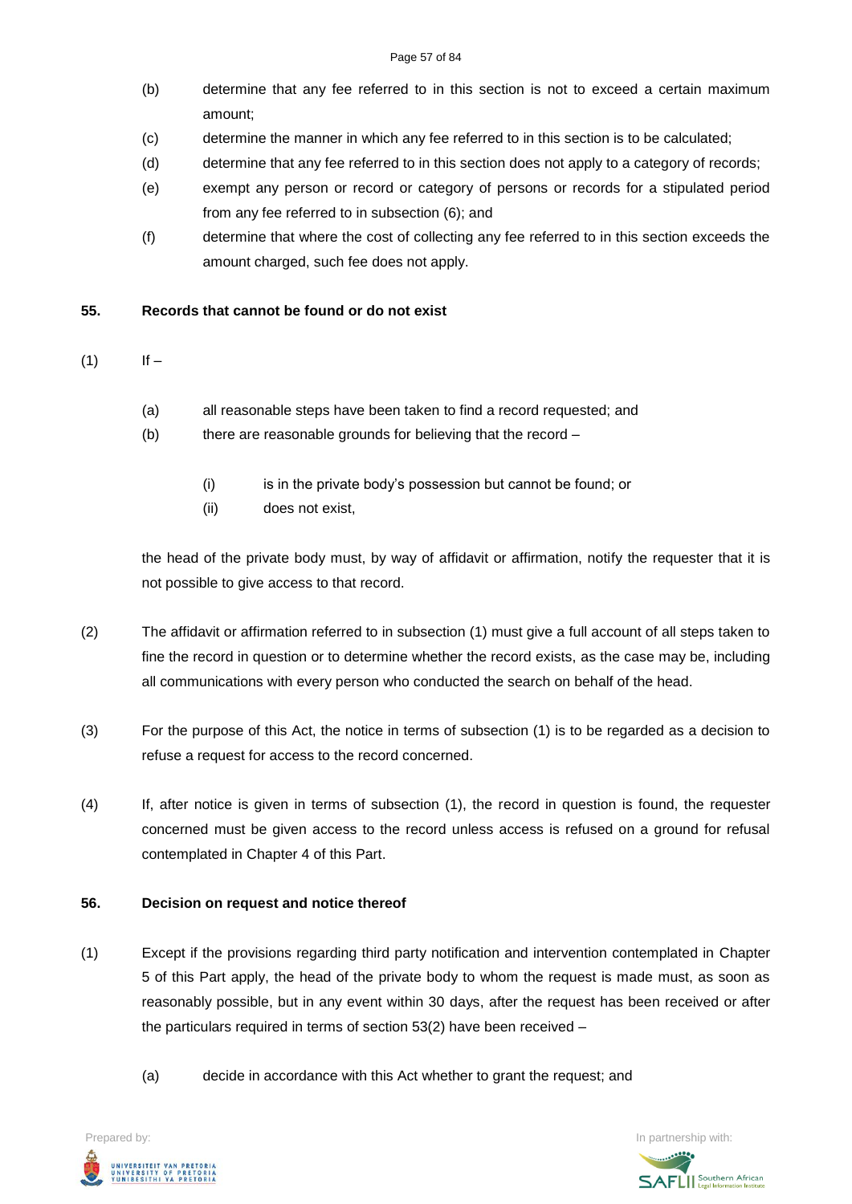(b) determine that any fee referred to in this section is not to exceed a certain maximum amount;

(c) determine the manner in which any fee referred to in this section is to be calculated;

(d) determine that any fee referred to in this section does not apply to a category of records;

(e) exempt any person or record or category of persons or records for a stipulated period from any fee referred to in subsection (6); and

(f) determine that where the cost of collecting any fee referred to in this section exceeds the amount charged, such fee does not apply.

**55. Records that cannot be found or do not exist**

(1) If –

(a) all reasonable steps have been taken to find a record requested; and

(b) there are reasonable grounds for believing that the record –

(i) is in the private body's possession but cannot be found; or

(ii) does not exist,

the head of the private body must, by way of affidavit or affirmation, notify the requester that it is not possible to give access to that record.

(2) The affidavit or affirmation referred to in subsection (1) must give a full account of all steps taken to fine the record in question or to determine whether the record exists, as the case may be, including all communications with every person who conducted the search on behalf of the head.

(3) For the purpose of this Act, the notice in terms of subsection (1) is to be regarded as a decision to refuse a request for access to the record concerned.

(4) If, after notice is given in terms of subsection (1), the record in question is found, the requester concerned must be given access to the record unless access is refused on a ground for refusal contemplated in Chapter 4 of this Part.

**56. Decision on request and notice thereof**

(1) Except if the provisions regarding third party notification and intervention contemplated in Chapter 5 of this Part apply, the head of the private body to whom the request is made must, as soon as reasonably possible, but in any event within 30 days, after the request has been received or after the particulars required in terms of section 53(2) have been received –

(a) decide in accordance with this Act whether to grant the request; and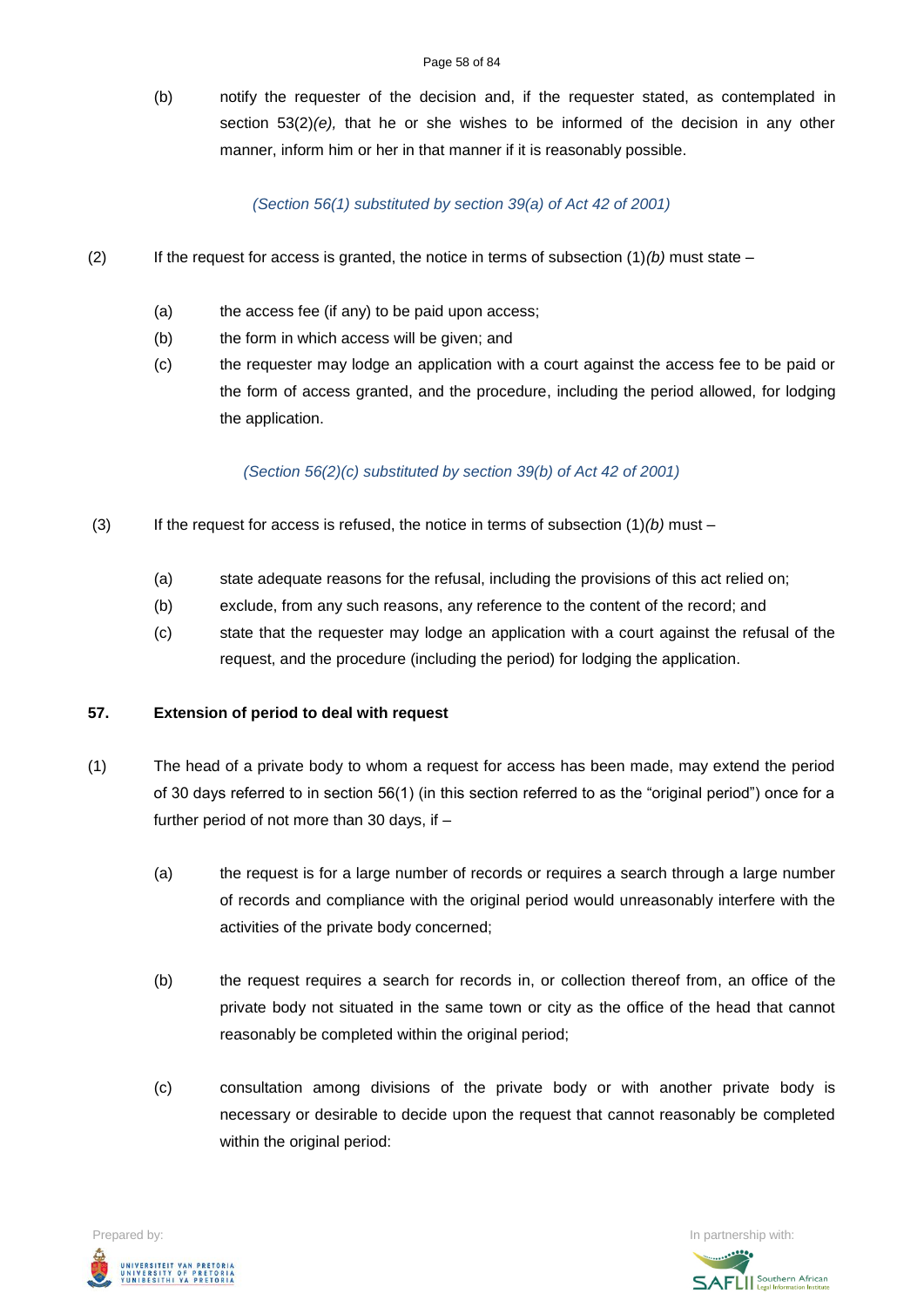(b) notify the requester of the decision and, if the requester stated, as contemplated in section 53(2)*(e),* that he or she wishes to be informed of the decision in any other manner, inform him or her in that manner if it is reasonably possible.

*(Section 56(1) substituted by section 39(a) of Act 42 of 2001)*

(2) If the request for access is granted, the notice in terms of subsection (1)*(b)* must state –

(a) the access fee (if any) to be paid upon access;

(b) the form in which access will be given; and

(c) the requester may lodge an application with a court against the access fee to be paid or the form of access granted, and the procedure, including the period allowed, for lodging the application.

*(Section 56(2)(c) substituted by section 39(b) of Act 42 of 2001)*

(3) If the request for access is refused, the notice in terms of subsection (1)*(b)* must –

(a) state adequate reasons for the refusal, including the provisions of this act relied on;

(b) exclude, from any such reasons, any reference to the content of the record; and

(c) state that the requester may lodge an application with a court against the refusal of the request, and the procedure (including the period) for lodging the application.

**57. Extension of period to deal with request**

(1) The head of a private body to whom a request for access has been made, may extend the period of 30 days referred to in section 56(1) (in this section referred to as the "original period") once for a further period of not more than 30 days, if –

(a) the request is for a large number of records or requires a search through a large number of records and compliance with the original period would unreasonably interfere with the activities of the private body concerned;

(b) the request requires a search for records in, or collection thereof from, an office of the private body not situated in the same town or city as the office of the head that cannot reasonably be completed within the original period;

(c) consultation among divisions of the private body or with another private body is necessary or desirable to decide upon the request that cannot reasonably be completed within the original period: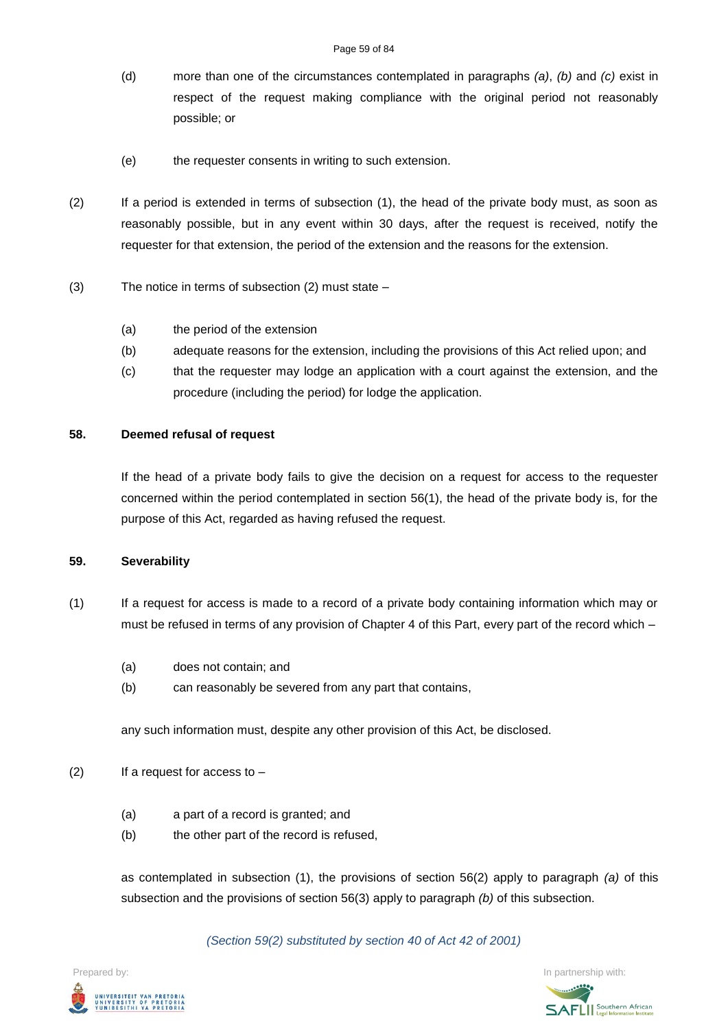(d) more than one of the circumstances contemplated in paragraphs *(a)*, *(b)* and *(c)* exist in respect of the request making compliance with the original period not reasonably possible; or

(e) the requester consents in writing to such extension.

(2) If a period is extended in terms of subsection (1), the head of the private body must, as soon as reasonably possible, but in any event within 30 days, after the request is received, notify the requester for that extension, the period of the extension and the reasons for the extension.

(3) The notice in terms of subsection (2) must state –

(a) the period of the extension

(b) adequate reasons for the extension, including the provisions of this Act relied upon; and

(c) that the requester may lodge an application with a court against the extension, and the procedure (including the period) for lodge the application.

**58. Deemed refusal of request**

If the head of a private body fails to give the decision on a request for access to the requester concerned within the period contemplated in section 56(1), the head of the private body is, for the purpose of this Act, regarded as having refused the request.

**59. Severability**

(1) If a request for access is made to a record of a private body containing information which may or must be refused in terms of any provision of Chapter 4 of this Part, every part of the record which –

(a) does not contain; and

(b) can reasonably be severed from any part that contains,

any such information must, despite any other provision of this Act, be disclosed.

(2) If a request for access to –

(a) a part of a record is granted; and

(b) the other part of the record is refused,

as contemplated in subsection (1), the provisions of section 56(2) apply to paragraph *(a)* of this subsection and the provisions of section 56(3) apply to paragraph *(b)* of this subsection.

*(Section 59(2) substituted by section 40 of Act 42 of 2001)*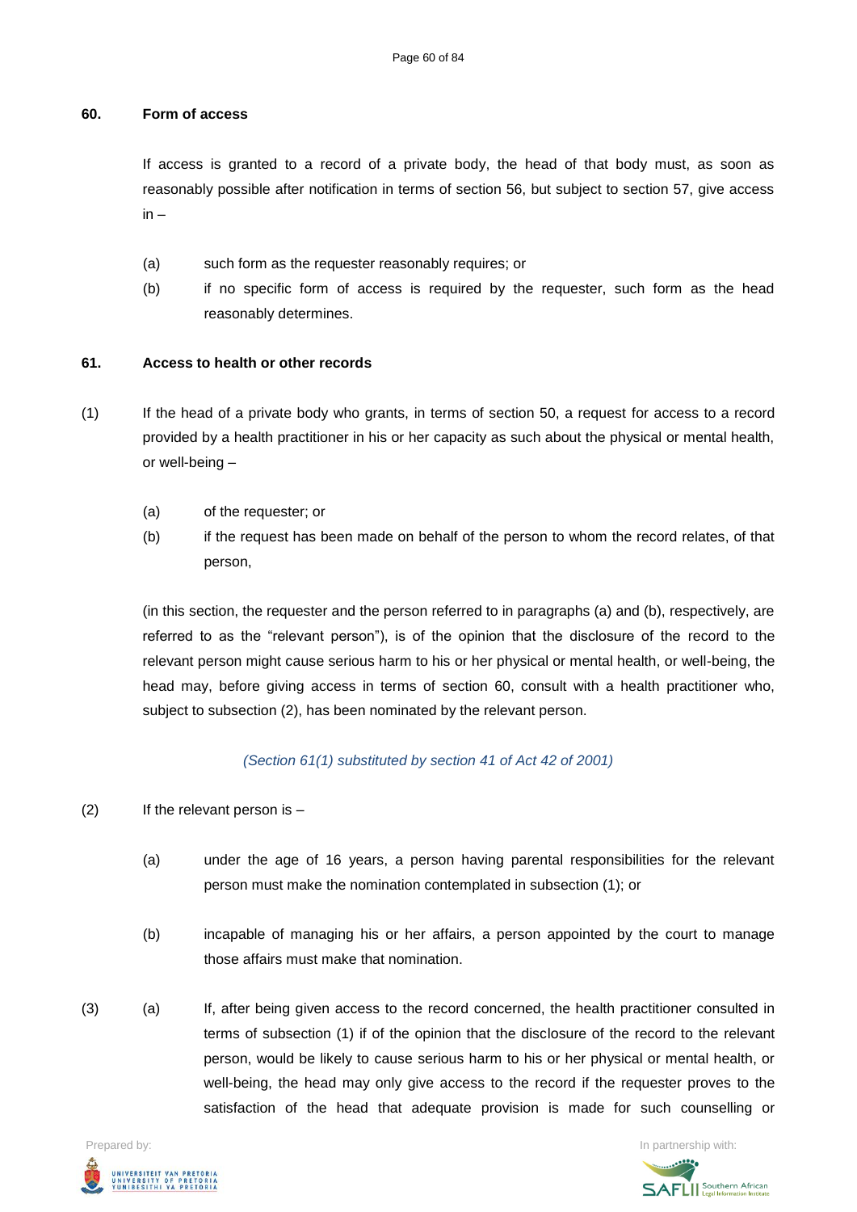**60. Form of access**

If access is granted to a record of a private body, the head of that body must, as soon as reasonably possible after notification in terms of section 56, but subject to section 57, give access in –

(a) such form as the requester reasonably requires; or

(b) if no specific form of access is required by the requester, such form as the head reasonably determines.

**61. Access to health or other records**

(1) If the head of a private body who grants, in terms of section 50, a request for access to a record provided by a health practitioner in his or her capacity as such about the physical or mental health, or well-being –

(a) of the requester; or

(b) if the request has been made on behalf of the person to whom the record relates, of that person,

(in this section, the requester and the person referred to in paragraphs (a) and (b), respectively, are referred to as the "relevant person"), is of the opinion that the disclosure of the record to the relevant person might cause serious harm to his or her physical or mental health, or well-being, the head may, before giving access in terms of section 60, consult with a health practitioner who, subject to subsection (2), has been nominated by the relevant person.

*(Section 61(1) substituted by section 41 of Act 42 of 2001)*

(2) If the relevant person is –

(a) under the age of 16 years, a person having parental responsibilities for the relevant person must make the nomination contemplated in subsection (1); or

(b) incapable of managing his or her affairs, a person appointed by the court to manage those affairs must make that nomination.

(3) (a) If, after being given access to the record concerned, the health practitioner consulted in terms of subsection (1) if of the opinion that the disclosure of the record to the relevant person, would be likely to cause serious harm to his or her physical or mental health, or well-being, the head may only give access to the record if the requester proves to the satisfaction of the head that adequate provision is made for such counselling or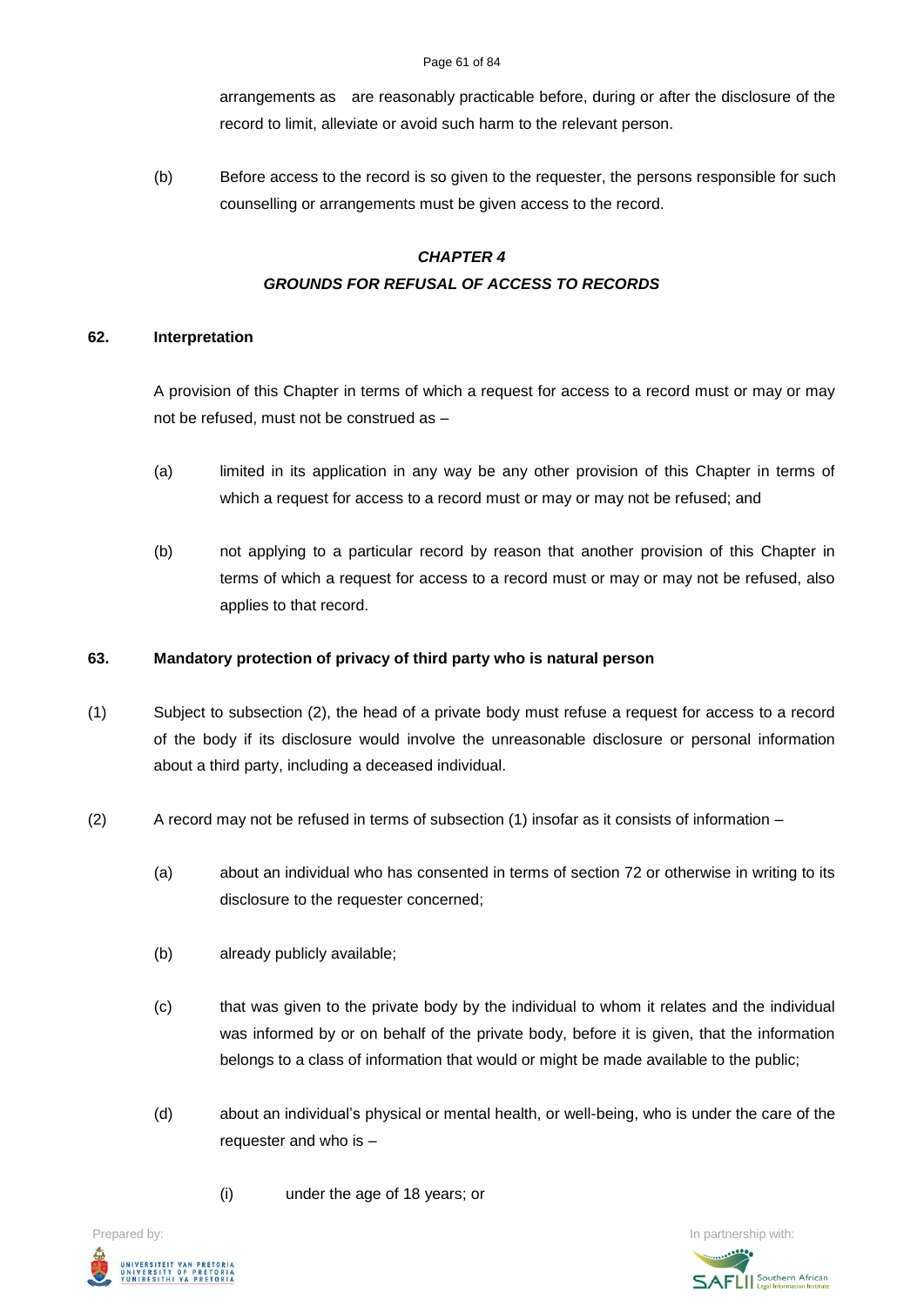arrangements as are reasonably practicable before, during or after the disclosure of the record to limit, alleviate or avoid such harm to the relevant person.

(b) Before access to the record is so given to the requester, the persons responsible for such counselling or arrangements must be given access to the record.

## *CHAPTER 4*
## *GROUNDS FOR REFUSAL OF ACCESS TO RECORDS*

### 62. Interpretation

A provision of this Chapter in terms of which a request for access to a record must or may or may not be refused, must not be construed as –

(a) limited in its application in any way be any other provision of this Chapter in terms of which a request for access to a record must or may or may not be refused; and

(b) not applying to a particular record by reason that another provision of this Chapter in terms of which a request for access to a record must or may or may not be refused, also applies to that record.

### 63. Mandatory protection of privacy of third party who is natural person

(1) Subject to subsection (2), the head of a private body must refuse a request for access to a record of the body if its disclosure would involve the unreasonable disclosure or personal information about a third party, including a deceased individual.

(2) A record may not be refused in terms of subsection (1) insofar as it consists of information –

(a) about an individual who has consented in terms of section 72 or otherwise in writing to its disclosure to the requester concerned;

(b) already publicly available;

(c) that was given to the private body by the individual to whom it relates and the individual was informed by or on behalf of the private body, before it is given, that the information belongs to a class of information that would or might be made available to the public;

(d) about an individual's physical or mental health, or well-being, who is under the care of the requester and who is –

(i) under the age of 18 years; or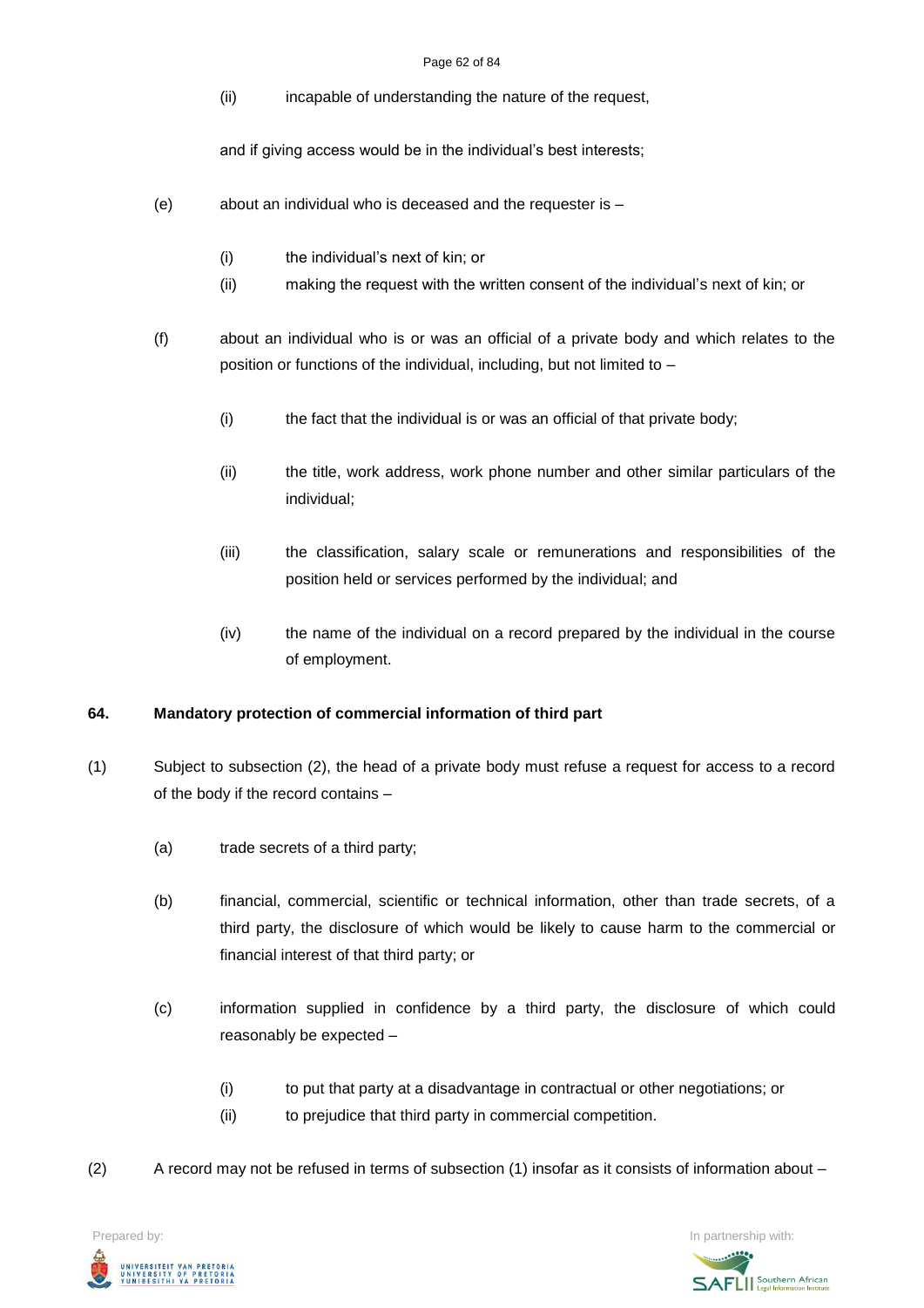(ii) incapable of understanding the nature of the request,

and if giving access would be in the individual's best interests;

(e) about an individual who is deceased and the requester is –

(i) the individual's next of kin; or

(ii) making the request with the written consent of the individual's next of kin; or

(f) about an individual who is or was an official of a private body and which relates to the position or functions of the individual, including, but not limited to –

(i) the fact that the individual is or was an official of that private body;

(ii) the title, work address, work phone number and other similar particulars of the individual;

(iii) the classification, salary scale or remunerations and responsibilities of the position held or services performed by the individual; and

(iv) the name of the individual on a record prepared by the individual in the course of employment.

**64. Mandatory protection of commercial information of third part**

(1) Subject to subsection (2), the head of a private body must refuse a request for access to a record of the body if the record contains –

(a) trade secrets of a third party;

(b) financial, commercial, scientific or technical information, other than trade secrets, of a third party, the disclosure of which would be likely to cause harm to the commercial or financial interest of that third party; or

(c) information supplied in confidence by a third party, the disclosure of which could reasonably be expected –

(i) to put that party at a disadvantage in contractual or other negotiations; or

(ii) to prejudice that third party in commercial competition.

(2) A record may not be refused in terms of subsection (1) insofar as it consists of information about –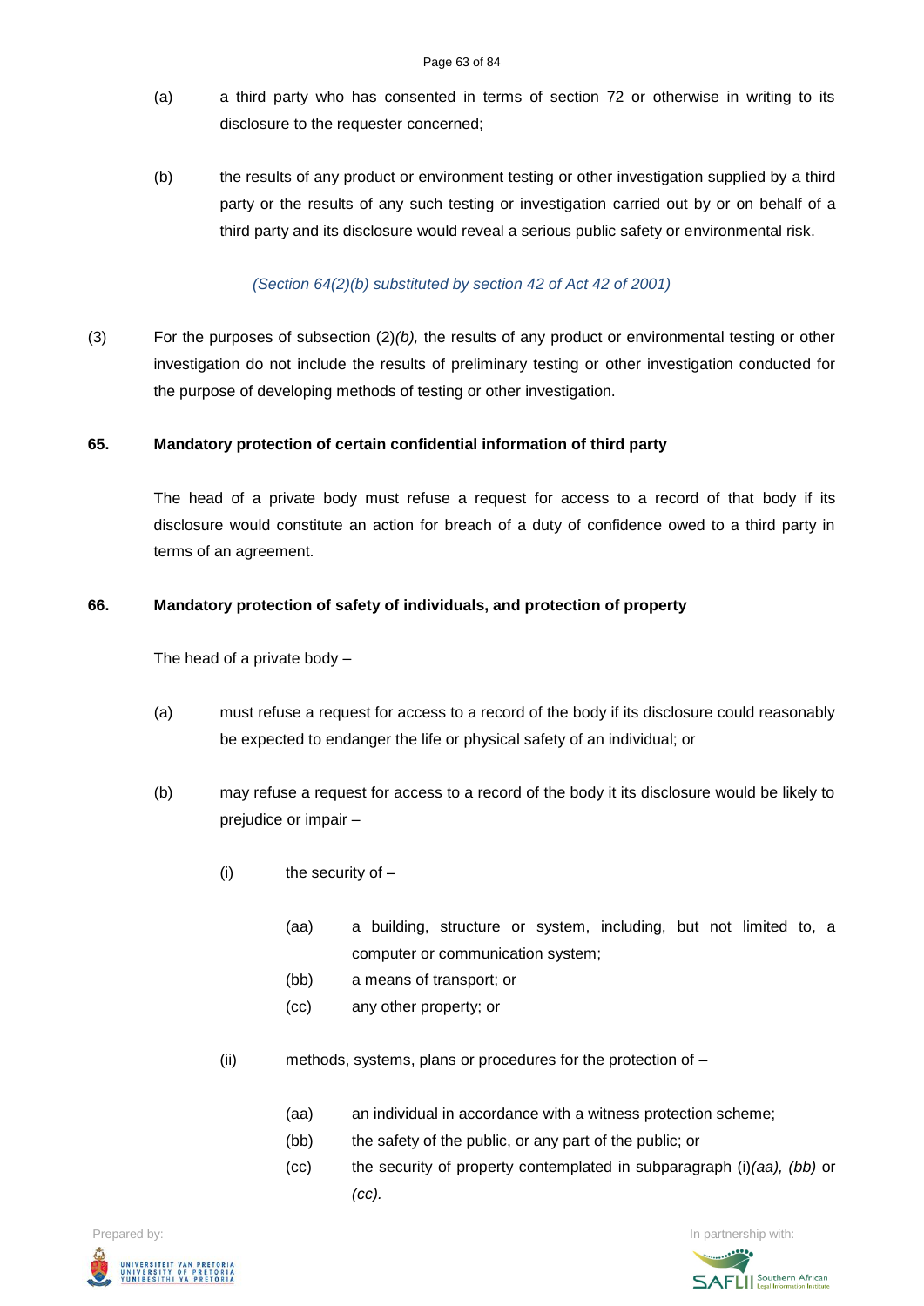(a) a third party who has consented in terms of section 72 or otherwise in writing to its disclosure to the requester concerned;

(b) the results of any product or environment testing or other investigation supplied by a third party or the results of any such testing or investigation carried out by or on behalf of a third party and its disclosure would reveal a serious public safety or environmental risk.

*(Section 64(2)(b) substituted by section 42 of Act 42 of 2001)*

(3) For the purposes of subsection (2)*(b),* the results of any product or environmental testing or other investigation do not include the results of preliminary testing or other investigation conducted for the purpose of developing methods of testing or other investigation.

**65. Mandatory protection of certain confidential information of third party**

The head of a private body must refuse a request for access to a record of that body if its disclosure would constitute an action for breach of a duty of confidence owed to a third party in terms of an agreement.

**66. Mandatory protection of safety of individuals, and protection of property**

The head of a private body –

(a) must refuse a request for access to a record of the body if its disclosure could reasonably be expected to endanger the life or physical safety of an individual; or

(b) may refuse a request for access to a record of the body it its disclosure would be likely to prejudice or impair –

(i) the security of –

(aa) a building, structure or system, including, but not limited to, a computer or communication system;
(bb) a means of transport; or
(cc) any other property; or

(ii) methods, systems, plans or procedures for the protection of –

(aa) an individual in accordance with a witness protection scheme;
(bb) the safety of the public, or any part of the public; or
(cc) the security of property contemplated in subparagraph (i)*(aa), (bb)* or *(cc).*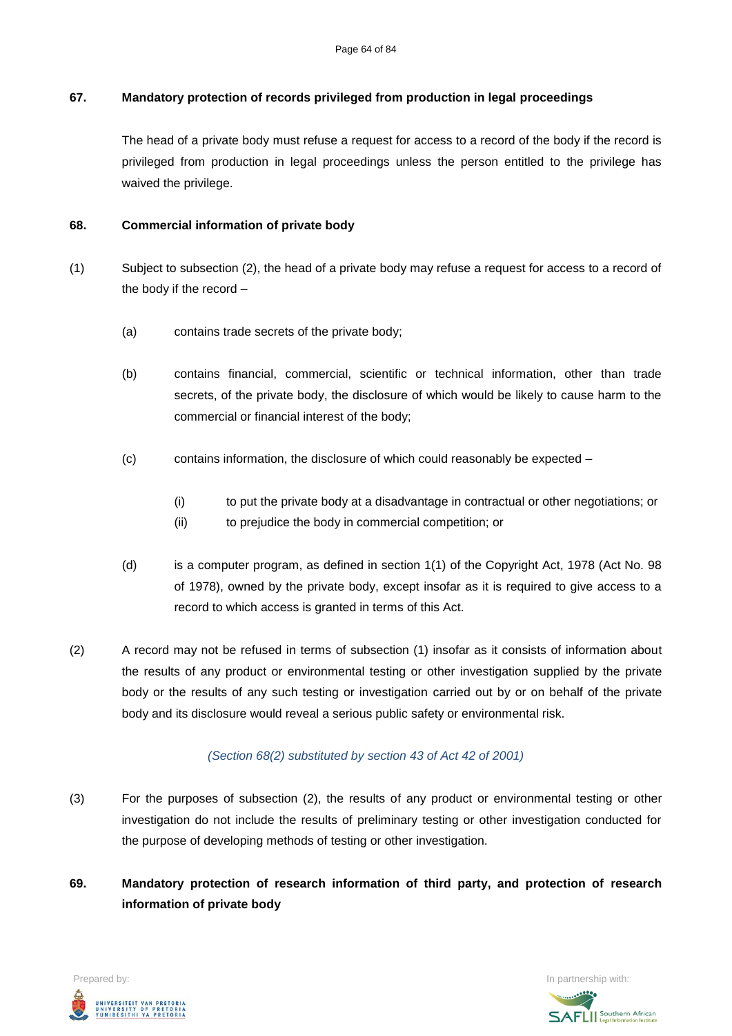### 67. Mandatory protection of records privileged from production in legal proceedings

The head of a private body must refuse a request for access to a record of the body if the record is privileged from production in legal proceedings unless the person entitled to the privilege has waived the privilege.

### 68. Commercial information of private body

(1) Subject to subsection (2), the head of a private body may refuse a request for access to a record of the body if the record –

(a) contains trade secrets of the private body;

(b) contains financial, commercial, scientific or technical information, other than trade secrets, of the private body, the disclosure of which would be likely to cause harm to the commercial or financial interest of the body;

(c) contains information, the disclosure of which could reasonably be expected –

(i) to put the private body at a disadvantage in contractual or other negotiations; or
(ii) to prejudice the body in commercial competition; or

(d) is a computer program, as defined in section 1(1) of the Copyright Act, 1978 (Act No. 98 of 1978), owned by the private body, except insofar as it is required to give access to a record to which access is granted in terms of this Act.

(2) A record may not be refused in terms of subsection (1) insofar as it consists of information about the results of any product or environmental testing or other investigation supplied by the private body or the results of any such testing or investigation carried out by or on behalf of the private body and its disclosure would reveal a serious public safety or environmental risk.

*(Section 68(2) substituted by section 43 of Act 42 of 2001)*

(3) For the purposes of subsection (2), the results of any product or environmental testing or other investigation do not include the results of preliminary testing or other investigation conducted for the purpose of developing methods of testing or other investigation.

### 69. Mandatory protection of research information of third party, and protection of research information of private body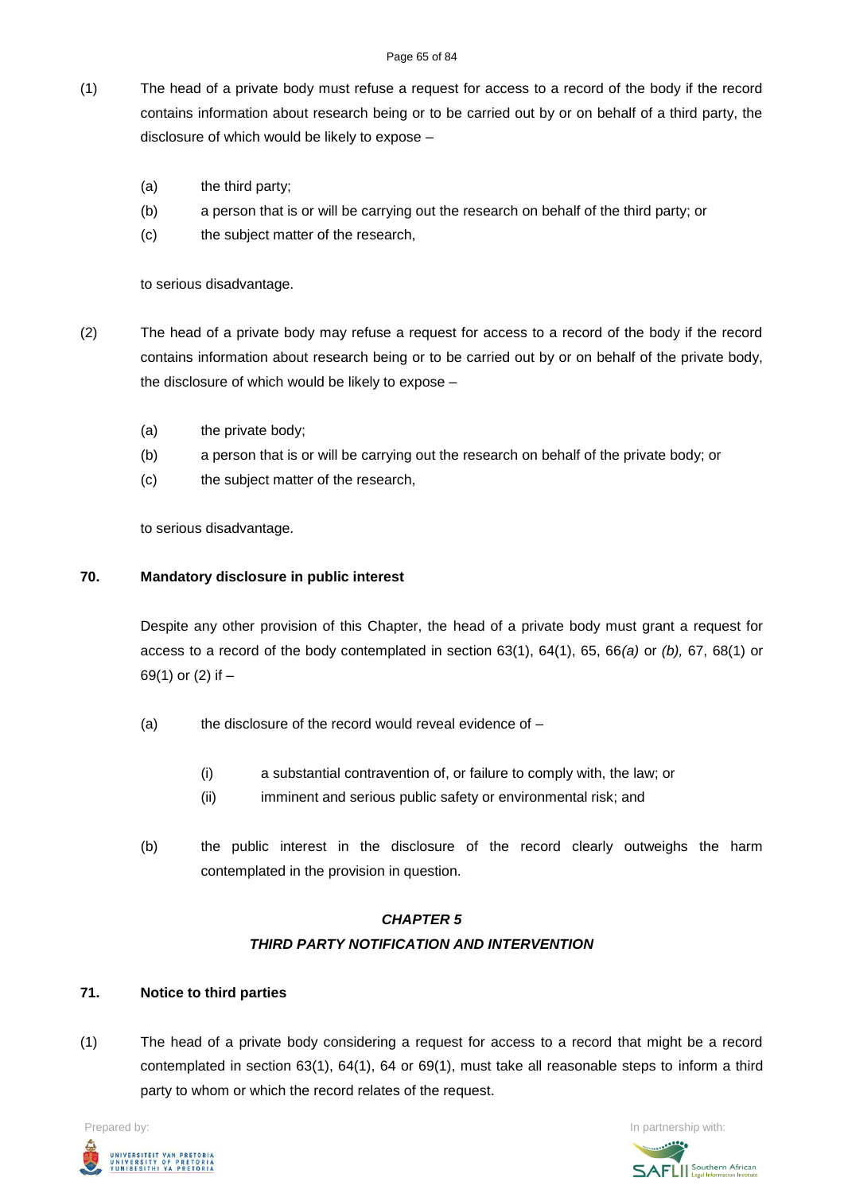(1) The head of a private body must refuse a request for access to a record of the body if the record contains information about research being or to be carried out by or on behalf of a third party, the disclosure of which would be likely to expose –

(a) the third party;
(b) a person that is or will be carrying out the research on behalf of the third party; or
(c) the subject matter of the research,

to serious disadvantage.

(2) The head of a private body may refuse a request for access to a record of the body if the record contains information about research being or to be carried out by or on behalf of the private body, the disclosure of which would be likely to expose –

(a) the private body;
(b) a person that is or will be carrying out the research on behalf of the private body; or
(c) the subject matter of the research,

to serious disadvantage.

**70. Mandatory disclosure in public interest**

Despite any other provision of this Chapter, the head of a private body must grant a request for access to a record of the body contemplated in section 63(1), 64(1), 65, 66*(a)* or *(b),* 67, 68(1) or 69(1) or (2) if –

(a) the disclosure of the record would reveal evidence of –

(i) a substantial contravention of, or failure to comply with, the law; or
(ii) imminent and serious public safety or environmental risk; and

(b) the public interest in the disclosure of the record clearly outweighs the harm contemplated in the provision in question.

## *CHAPTER 5*
## *THIRD PARTY NOTIFICATION AND INTERVENTION*

**71. Notice to third parties**

(1) The head of a private body considering a request for access to a record that might be a record contemplated in section 63(1), 64(1), 64 or 69(1), must take all reasonable steps to inform a third party to whom or which the record relates of the request.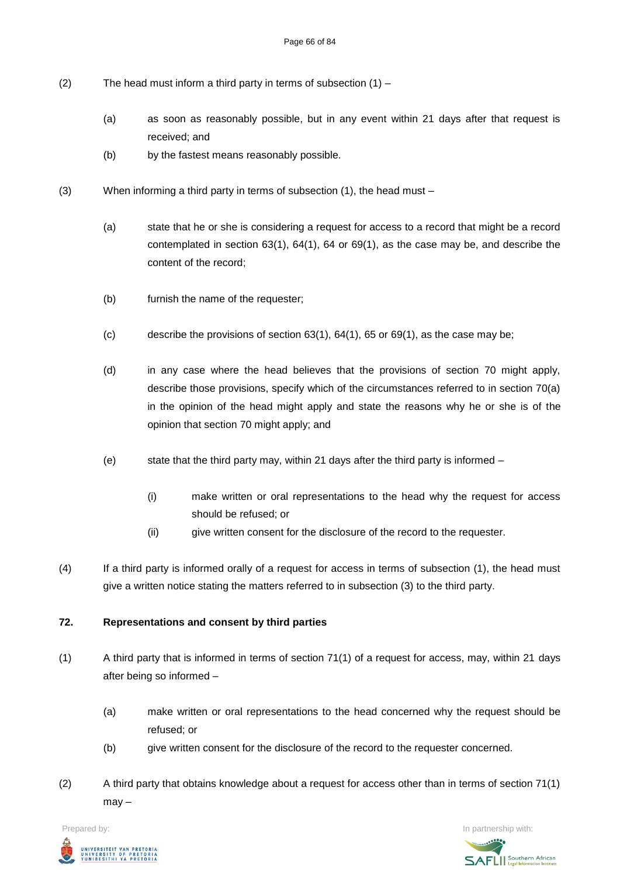(2) The head must inform a third party in terms of subsection (1) –

(a) as soon as reasonably possible, but in any event within 21 days after that request is received; and

(b) by the fastest means reasonably possible.

(3) When informing a third party in terms of subsection (1), the head must –

(a) state that he or she is considering a request for access to a record that might be a record contemplated in section 63(1), 64(1), 64 or 69(1), as the case may be, and describe the content of the record;

(b) furnish the name of the requester;

(c) describe the provisions of section 63(1), 64(1), 65 or 69(1), as the case may be;

(d) in any case where the head believes that the provisions of section 70 might apply, describe those provisions, specify which of the circumstances referred to in section 70(a) in the opinion of the head might apply and state the reasons why he or she is of the opinion that section 70 might apply; and

(e) state that the third party may, within 21 days after the third party is informed –

(i) make written or oral representations to the head why the request for access should be refused; or

(ii) give written consent for the disclosure of the record to the requester.

(4) If a third party is informed orally of a request for access in terms of subsection (1), the head must give a written notice stating the matters referred to in subsection (3) to the third party.

**72. Representations and consent by third parties**

(1) A third party that is informed in terms of section 71(1) of a request for access, may, within 21 days after being so informed –

(a) make written or oral representations to the head concerned why the request should be refused; or

(b) give written consent for the disclosure of the record to the requester concerned.

(2) A third party that obtains knowledge about a request for access other than in terms of section 71(1) may –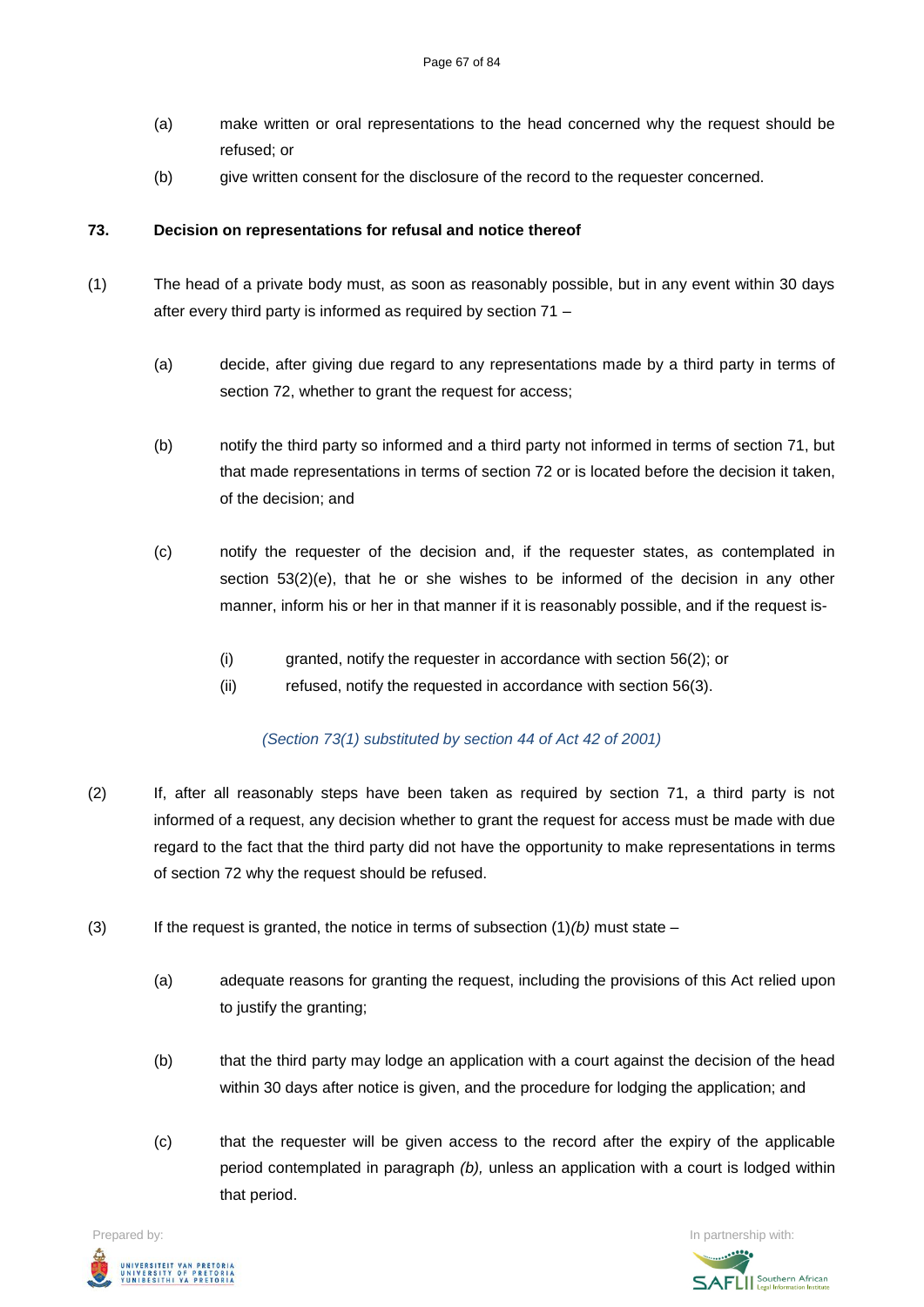(a) make written or oral representations to the head concerned why the request should be refused; or

(b) give written consent for the disclosure of the record to the requester concerned.

**73. Decision on representations for refusal and notice thereof**

(1) The head of a private body must, as soon as reasonably possible, but in any event within 30 days after every third party is informed as required by section 71 –

(a) decide, after giving due regard to any representations made by a third party in terms of section 72, whether to grant the request for access;

(b) notify the third party so informed and a third party not informed in terms of section 71, but that made representations in terms of section 72 or is located before the decision it taken, of the decision; and

(c) notify the requester of the decision and, if the requester states, as contemplated in section 53(2)(e), that he or she wishes to be informed of the decision in any other manner, inform his or her in that manner if it is reasonably possible, and if the request is-

(i) granted, notify the requester in accordance with section 56(2); or

(ii) refused, notify the requested in accordance with section 56(3).

*(Section 73(1) substituted by section 44 of Act 42 of 2001)*

(2) If, after all reasonably steps have been taken as required by section 71, a third party is not informed of a request, any decision whether to grant the request for access must be made with due regard to the fact that the third party did not have the opportunity to make representations in terms of section 72 why the request should be refused.

(3) If the request is granted, the notice in terms of subsection (1)*(b)* must state –

(a) adequate reasons for granting the request, including the provisions of this Act relied upon to justify the granting;

(b) that the third party may lodge an application with a court against the decision of the head within 30 days after notice is given, and the procedure for lodging the application; and

(c) that the requester will be given access to the record after the expiry of the applicable period contemplated in paragraph *(b),* unless an application with a court is lodged within that period.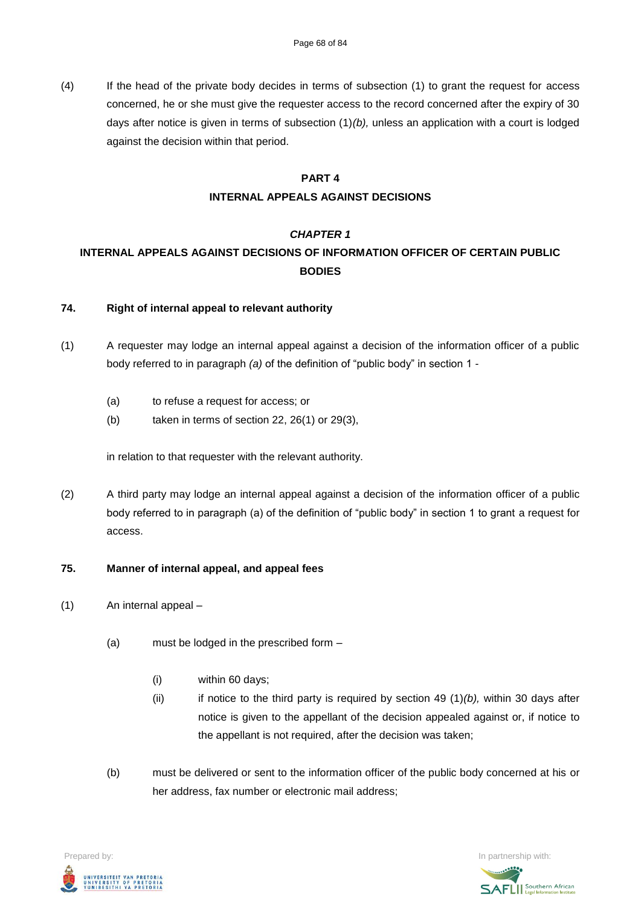(4) If the head of the private body decides in terms of subsection (1) to grant the request for access concerned, he or she must give the requester access to the record concerned after the expiry of 30 days after notice is given in terms of subsection (1)*(b),* unless an application with a court is lodged against the decision within that period.

## PART 4

## INTERNAL APPEALS AGAINST DECISIONS

### *CHAPTER 1*

### INTERNAL APPEALS AGAINST DECISIONS OF INFORMATION OFFICER OF CERTAIN PUBLIC BODIES

**74. Right of internal appeal to relevant authority**

(1) A requester may lodge an internal appeal against a decision of the information officer of a public body referred to in paragraph *(a)* of the definition of "public body" in section 1 -

  (a) to refuse a request for access; or

  (b) taken in terms of section 22, 26(1) or 29(3),

in relation to that requester with the relevant authority.

(2) A third party may lodge an internal appeal against a decision of the information officer of a public body referred to in paragraph (a) of the definition of "public body" in section 1 to grant a request for access.

**75. Manner of internal appeal, and appeal fees**

(1) An internal appeal –

  (a) must be lodged in the prescribed form –

    (i) within 60 days;

    (ii) if notice to the third party is required by section 49 (1)*(b),* within 30 days after notice is given to the appellant of the decision appealed against or, if notice to the appellant is not required, after the decision was taken;

  (b) must be delivered or sent to the information officer of the public body concerned at his or her address, fax number or electronic mail address;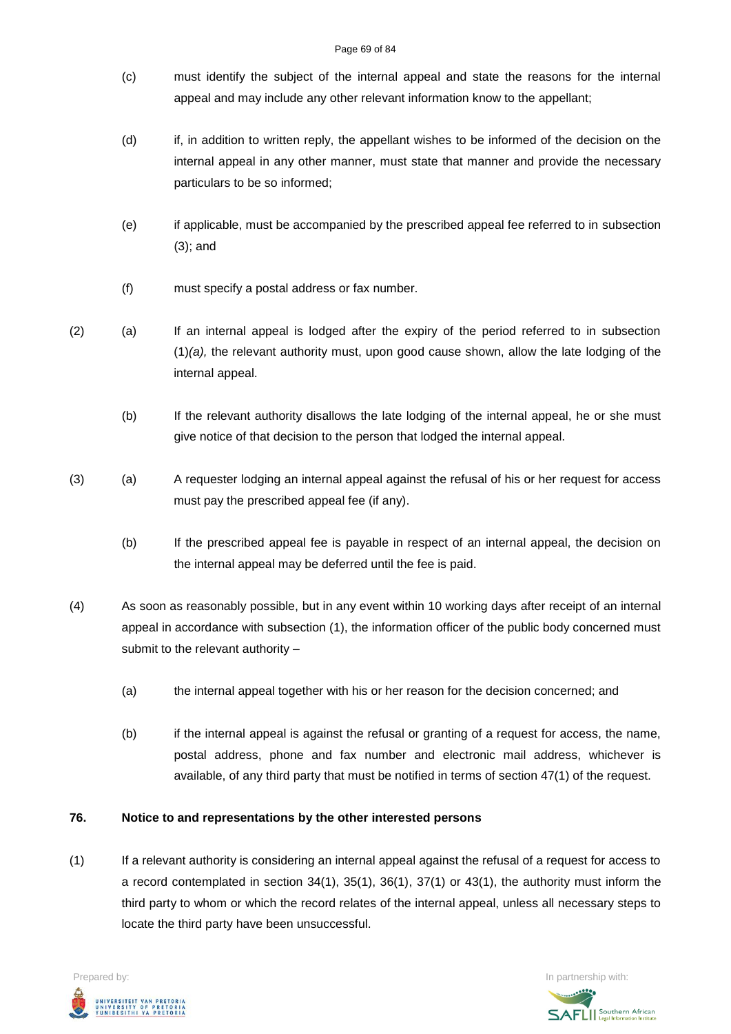(c) must identify the subject of the internal appeal and state the reasons for the internal appeal and may include any other relevant information know to the appellant;

(d) if, in addition to written reply, the appellant wishes to be informed of the decision on the internal appeal in any other manner, must state that manner and provide the necessary particulars to be so informed;

(e) if applicable, must be accompanied by the prescribed appeal fee referred to in subsection (3); and

(f) must specify a postal address or fax number.

(2) (a) If an internal appeal is lodged after the expiry of the period referred to in subsection (1)*(a),* the relevant authority must, upon good cause shown, allow the late lodging of the internal appeal.

(b) If the relevant authority disallows the late lodging of the internal appeal, he or she must give notice of that decision to the person that lodged the internal appeal.

(3) (a) A requester lodging an internal appeal against the refusal of his or her request for access must pay the prescribed appeal fee (if any).

(b) If the prescribed appeal fee is payable in respect of an internal appeal, the decision on the internal appeal may be deferred until the fee is paid.

(4) As soon as reasonably possible, but in any event within 10 working days after receipt of an internal appeal in accordance with subsection (1), the information officer of the public body concerned must submit to the relevant authority –

(a) the internal appeal together with his or her reason for the decision concerned; and

(b) if the internal appeal is against the refusal or granting of a request for access, the name, postal address, phone and fax number and electronic mail address, whichever is available, of any third party that must be notified in terms of section 47(1) of the request.

**76. Notice to and representations by the other interested persons**

(1) If a relevant authority is considering an internal appeal against the refusal of a request for access to a record contemplated in section 34(1), 35(1), 36(1), 37(1) or 43(1), the authority must inform the third party to whom or which the record relates of the internal appeal, unless all necessary steps to locate the third party have been unsuccessful.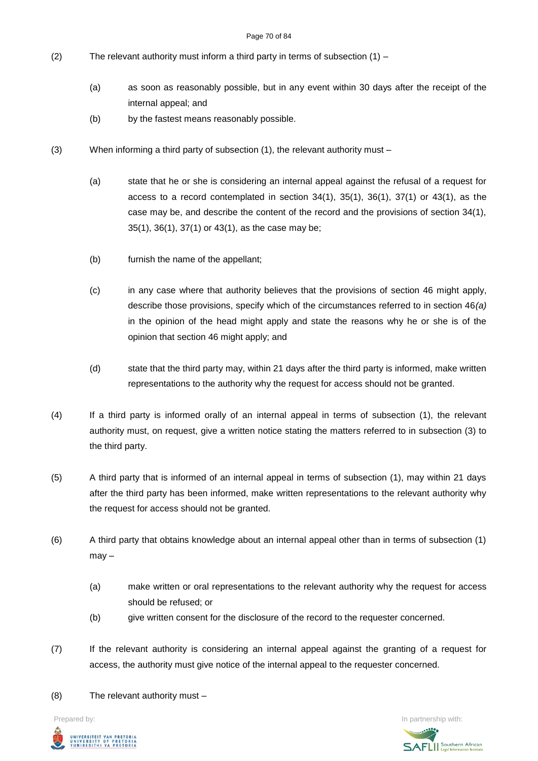(2) The relevant authority must inform a third party in terms of subsection (1) –

(a) as soon as reasonably possible, but in any event within 30 days after the receipt of the internal appeal; and

(b) by the fastest means reasonably possible.

(3) When informing a third party of subsection (1), the relevant authority must –

(a) state that he or she is considering an internal appeal against the refusal of a request for access to a record contemplated in section 34(1), 35(1), 36(1), 37(1) or 43(1), as the case may be, and describe the content of the record and the provisions of section 34(1), 35(1), 36(1), 37(1) or 43(1), as the case may be;

(b) furnish the name of the appellant;

(c) in any case where that authority believes that the provisions of section 46 might apply, describe those provisions, specify which of the circumstances referred to in section 46*(a)* in the opinion of the head might apply and state the reasons why he or she is of the opinion that section 46 might apply; and

(d) state that the third party may, within 21 days after the third party is informed, make written representations to the authority why the request for access should not be granted.

(4) If a third party is informed orally of an internal appeal in terms of subsection (1), the relevant authority must, on request, give a written notice stating the matters referred to in subsection (3) to the third party.

(5) A third party that is informed of an internal appeal in terms of subsection (1), may within 21 days after the third party has been informed, make written representations to the relevant authority why the request for access should not be granted.

(6) A third party that obtains knowledge about an internal appeal other than in terms of subsection (1) may –

(a) make written or oral representations to the relevant authority why the request for access should be refused; or

(b) give written consent for the disclosure of the record to the requester concerned.

(7) If the relevant authority is considering an internal appeal against the granting of a request for access, the authority must give notice of the internal appeal to the requester concerned.

(8) The relevant authority must –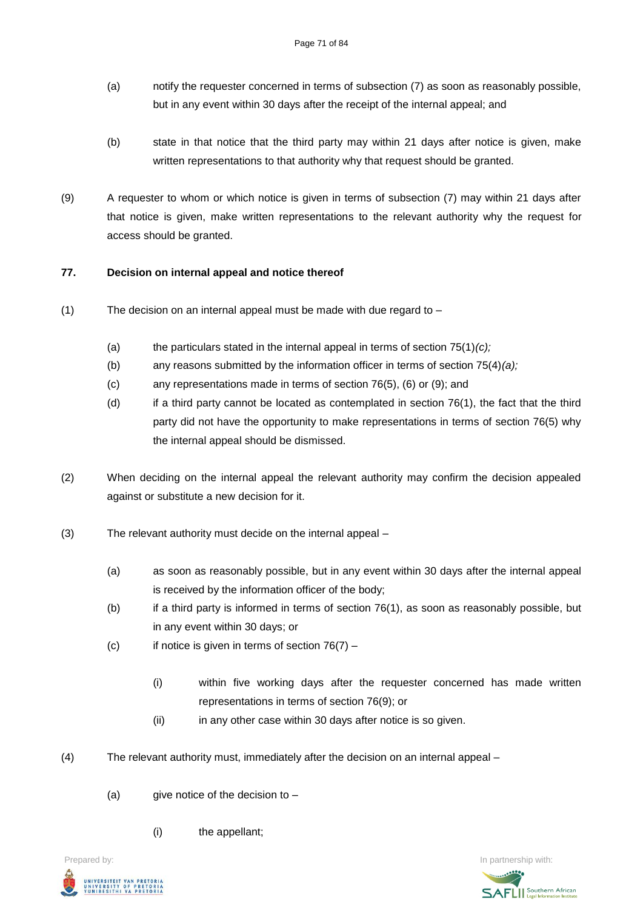(a) notify the requester concerned in terms of subsection (7) as soon as reasonably possible, but in any event within 30 days after the receipt of the internal appeal; and

(b) state in that notice that the third party may within 21 days after notice is given, make written representations to that authority why that request should be granted.

(9) A requester to whom or which notice is given in terms of subsection (7) may within 21 days after that notice is given, make written representations to the relevant authority why the request for access should be granted.

**77. Decision on internal appeal and notice thereof**

(1) The decision on an internal appeal must be made with due regard to –

(a) the particulars stated in the internal appeal in terms of section 75(1)*(c);*

(b) any reasons submitted by the information officer in terms of section 75(4)*(a);*

(c) any representations made in terms of section 76(5), (6) or (9); and

(d) if a third party cannot be located as contemplated in section 76(1), the fact that the third party did not have the opportunity to make representations in terms of section 76(5) why the internal appeal should be dismissed.

(2) When deciding on the internal appeal the relevant authority may confirm the decision appealed against or substitute a new decision for it.

(3) The relevant authority must decide on the internal appeal –

(a) as soon as reasonably possible, but in any event within 30 days after the internal appeal is received by the information officer of the body;

(b) if a third party is informed in terms of section 76(1), as soon as reasonably possible, but in any event within 30 days; or

(c) if notice is given in terms of section 76(7) –

(i) within five working days after the requester concerned has made written representations in terms of section 76(9); or

(ii) in any other case within 30 days after notice is so given.

(4) The relevant authority must, immediately after the decision on an internal appeal –

(a) give notice of the decision to –

(i) the appellant;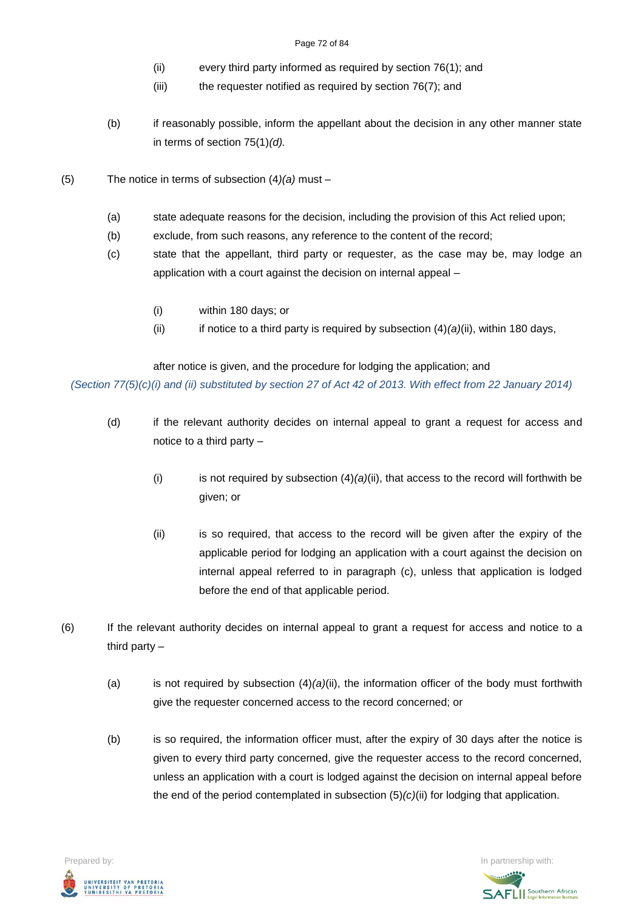(ii) every third party informed as required by section 76(1); and

(iii) the requester notified as required by section 76(7); and

(b) if reasonably possible, inform the appellant about the decision in any other manner state in terms of section 75(1)*(d).*

(5) The notice in terms of subsection (4)*(a)* must –

(a) state adequate reasons for the decision, including the provision of this Act relied upon;

(b) exclude, from such reasons, any reference to the content of the record;

(c) state that the appellant, third party or requester, as the case may be, may lodge an application with a court against the decision on internal appeal –

(i) within 180 days; or

(ii) if notice to a third party is required by subsection (4)*(a)*(ii), within 180 days,

after notice is given, and the procedure for lodging the application; and

*(Section 77(5)(c)(i) and (ii) substituted by section 27 of Act 42 of 2013. With effect from 22 January 2014)*

(d) if the relevant authority decides on internal appeal to grant a request for access and notice to a third party –

(i) is not required by subsection (4)*(a)*(ii), that access to the record will forthwith be given; or

(ii) is so required, that access to the record will be given after the expiry of the applicable period for lodging an application with a court against the decision on internal appeal referred to in paragraph (c), unless that application is lodged before the end of that applicable period.

(6) If the relevant authority decides on internal appeal to grant a request for access and notice to a third party –

(a) is not required by subsection (4)*(a)*(ii), the information officer of the body must forthwith give the requester concerned access to the record concerned; or

(b) is so required, the information officer must, after the expiry of 30 days after the notice is given to every third party concerned, give the requester access to the record concerned, unless an application with a court is lodged against the decision on internal appeal before the end of the period contemplated in subsection (5)*(c)*(ii) for lodging that application.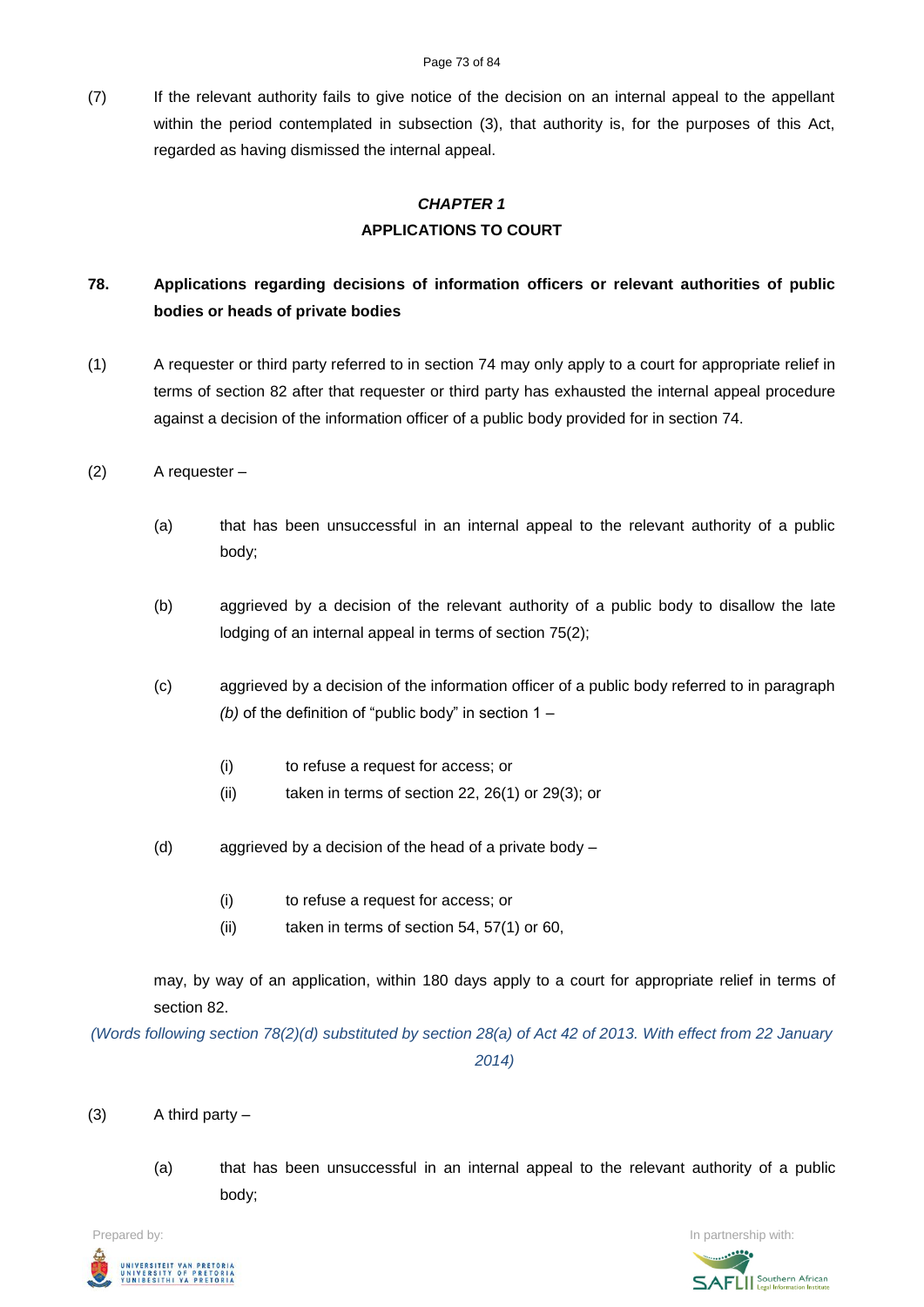(7) If the relevant authority fails to give notice of the decision on an internal appeal to the appellant within the period contemplated in subsection (3), that authority is, for the purposes of this Act, regarded as having dismissed the internal appeal.

## *CHAPTER 1*
## APPLICATIONS TO COURT

### 78. Applications regarding decisions of information officers or relevant authorities of public bodies or heads of private bodies

(1) A requester or third party referred to in section 74 may only apply to a court for appropriate relief in terms of section 82 after that requester or third party has exhausted the internal appeal procedure against a decision of the information officer of a public body provided for in section 74.

(2) A requester –

(a) that has been unsuccessful in an internal appeal to the relevant authority of a public body;

(b) aggrieved by a decision of the relevant authority of a public body to disallow the late lodging of an internal appeal in terms of section 75(2);

(c) aggrieved by a decision of the information officer of a public body referred to in paragraph *(b)* of the definition of "public body" in section 1 –

(i) to refuse a request for access; or

(ii) taken in terms of section 22, 26(1) or 29(3); or

(d) aggrieved by a decision of the head of a private body –

(i) to refuse a request for access; or

(ii) taken in terms of section 54, 57(1) or 60,

may, by way of an application, within 180 days apply to a court for appropriate relief in terms of section 82.

*(Words following section 78(2)(d) substituted by section 28(a) of Act 42 of 2013. With effect from 22 January 2014)*

(3) A third party –

(a) that has been unsuccessful in an internal appeal to the relevant authority of a public body;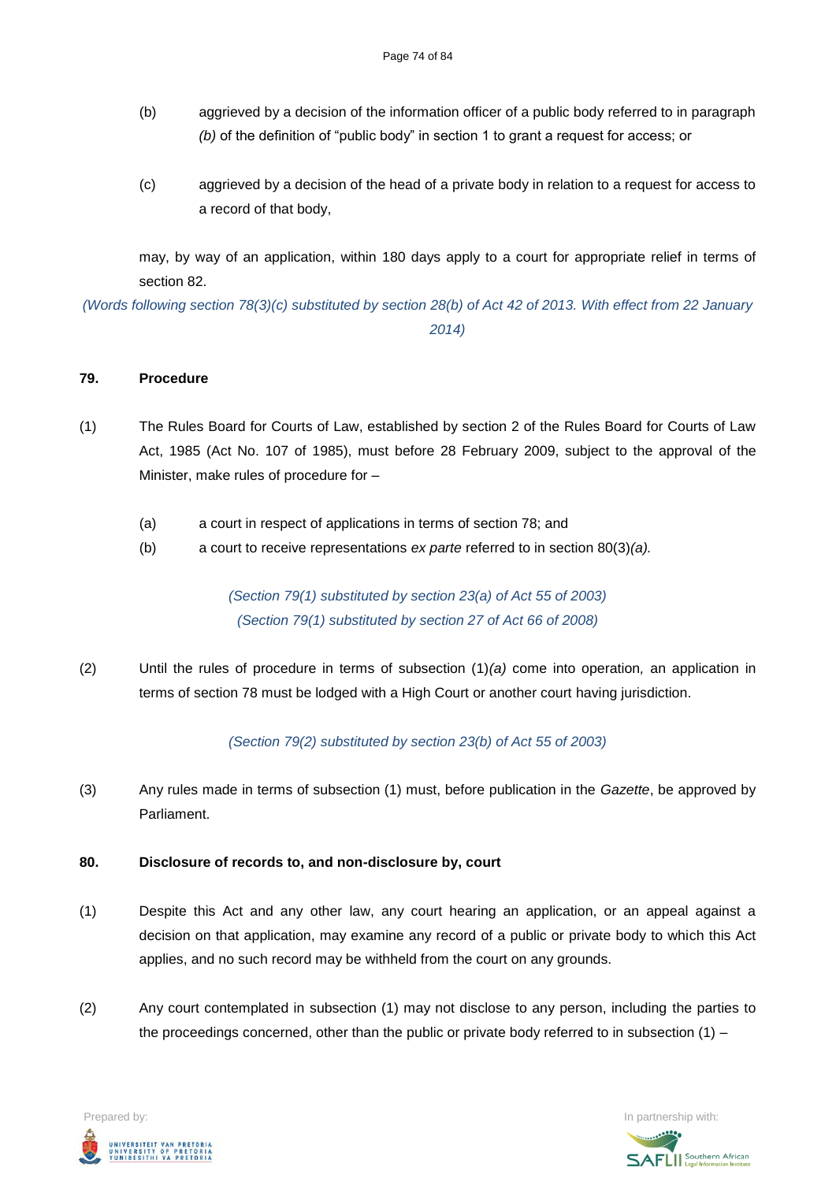(b) aggrieved by a decision of the information officer of a public body referred to in paragraph *(b)* of the definition of "public body" in section 1 to grant a request for access; or

(c) aggrieved by a decision of the head of a private body in relation to a request for access to a record of that body,

may, by way of an application, within 180 days apply to a court for appropriate relief in terms of section 82.

*(Words following section 78(3)(c) substituted by section 28(b) of Act 42 of 2013. With effect from 22 January 2014)*

**79. Procedure**

(1) The Rules Board for Courts of Law, established by section 2 of the Rules Board for Courts of Law Act, 1985 (Act No. 107 of 1985), must before 28 February 2009, subject to the approval of the Minister, make rules of procedure for –

(a) a court in respect of applications in terms of section 78; and

(b) a court to receive representations *ex parte* referred to in section 80(3)*(a).*

*(Section 79(1) substituted by section 23(a) of Act 55 of 2003)*
*(Section 79(1) substituted by section 27 of Act 66 of 2008)*

(2) Until the rules of procedure in terms of subsection (1)*(a)* come into operation, an application in terms of section 78 must be lodged with a High Court or another court having jurisdiction.

*(Section 79(2) substituted by section 23(b) of Act 55 of 2003)*

(3) Any rules made in terms of subsection (1) must, before publication in the *Gazette*, be approved by Parliament.

**80. Disclosure of records to, and non-disclosure by, court**

(1) Despite this Act and any other law, any court hearing an application, or an appeal against a decision on that application, may examine any record of a public or private body to which this Act applies, and no such record may be withheld from the court on any grounds.

(2) Any court contemplated in subsection (1) may not disclose to any person, including the parties to the proceedings concerned, other than the public or private body referred to in subsection (1) –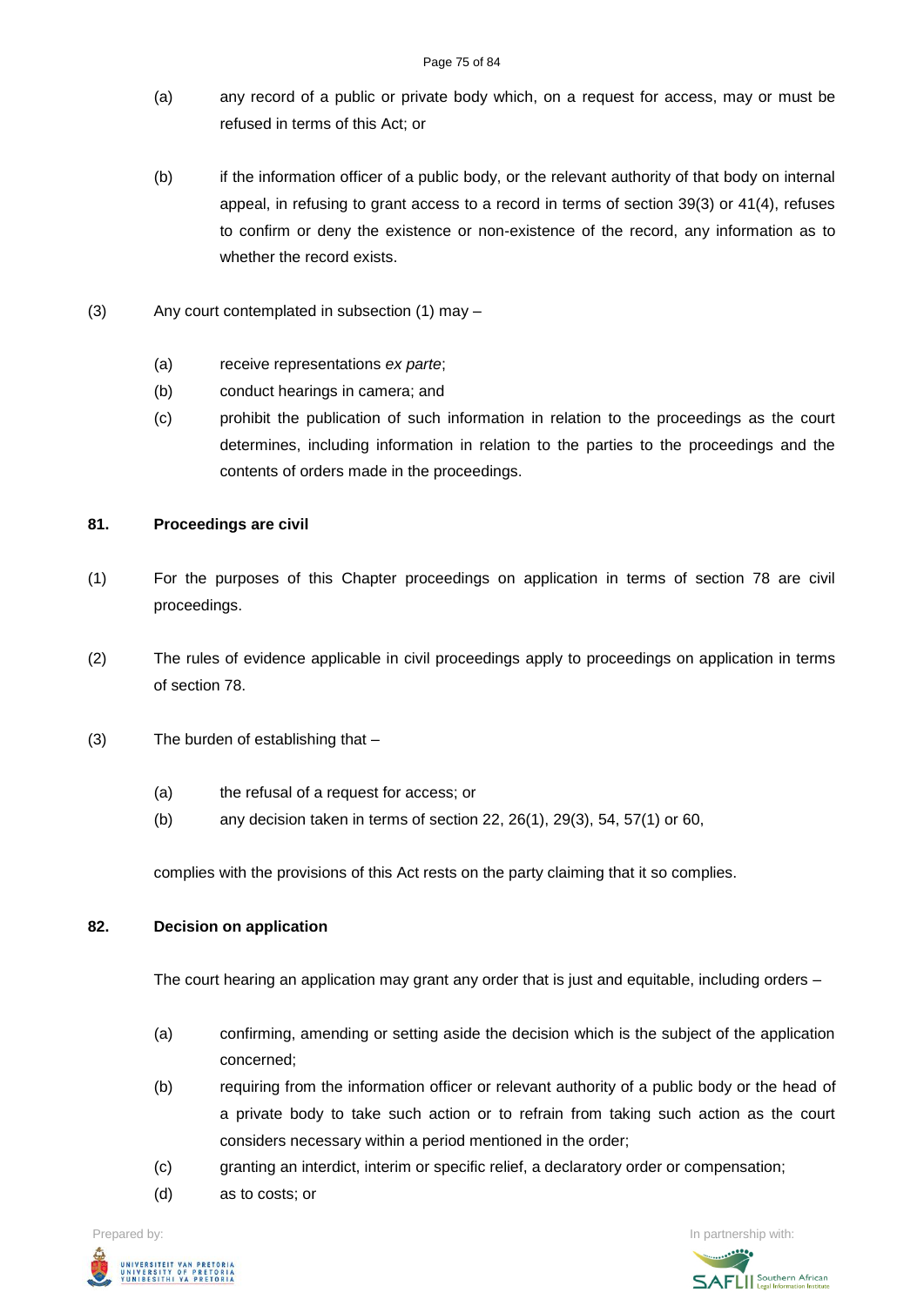(a) any record of a public or private body which, on a request for access, may or must be refused in terms of this Act; or

(b) if the information officer of a public body, or the relevant authority of that body on internal appeal, in refusing to grant access to a record in terms of section 39(3) or 41(4), refuses to confirm or deny the existence or non-existence of the record, any information as to whether the record exists.

(3) Any court contemplated in subsection (1) may –

(a) receive representations *ex parte*;
(b) conduct hearings in camera; and
(c) prohibit the publication of such information in relation to the proceedings as the court determines, including information in relation to the parties to the proceedings and the contents of orders made in the proceedings.

**81. Proceedings are civil**

(1) For the purposes of this Chapter proceedings on application in terms of section 78 are civil proceedings.

(2) The rules of evidence applicable in civil proceedings apply to proceedings on application in terms of section 78.

(3) The burden of establishing that –

(a) the refusal of a request for access; or
(b) any decision taken in terms of section 22, 26(1), 29(3), 54, 57(1) or 60,

complies with the provisions of this Act rests on the party claiming that it so complies.

**82. Decision on application**

The court hearing an application may grant any order that is just and equitable, including orders –

(a) confirming, amending or setting aside the decision which is the subject of the application concerned;
(b) requiring from the information officer or relevant authority of a public body or the head of a private body to take such action or to refrain from taking such action as the court considers necessary within a period mentioned in the order;
(c) granting an interdict, interim or specific relief, a declaratory order or compensation;
(d) as to costs; or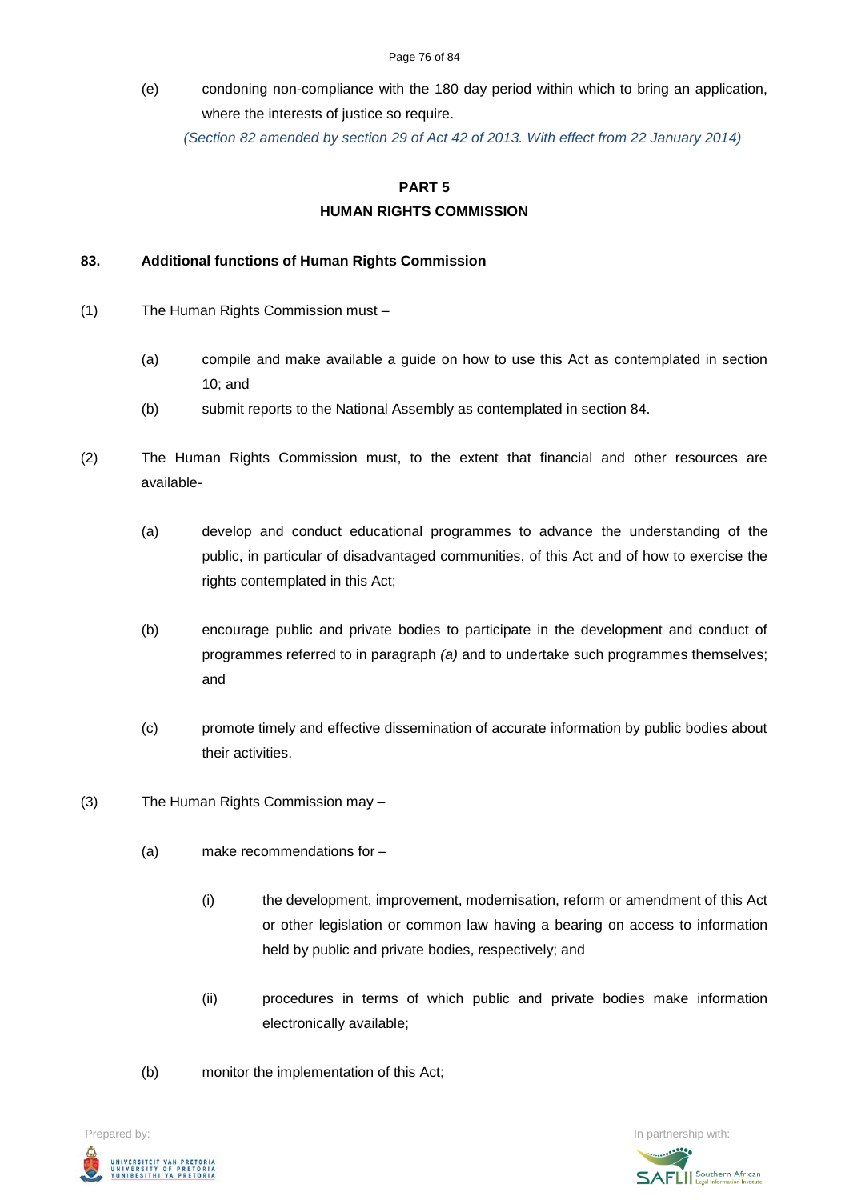(e) condoning non-compliance with the 180 day period within which to bring an application, where the interests of justice so require.

*(Section 82 amended by section 29 of Act 42 of 2013. With effect from 22 January 2014)*

## PART 5
## HUMAN RIGHTS COMMISSION

### 83. Additional functions of Human Rights Commission

(1) The Human Rights Commission must –

(a) compile and make available a guide on how to use this Act as contemplated in section 10; and

(b) submit reports to the National Assembly as contemplated in section 84.

(2) The Human Rights Commission must, to the extent that financial and other resources are available-

(a) develop and conduct educational programmes to advance the understanding of the public, in particular of disadvantaged communities, of this Act and of how to exercise the rights contemplated in this Act;

(b) encourage public and private bodies to participate in the development and conduct of programmes referred to in paragraph *(a)* and to undertake such programmes themselves; and

(c) promote timely and effective dissemination of accurate information by public bodies about their activities.

(3) The Human Rights Commission may –

(a) make recommendations for –

(i) the development, improvement, modernisation, reform or amendment of this Act or other legislation or common law having a bearing on access to information held by public and private bodies, respectively; and

(ii) procedures in terms of which public and private bodies make information electronically available;

(b) monitor the implementation of this Act;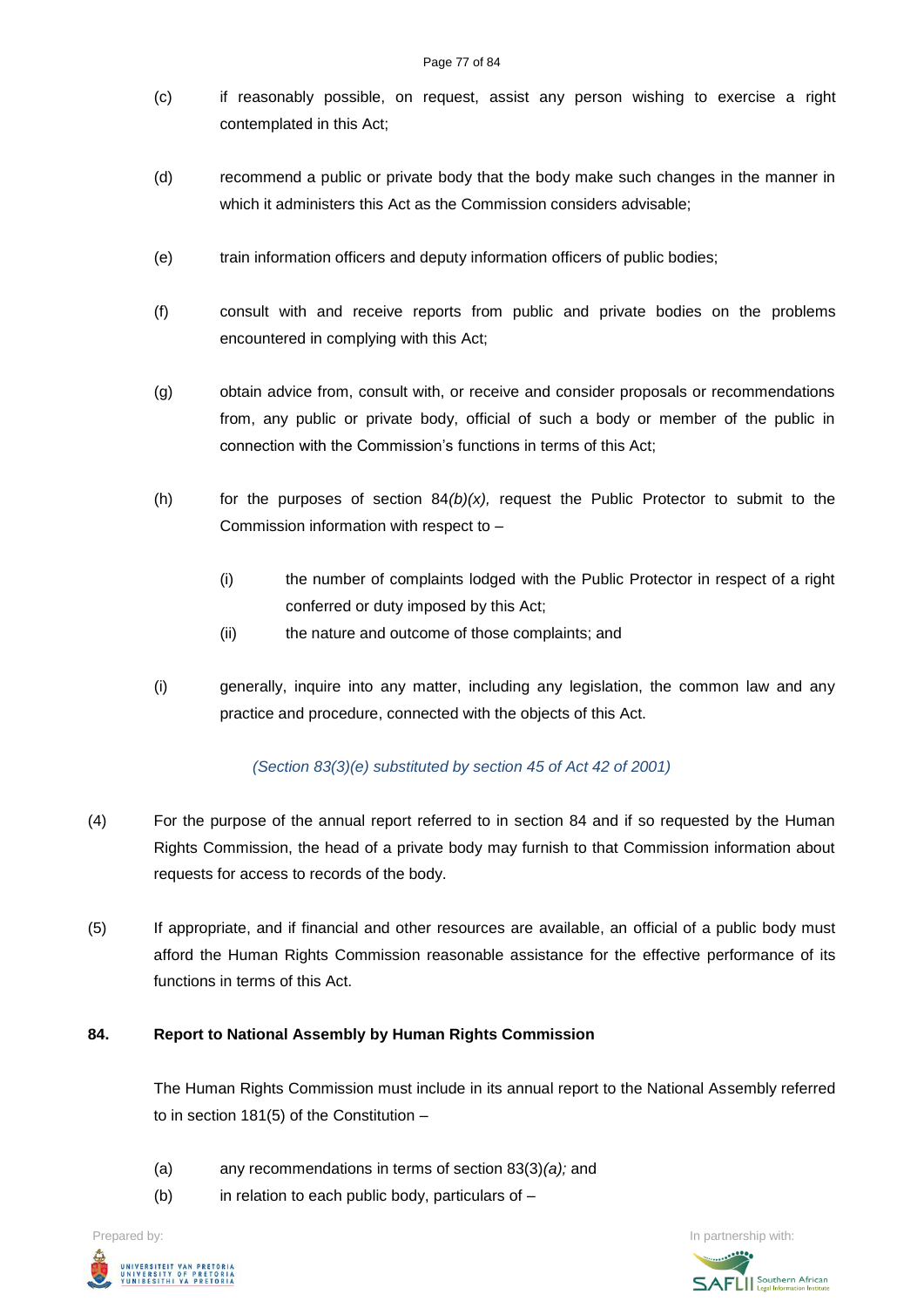(c) if reasonably possible, on request, assist any person wishing to exercise a right contemplated in this Act;

(d) recommend a public or private body that the body make such changes in the manner in which it administers this Act as the Commission considers advisable;

(e) train information officers and deputy information officers of public bodies;

(f) consult with and receive reports from public and private bodies on the problems encountered in complying with this Act;

(g) obtain advice from, consult with, or receive and consider proposals or recommendations from, any public or private body, official of such a body or member of the public in connection with the Commission's functions in terms of this Act;

(h) for the purposes of section 84*(b)(x),* request the Public Protector to submit to the Commission information with respect to –

  (i) the number of complaints lodged with the Public Protector in respect of a right conferred or duty imposed by this Act;

  (ii) the nature and outcome of those complaints; and

(i) generally, inquire into any matter, including any legislation, the common law and any practice and procedure, connected with the objects of this Act.

*(Section 83(3)(e) substituted by section 45 of Act 42 of 2001)*

(4) For the purpose of the annual report referred to in section 84 and if so requested by the Human Rights Commission, the head of a private body may furnish to that Commission information about requests for access to records of the body.

(5) If appropriate, and if financial and other resources are available, an official of a public body must afford the Human Rights Commission reasonable assistance for the effective performance of its functions in terms of this Act.

**84. Report to National Assembly by Human Rights Commission**

The Human Rights Commission must include in its annual report to the National Assembly referred to in section 181(5) of the Constitution –

(a) any recommendations in terms of section 83(3)*(a);* and

(b) in relation to each public body, particulars of –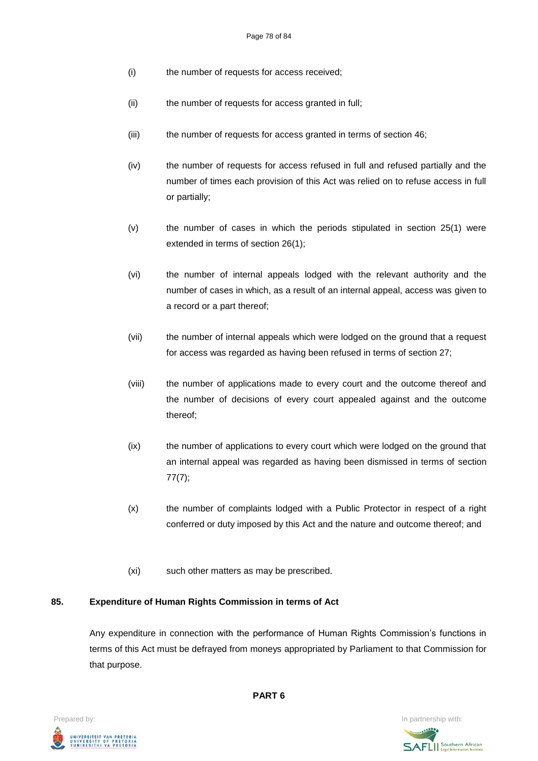(i) the number of requests for access received;

(ii) the number of requests for access granted in full;

(iii) the number of requests for access granted in terms of section 46;

(iv) the number of requests for access refused in full and refused partially and the number of times each provision of this Act was relied on to refuse access in full or partially;

(v) the number of cases in which the periods stipulated in section 25(1) were extended in terms of section 26(1);

(vi) the number of internal appeals lodged with the relevant authority and the number of cases in which, as a result of an internal appeal, access was given to a record or a part thereof;

(vii) the number of internal appeals which were lodged on the ground that a request for access was regarded as having been refused in terms of section 27;

(viii) the number of applications made to every court and the outcome thereof and the number of decisions of every court appealed against and the outcome thereof;

(ix) the number of applications to every court which were lodged on the ground that an internal appeal was regarded as having been dismissed in terms of section 77(7);

(x) the number of complaints lodged with a Public Protector in respect of a right conferred or duty imposed by this Act and the nature and outcome thereof; and

(xi) such other matters as may be prescribed.

**85. Expenditure of Human Rights Commission in terms of Act**

Any expenditure in connection with the performance of Human Rights Commission's functions in terms of this Act must be defrayed from moneys appropriated by Parliament to that Commission for that purpose.

**PART 6**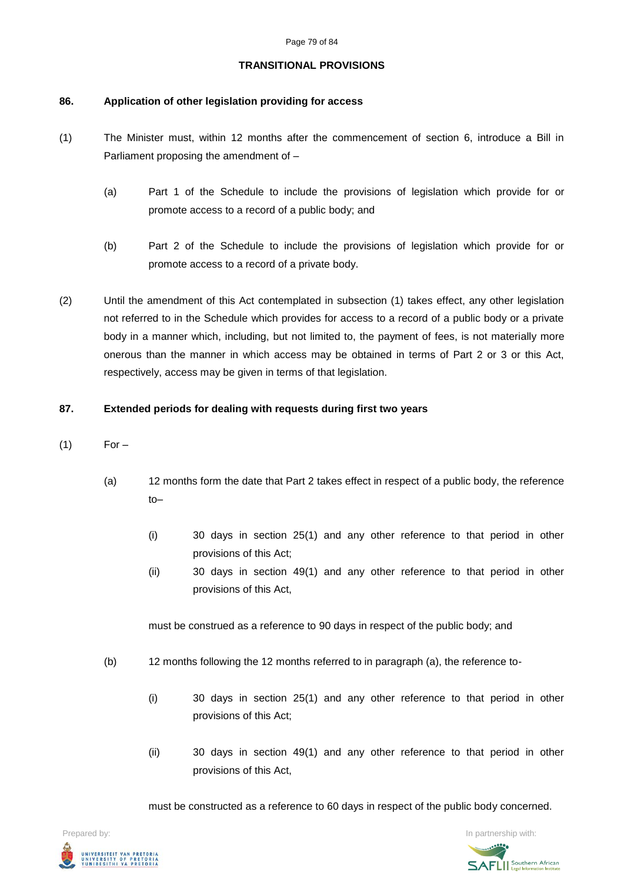## TRANSITIONAL PROVISIONS

### 86. Application of other legislation providing for access

(1) The Minister must, within 12 months after the commencement of section 6, introduce a Bill in Parliament proposing the amendment of –

(a) Part 1 of the Schedule to include the provisions of legislation which provide for or promote access to a record of a public body; and

(b) Part 2 of the Schedule to include the provisions of legislation which provide for or promote access to a record of a private body.

(2) Until the amendment of this Act contemplated in subsection (1) takes effect, any other legislation not referred to in the Schedule which provides for access to a record of a public body or a private body in a manner which, including, but not limited to, the payment of fees, is not materially more onerous than the manner in which access may be obtained in terms of Part 2 or 3 or this Act, respectively, access may be given in terms of that legislation.

### 87. Extended periods for dealing with requests during first two years

(1) For –

(a) 12 months form the date that Part 2 takes effect in respect of a public body, the reference to–

(i) 30 days in section 25(1) and any other reference to that period in other provisions of this Act;

(ii) 30 days in section 49(1) and any other reference to that period in other provisions of this Act,

must be construed as a reference to 90 days in respect of the public body; and

(b) 12 months following the 12 months referred to in paragraph (a), the reference to-

(i) 30 days in section 25(1) and any other reference to that period in other provisions of this Act;

(ii) 30 days in section 49(1) and any other reference to that period in other provisions of this Act,

must be constructed as a reference to 60 days in respect of the public body concerned.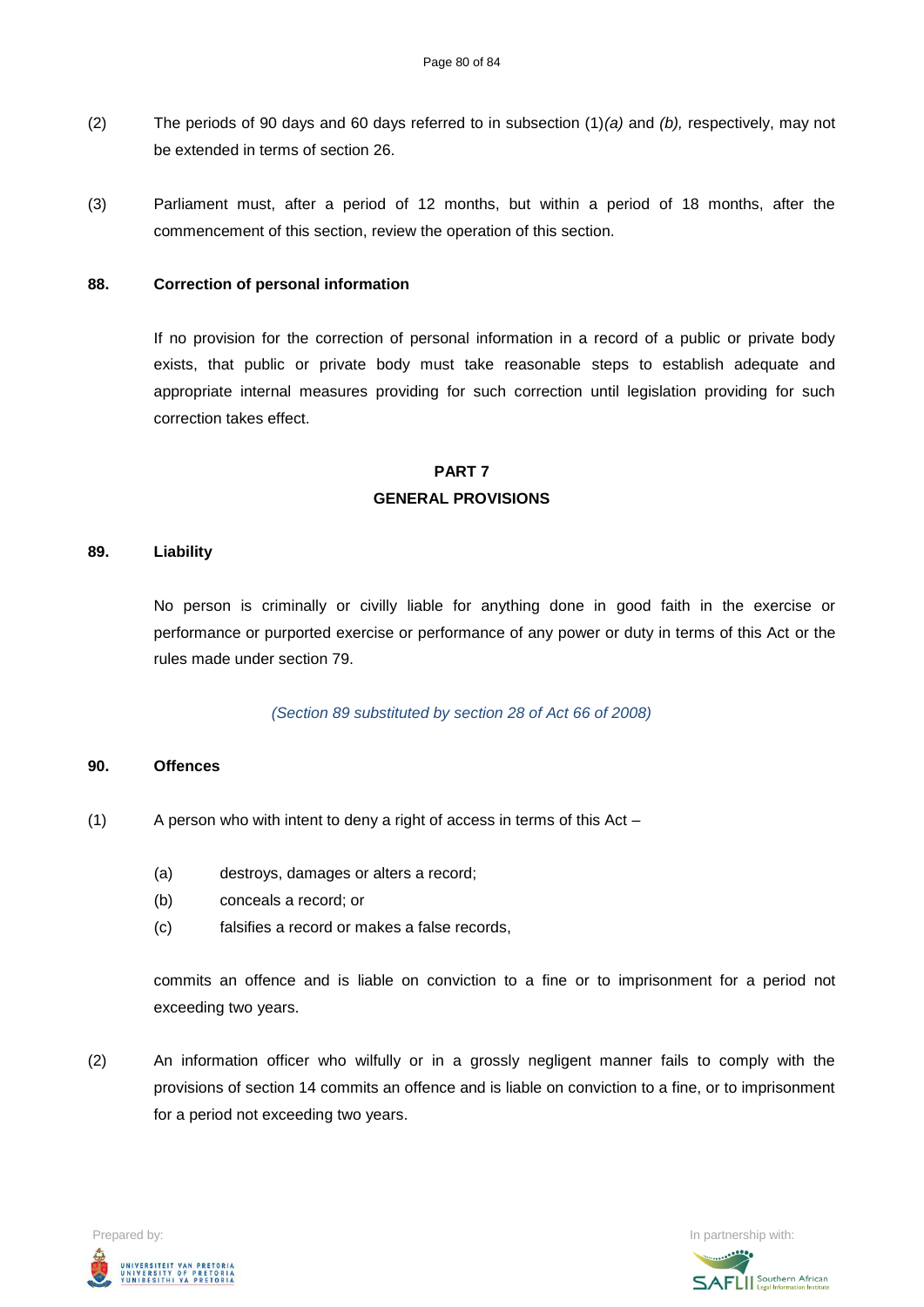(2) The periods of 90 days and 60 days referred to in subsection (1)*(a)* and *(b),* respectively, may not be extended in terms of section 26.

(3) Parliament must, after a period of 12 months, but within a period of 18 months, after the commencement of this section, review the operation of this section.

**88. Correction of personal information**

If no provision for the correction of personal information in a record of a public or private body exists, that public or private body must take reasonable steps to establish adequate and appropriate internal measures providing for such correction until legislation providing for such correction takes effect.

## PART 7
## GENERAL PROVISIONS

**89. Liability**

No person is criminally or civilly liable for anything done in good faith in the exercise or performance or purported exercise or performance of any power or duty in terms of this Act or the rules made under section 79.

*(Section 89 substituted by section 28 of Act 66 of 2008)*

**90. Offences**

(1) A person who with intent to deny a right of access in terms of this Act –

(a) destroys, damages or alters a record;
(b) conceals a record; or
(c) falsifies a record or makes a false records,

commits an offence and is liable on conviction to a fine or to imprisonment for a period not exceeding two years.

(2) An information officer who wilfully or in a grossly negligent manner fails to comply with the provisions of section 14 commits an offence and is liable on conviction to a fine, or to imprisonment for a period not exceeding two years.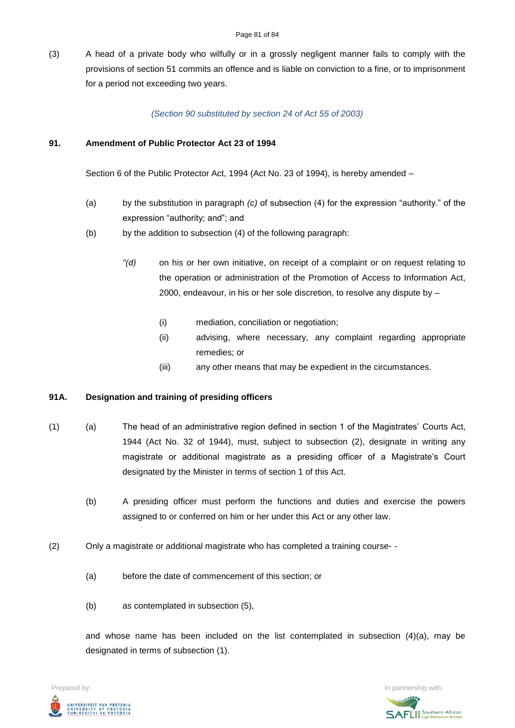(3) A head of a private body who wilfully or in a grossly negligent manner fails to comply with the provisions of section 51 commits an offence and is liable on conviction to a fine, or to imprisonment for a period not exceeding two years.

*(Section 90 substituted by section 24 of Act 55 of 2003)*

**91. Amendment of Public Protector Act 23 of 1994**

Section 6 of the Public Protector Act, 1994 (Act No. 23 of 1994), is hereby amended –

(a) by the substitution in paragraph *(c)* of subsection (4) for the expression "authority." of the expression "authority; and"; and

(b) by the addition to subsection (4) of the following paragraph:

*"(d)* on his or her own initiative, on receipt of a complaint or on request relating to the operation or administration of the Promotion of Access to Information Act, 2000, endeavour, in his or her sole discretion, to resolve any dispute by –

(i) mediation, conciliation or negotiation;

(ii) advising, where necessary, any complaint regarding appropriate remedies; or

(iii) any other means that may be expedient in the circumstances.

**91A. Designation and training of presiding officers**

(1) (a) The head of an administrative region defined in section 1 of the Magistrates' Courts Act, 1944 (Act No. 32 of 1944), must, subject to subsection (2), designate in writing any magistrate or additional magistrate as a presiding officer of a Magistrate's Court designated by the Minister in terms of section 1 of this Act.

(b) A presiding officer must perform the functions and duties and exercise the powers assigned to or conferred on him or her under this Act or any other law.

(2) Only a magistrate or additional magistrate who has completed a training course- -

(a) before the date of commencement of this section; or

(b) as contemplated in subsection (5),

and whose name has been included on the list contemplated in subsection (4)(a), may be designated in terms of subsection (1).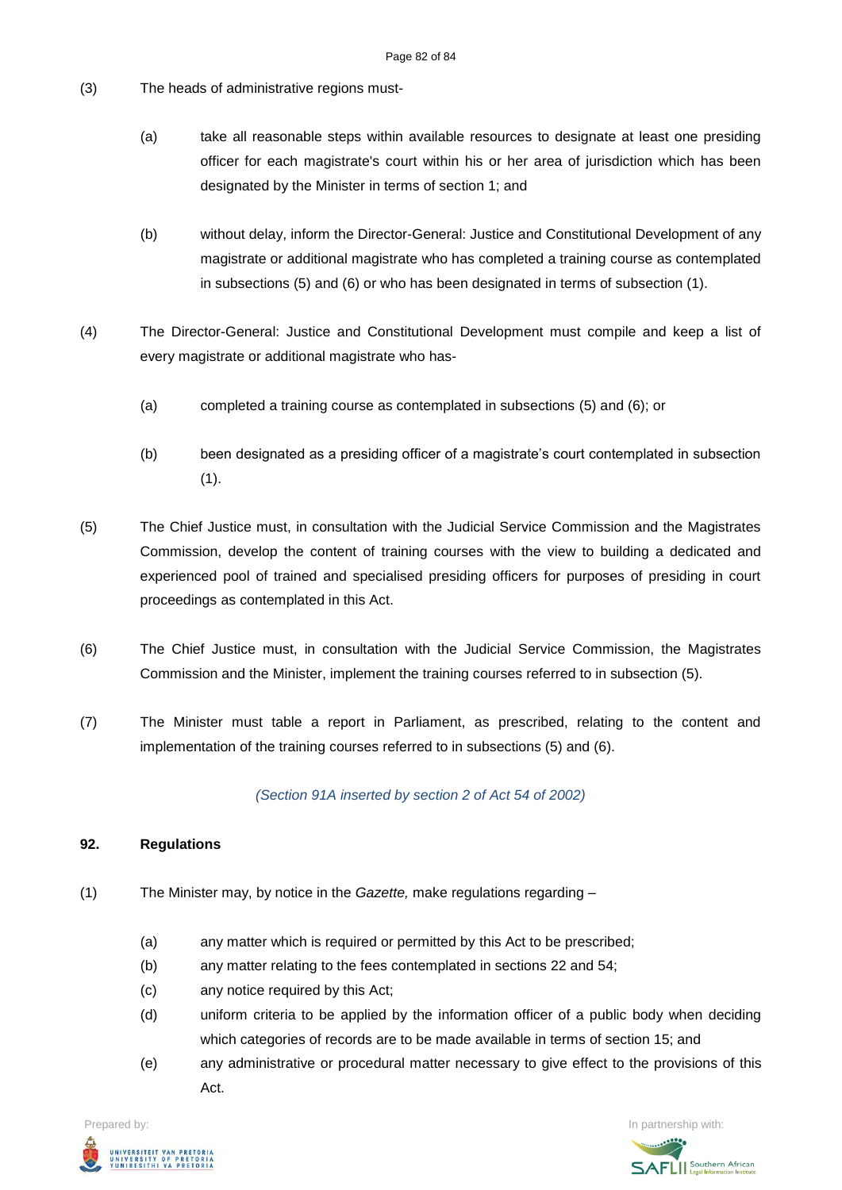(3) The heads of administrative regions must-

(a) take all reasonable steps within available resources to designate at least one presiding officer for each magistrate's court within his or her area of jurisdiction which has been designated by the Minister in terms of section 1; and

(b) without delay, inform the Director-General: Justice and Constitutional Development of any magistrate or additional magistrate who has completed a training course as contemplated in subsections (5) and (6) or who has been designated in terms of subsection (1).

(4) The Director-General: Justice and Constitutional Development must compile and keep a list of every magistrate or additional magistrate who has-

(a) completed a training course as contemplated in subsections (5) and (6); or

(b) been designated as a presiding officer of a magistrate's court contemplated in subsection (1).

(5) The Chief Justice must, in consultation with the Judicial Service Commission and the Magistrates Commission, develop the content of training courses with the view to building a dedicated and experienced pool of trained and specialised presiding officers for purposes of presiding in court proceedings as contemplated in this Act.

(6) The Chief Justice must, in consultation with the Judicial Service Commission, the Magistrates Commission and the Minister, implement the training courses referred to in subsection (5).

(7) The Minister must table a report in Parliament, as prescribed, relating to the content and implementation of the training courses referred to in subsections (5) and (6).

*(Section 91A inserted by section 2 of Act 54 of 2002)*

### 92. Regulations

(1) The Minister may, by notice in the *Gazette,* make regulations regarding –

(a) any matter which is required or permitted by this Act to be prescribed;
(b) any matter relating to the fees contemplated in sections 22 and 54;
(c) any notice required by this Act;
(d) uniform criteria to be applied by the information officer of a public body when deciding which categories of records are to be made available in terms of section 15; and
(e) any administrative or procedural matter necessary to give effect to the provisions of this Act.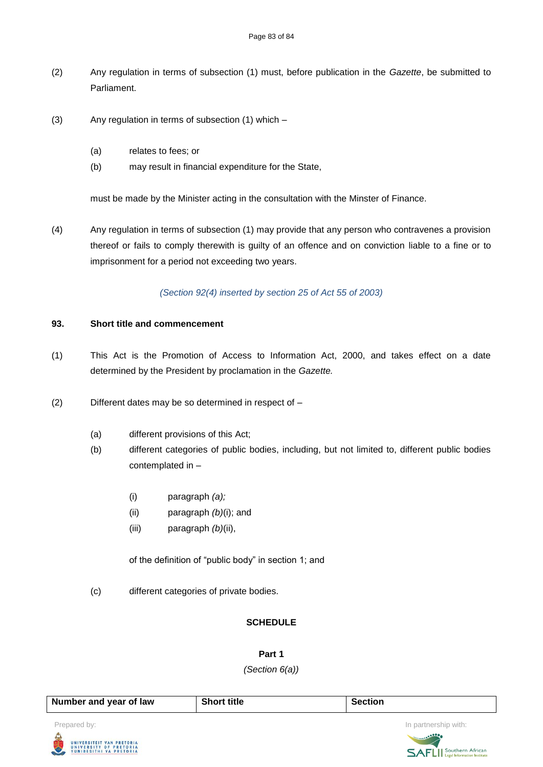(2) Any regulation in terms of subsection (1) must, before publication in the *Gazette*, be submitted to Parliament.

(3) Any regulation in terms of subsection (1) which –

(a) relates to fees; or

(b) may result in financial expenditure for the State,

must be made by the Minister acting in the consultation with the Minster of Finance.

(4) Any regulation in terms of subsection (1) may provide that any person who contravenes a provision thereof or fails to comply therewith is guilty of an offence and on conviction liable to a fine or to imprisonment for a period not exceeding two years.

*(Section 92(4) inserted by section 25 of Act 55 of 2003)*

**93. Short title and commencement**

(1) This Act is the Promotion of Access to Information Act, 2000, and takes effect on a date determined by the President by proclamation in the *Gazette.*

(2) Different dates may be so determined in respect of –

(a) different provisions of this Act;

(b) different categories of public bodies, including, but not limited to, different public bodies contemplated in –

(i) paragraph *(a);*

(ii) paragraph *(b)*(i); and

(iii) paragraph *(b)*(ii),

of the definition of "public body" in section 1; and

(c) different categories of private bodies.

**SCHEDULE**

**Part 1**

*(Section 6(a))*

| Number and year of law | Short title | Section |
|---|---|---|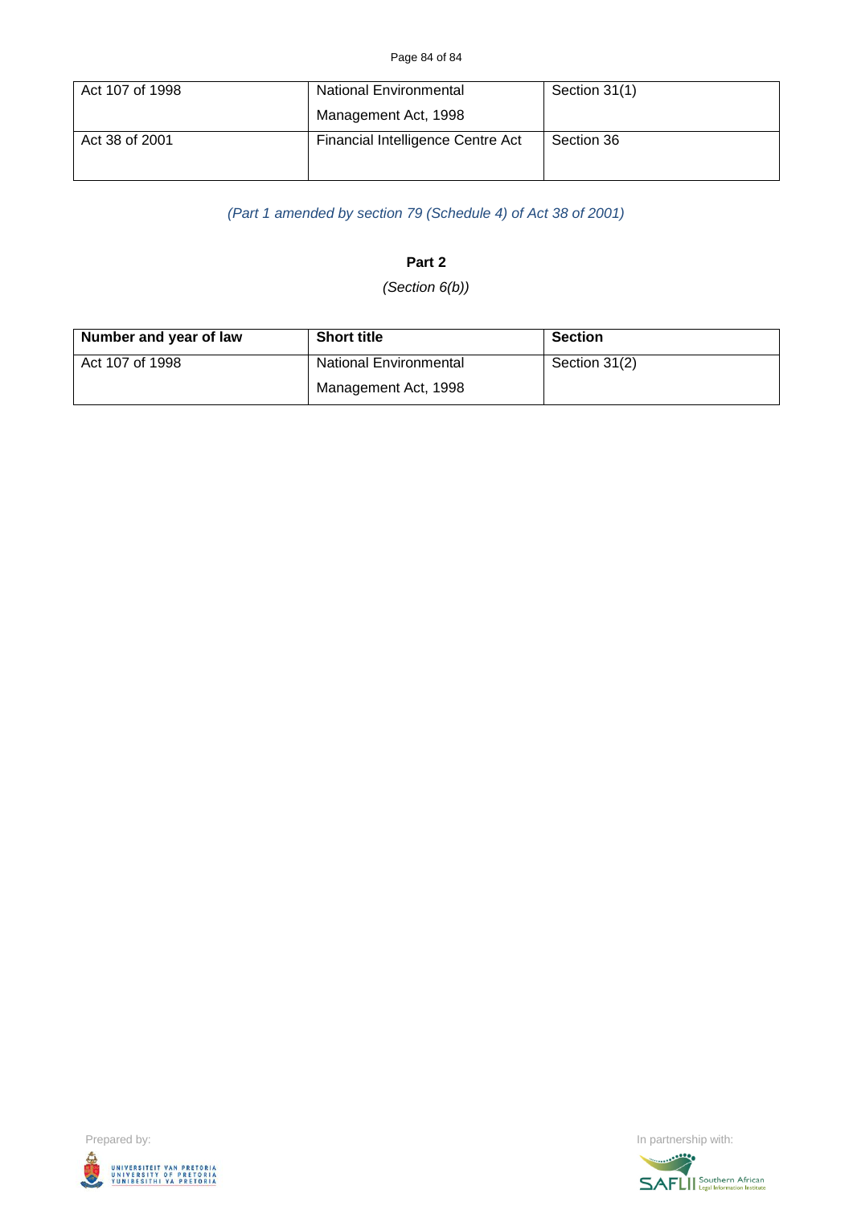| | | |
|---|---|---|
| Act 107 of 1998 | National Environmental Management Act, 1998 | Section 31(1) |
| Act 38 of 2001 | Financial Intelligence Centre Act | Section 36 |

*(Part 1 amended by section 79 (Schedule 4) of Act 38 of 2001)*

**Part 2**

*(Section 6(b))*

| Number and year of law | Short title | Section |
|---|---|---|
| Act 107 of 1998 | National Environmental Management Act, 1998 | Section 31(2) |